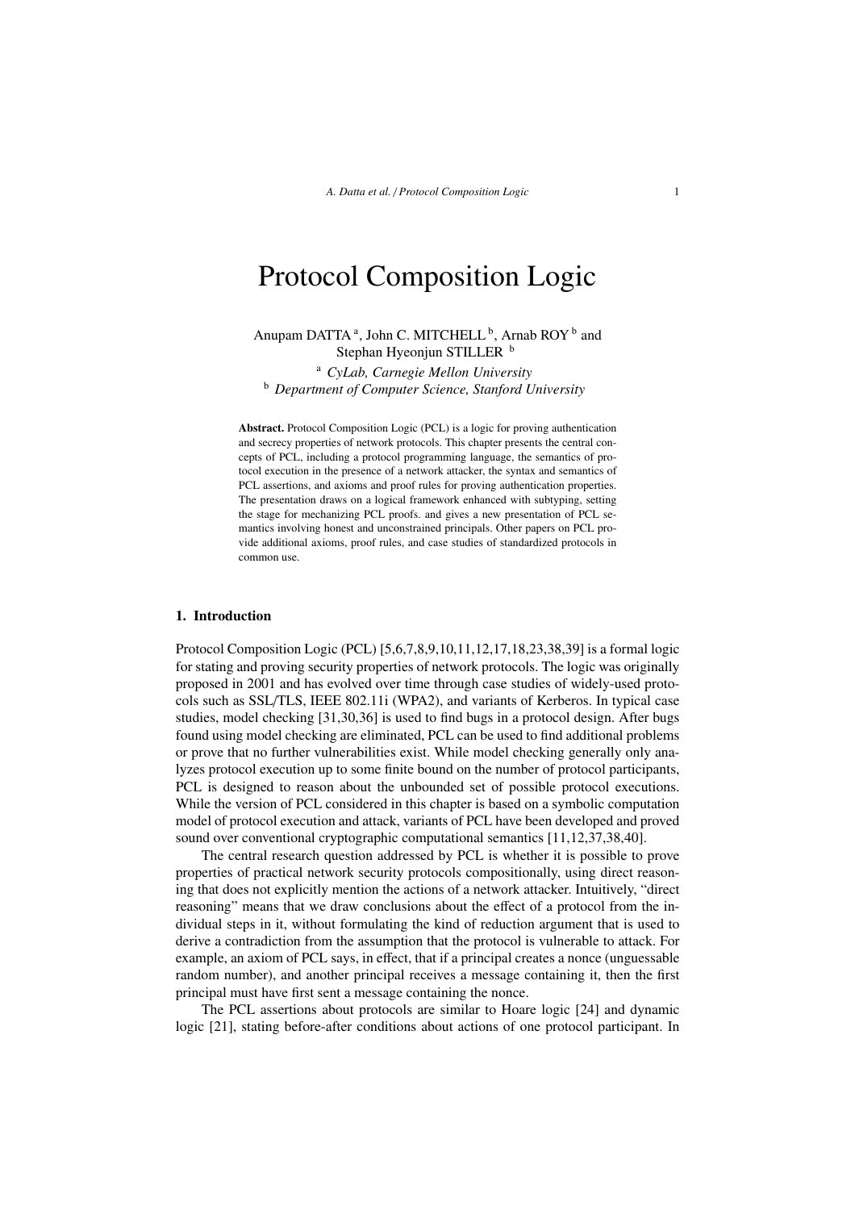# Protocol Composition Logic

Anupam DATTA [a], John C. MITCHELL [b], Arnab ROY [b] and Stephan Hyeonjun STILLER [b]

[a] *CyLab, Carnegie Mellon University*
[b] *Department of Computer Science, Stanford University*

**Abstract.** Protocol Composition Logic (PCL) is a logic for proving authentication and secrecy properties of network protocols. This chapter presents the central concepts of PCL, including a protocol programming language, the semantics of protocol execution in the presence of a network attacker, the syntax and semantics of PCL assertions, and axioms and proof rules for proving authentication properties. The presentation draws on a logical framework enhanced with subtyping, setting the stage for mechanizing PCL proofs. and gives a new presentation of PCL semantics involving honest and unconstrained principals. Other papers on PCL provide additional axioms, proof rules, and case studies of standardized protocols in common use.

## 1. Introduction

Protocol Composition Logic (PCL) [5,6,7,8,9,10,11,12,17,18,23,38,39] is a formal logic for stating and proving security properties of network protocols. The logic was originally proposed in 2001 and has evolved over time through case studies of widely-used protocols such as SSL/TLS, IEEE 802.11i (WPA2), and variants of Kerberos. In typical case studies, model checking [31,30,36] is used to find bugs in a protocol design. After bugs found using model checking are eliminated, PCL can be used to find additional problems or prove that no further vulnerabilities exist. While model checking generally only analyzes protocol execution up to some finite bound on the number of protocol participants, PCL is designed to reason about the unbounded set of possible protocol executions. While the version of PCL considered in this chapter is based on a symbolic computation model of protocol execution and attack, variants of PCL have been developed and proved sound over conventional cryptographic computational semantics [11,12,37,38,40].

The central research question addressed by PCL is whether it is possible to prove properties of practical network security protocols compositionally, using direct reasoning that does not explicitly mention the actions of a network attacker. Intuitively, "direct reasoning" means that we draw conclusions about the effect of a protocol from the individual steps in it, without formulating the kind of reduction argument that is used to derive a contradiction from the assumption that the protocol is vulnerable to attack. For example, an axiom of PCL says, in effect, that if a principal creates a nonce (unguessable random number), and another principal receives a message containing it, then the first principal must have first sent a message containing the nonce.

The PCL assertions about protocols are similar to Hoare logic [24] and dynamic logic [21], stating before-after conditions about actions of one protocol participant. In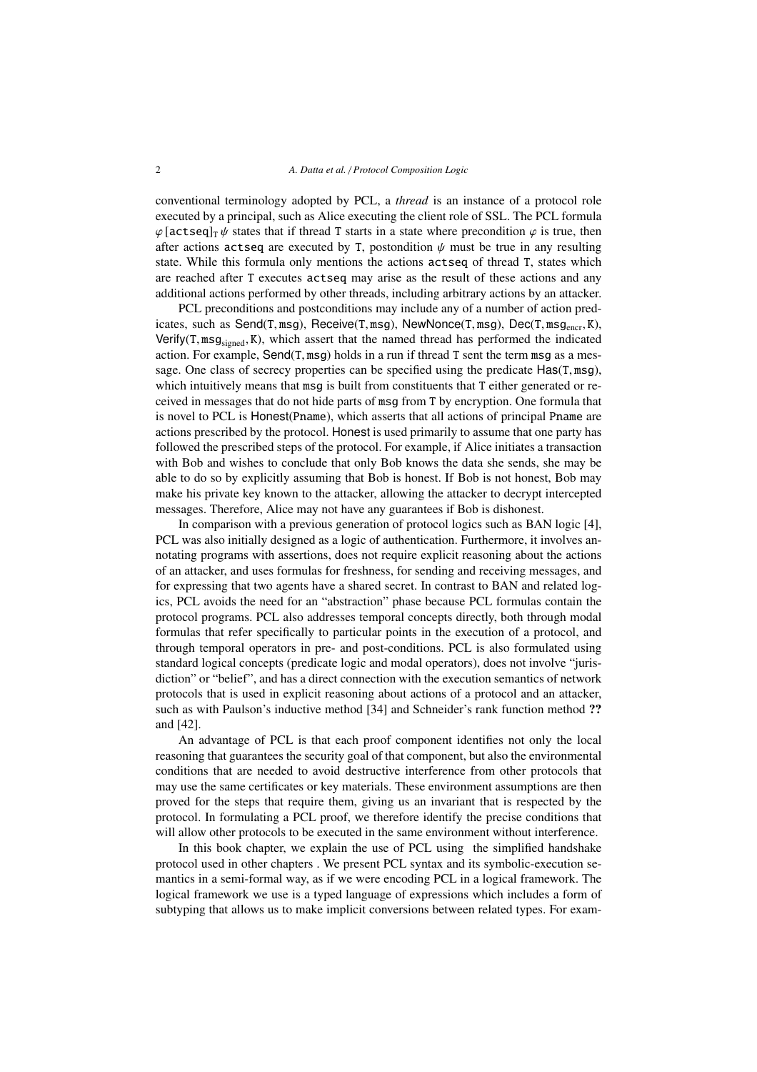conventional terminology adopted by PCL, a *thread* is an instance of a protocol role executed by a principal, such as Alice executing the client role of SSL. The PCL formula $\varphi\,[\mathtt{actseq}]_{\mathtt{T}}\,\psi$ states that if thread T starts in a state where precondition $\varphi$ is true, then after actions actseq are executed by T, postondition $\psi$ must be true in any resulting state. While this formula only mentions the actions actseq of thread T, states which are reached after T executes actseq may arise as the result of these actions and any additional actions performed by other threads, including arbitrary actions by an attacker.

PCL preconditions and postconditions may include any of a number of action predicates, such as Send(T, msg), Receive(T, msg), NewNonce(T, msg), Dec(T, $\mathtt{msg}_{\mathrm{encr}}$, K), Verify(T, $\mathtt{msg}_{\mathrm{signed}}$, K), which assert that the named thread has performed the indicated action. For example, Send(T, msg) holds in a run if thread T sent the term msg as a message. One class of secrecy properties can be specified using the predicate Has(T, msg), which intuitively means that msg is built from constituents that T either generated or received in messages that do not hide parts of msg from T by encryption. One formula that is novel to PCL is Honest(Pname), which asserts that all actions of principal Pname are actions prescribed by the protocol. Honest is used primarily to assume that one party has followed the prescribed steps of the protocol. For example, if Alice initiates a transaction with Bob and wishes to conclude that only Bob knows the data she sends, she may be able to do so by explicitly assuming that Bob is honest. If Bob is not honest, Bob may make his private key known to the attacker, allowing the attacker to decrypt intercepted messages. Therefore, Alice may not have any guarantees if Bob is dishonest.

In comparison with a previous generation of protocol logics such as BAN logic [4], PCL was also initially designed as a logic of authentication. Furthermore, it involves annotating programs with assertions, does not require explicit reasoning about the actions of an attacker, and uses formulas for freshness, for sending and receiving messages, and for expressing that two agents have a shared secret. In contrast to BAN and related logics, PCL avoids the need for an "abstraction" phase because PCL formulas contain the protocol programs. PCL also addresses temporal concepts directly, both through modal formulas that refer specifically to particular points in the execution of a protocol, and through temporal operators in pre- and post-conditions. PCL is also formulated using standard logical concepts (predicate logic and modal operators), does not involve "jurisdiction" or "belief", and has a direct connection with the execution semantics of network protocols that is used in explicit reasoning about actions of a protocol and an attacker, such as with Paulson's inductive method [34] and Schneider's rank function method **??** and [42].

An advantage of PCL is that each proof component identifies not only the local reasoning that guarantees the security goal of that component, but also the environmental conditions that are needed to avoid destructive interference from other protocols that may use the same certificates or key materials. These environment assumptions are then proved for the steps that require them, giving us an invariant that is respected by the protocol. In formulating a PCL proof, we therefore identify the precise conditions that will allow other protocols to be executed in the same environment without interference.

In this book chapter, we explain the use of PCL using the simplified handshake protocol used in other chapters . We present PCL syntax and its symbolic-execution semantics in a semi-formal way, as if we were encoding PCL in a logical framework. The logical framework we use is a typed language of expressions which includes a form of subtyping that allows us to make implicit conversions between related types. For exam-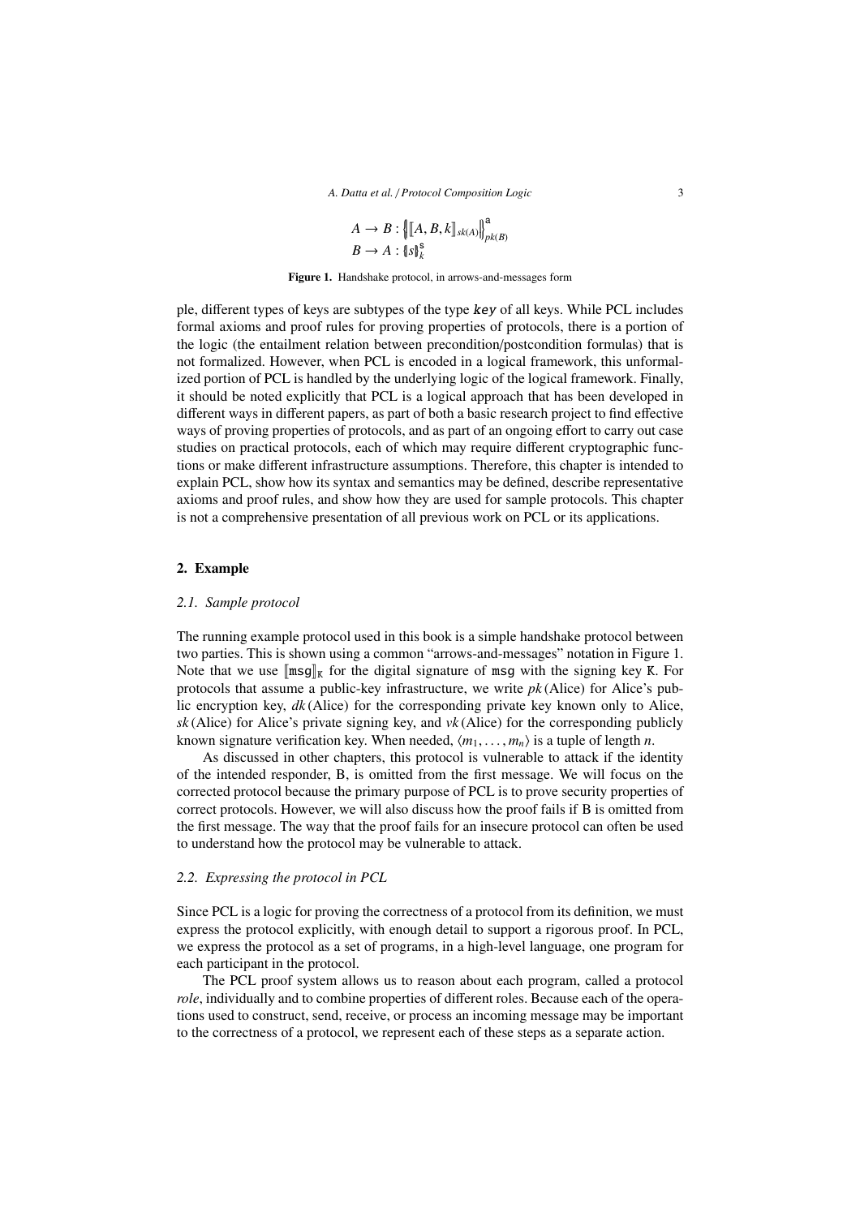$$A \rightarrow B : \left\{\!\!\left|\, [\![A, B, k]\!]_{sk(A)} \,\right|\!\!\right\}^{\mathsf{a}}_{pk(B)}$$
$$B \rightarrow A : \{\!|s|\!\}^{\mathsf{s}}_{k}$$

**Figure 1.** Handshake protocol, in arrows-and-messages form

ple, different types of keys are subtypes of the type *key* of all keys. While PCL includes formal axioms and proof rules for proving properties of protocols, there is a portion of the logic (the entailment relation between precondition/postcondition formulas) that is not formalized. However, when PCL is encoded in a logical framework, this unformalized portion of PCL is handled by the underlying logic of the logical framework. Finally, it should be noted explicitly that PCL is a logical approach that has been developed in different ways in different papers, as part of both a basic research project to find effective ways of proving properties of protocols, and as part of an ongoing effort to carry out case studies on practical protocols, each of which may require different cryptographic functions or make different infrastructure assumptions. Therefore, this chapter is intended to explain PCL, show how its syntax and semantics may be defined, describe representative axioms and proof rules, and show how they are used for sample protocols. This chapter is not a comprehensive presentation of all previous work on PCL or its applications.

## 2. Example

### 2.1. Sample protocol

The running example protocol used in this book is a simple handshake protocol between two parties. This is shown using a common "arrows-and-messages" notation in Figure 1. Note that we use $[\![\mathtt{msg}]\!]_{\mathtt{K}}$ for the digital signature of `msg` with the signing key `K`. For protocols that assume a public-key infrastructure, we write $pk\,(\text{Alice})$ for Alice's public encryption key, $dk\,(\text{Alice})$ for the corresponding private key known only to Alice, $sk\,(\text{Alice})$ for Alice's private signing key, and $vk\,(\text{Alice})$ for the corresponding publicly known signature verification key. When needed, $\langle m_1, \ldots, m_n \rangle$ is a tuple of length $n$.

As discussed in other chapters, this protocol is vulnerable to attack if the identity of the intended responder, B, is omitted from the first message. We will focus on the corrected protocol because the primary purpose of PCL is to prove security properties of correct protocols. However, we will also discuss how the proof fails if B is omitted from the first message. The way that the proof fails for an insecure protocol can often be used to understand how the protocol may be vulnerable to attack.

### 2.2. Expressing the protocol in PCL

Since PCL is a logic for proving the correctness of a protocol from its definition, we must express the protocol explicitly, with enough detail to support a rigorous proof. In PCL, we express the protocol as a set of programs, in a high-level language, one program for each participant in the protocol.

The PCL proof system allows us to reason about each program, called a protocol *role*, individually and to combine properties of different roles. Because each of the operations used to construct, send, receive, or process an incoming message may be important to the correctness of a protocol, we represent each of these steps as a separate action.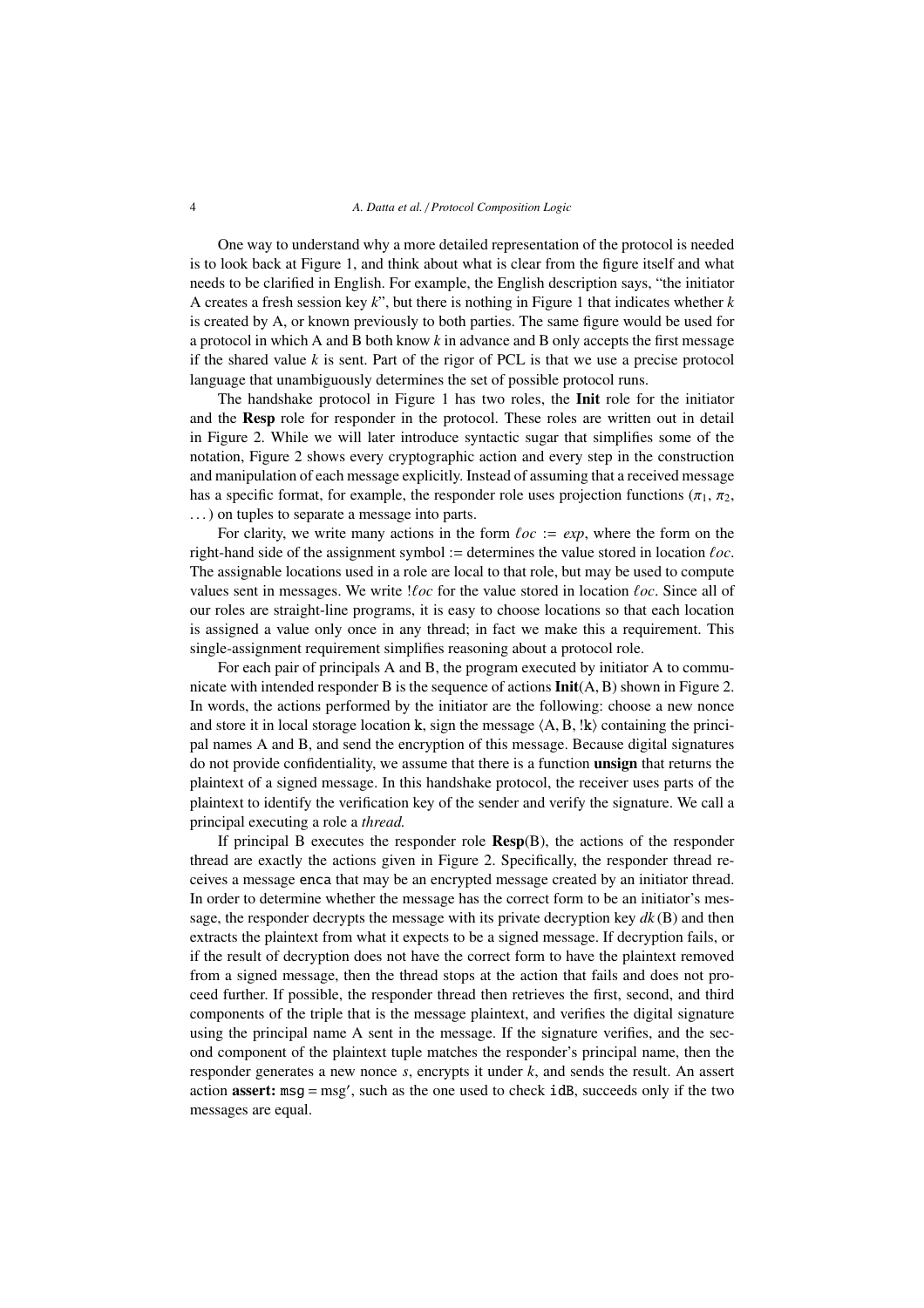One way to understand why a more detailed representation of the protocol is needed is to look back at Figure 1, and think about what is clear from the figure itself and what needs to be clarified in English. For example, the English description says, "the initiator A creates a fresh session key $k$", but there is nothing in Figure 1 that indicates whether $k$ is created by A, or known previously to both parties. The same figure would be used for a protocol in which A and B both know $k$ in advance and B only accepts the first message if the shared value $k$ is sent. Part of the rigor of PCL is that we use a precise protocol language that unambiguously determines the set of possible protocol runs.

The handshake protocol in Figure 1 has two roles, the **Init** role for the initiator and the **Resp** role for responder in the protocol. These roles are written out in detail in Figure 2. While we will later introduce syntactic sugar that simplifies some of the notation, Figure 2 shows every cryptographic action and every step in the construction and manipulation of each message explicitly. Instead of assuming that a received message has a specific format, for example, the responder role uses projection functions ($\pi_1$, $\pi_2$, ...) on tuples to separate a message into parts.

For clarity, we write many actions in the form $\ell oc := exp$, where the form on the right-hand side of the assignment symbol := determines the value stored in location $\ell oc$. The assignable locations used in a role are local to that role, but may be used to compute values sent in messages. We write $!\ell oc$ for the value stored in location $\ell oc$. Since all of our roles are straight-line programs, it is easy to choose locations so that each location is assigned a value only once in any thread; in fact we make this a requirement. This single-assignment requirement simplifies reasoning about a protocol role.

For each pair of principals A and B, the program executed by initiator A to communicate with intended responder B is the sequence of actions **Init**(A, B) shown in Figure 2. In words, the actions performed by the initiator are the following: choose a new nonce and store it in local storage location `k`, sign the message $\langle$A, B, !`k`$\rangle$ containing the principal names A and B, and send the encryption of this message. Because digital signatures do not provide confidentiality, we assume that there is a function **unsign** that returns the plaintext of a signed message. In this handshake protocol, the receiver uses parts of the plaintext to identify the verification key of the sender and verify the signature. We call a principal executing a role a *thread*.

If principal B executes the responder role **Resp**(B), the actions of the responder thread are exactly the actions given in Figure 2. Specifically, the responder thread receives a message `enca` that may be an encrypted message created by an initiator thread. In order to determine whether the message has the correct form to be an initiator's message, the responder decrypts the message with its private decryption key $dk$(B) and then extracts the plaintext from what it expects to be a signed message. If decryption fails, or if the result of decryption does not have the correct form to have the plaintext removed from a signed message, then the thread stops at the action that fails and does not proceed further. If possible, the responder thread then retrieves the first, second, and third components of the triple that is the message plaintext, and verifies the digital signature using the principal name A sent in the message. If the signature verifies, and the second component of the plaintext tuple matches the responder's principal name, then the responder generates a new nonce $s$, encrypts it under $k$, and sends the result. An assert action **assert:** `msg` = msg′, such as the one used to check `idB`, succeeds only if the two messages are equal.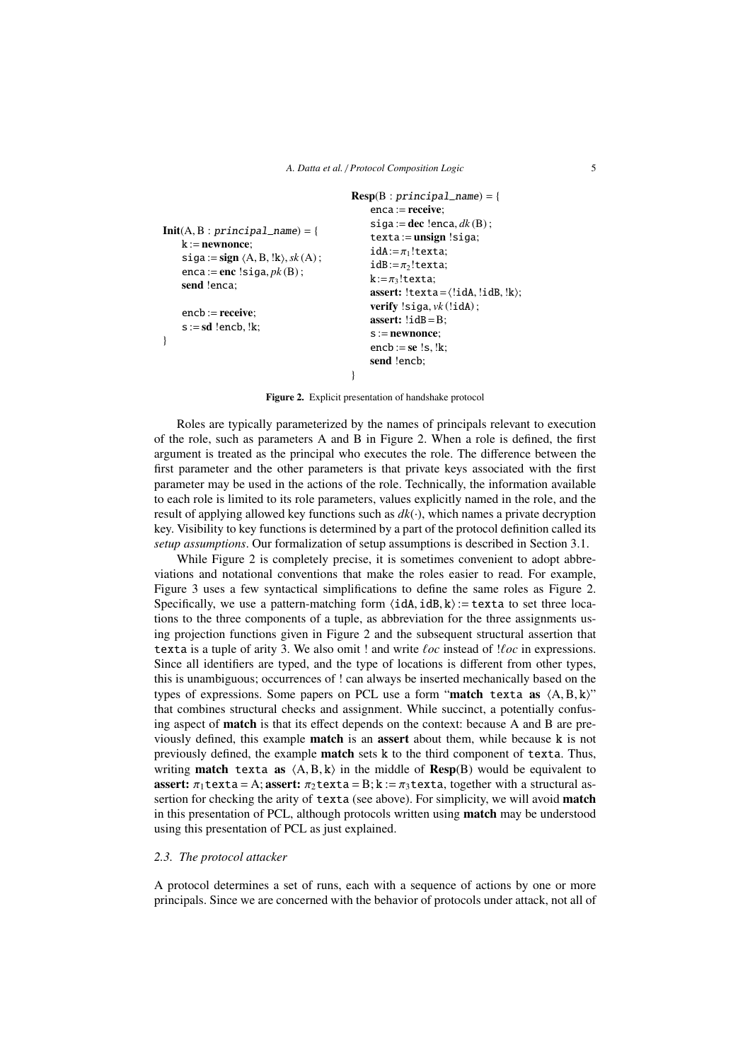```
Init(A, B : principal_name) = {
    k := newnonce;
    siga := sign ⟨A, B, !k⟩, sk(A);
    enca := enc !siga, pk(B);
    send !enca;

    encb := receive;
    s := sd !encb, !k;
}
```

```
Resp(B : principal_name) = {
    enca := receive;
    siga := dec !enca, dk(B);
    texta := unsign !siga;
    idA := π1 !texta;
    idB := π2 !texta;
    k := π3 !texta;
    assert: !texta = ⟨!idA, !idB, !k⟩;
    verify !siga, vk(!idA);
    assert: !idB = B;
    s := newnonce;
    encb := se !s, !k;
    send !encb;
}
```

**Figure 2.** Explicit presentation of handshake protocol

Roles are typically parameterized by the names of principals relevant to execution of the role, such as parameters A and B in Figure 2. When a role is defined, the first argument is treated as the principal who executes the role. The difference between the first parameter and the other parameters is that private keys associated with the first parameter may be used in the actions of the role. Technically, the information available to each role is limited to its role parameters, values explicitly named in the role, and the result of applying allowed key functions such as $dk(\cdot)$, which names a private decryption key. Visibility to key functions is determined by a part of the protocol definition called its *setup assumptions*. Our formalization of setup assumptions is described in Section 3.1.

While Figure 2 is completely precise, it is sometimes convenient to adopt abbreviations and notational conventions that make the roles easier to read. For example, Figure 3 uses a few syntactical simplifications to define the same roles as Figure 2. Specifically, we use a pattern-matching form $\langle \mathtt{idA}, \mathtt{idB}, \mathtt{k} \rangle := \mathtt{texta}$ to set three locations to the three components of a tuple, as abbreviation for the three assignments using projection functions given in Figure 2 and the subsequent structural assertion that texta is a tuple of arity 3. We also omit ! and write $\ell oc$ instead of $!\ell oc$ in expressions. Since all identifiers are typed, and the type of locations is different from other types, this is unambiguous; occurrences of ! can always be inserted mechanically based on the types of expressions. Some papers on PCL use a form "**match** texta **as** $\langle \mathrm{A}, \mathrm{B}, \mathtt{k} \rangle$" that combines structural checks and assignment. While succinct, a potentially confusing aspect of **match** is that its effect depends on the context: because A and B are previously defined, this example **match** is an **assert** about them, while because k is not previously defined, the example **match** sets k to the third component of texta. Thus, writing **match** texta **as** $\langle \mathrm{A}, \mathrm{B}, \mathtt{k} \rangle$ in the middle of **Resp**(B) would be equivalent to **assert:** $\pi_1 \mathtt{texta} = \mathrm{A}$; **assert:** $\pi_2 \mathtt{texta} = \mathrm{B}$; $\mathtt{k} := \pi_3 \mathtt{texta}$, together with a structural assertion for checking the arity of texta (see above). For simplicity, we will avoid **match** in this presentation of PCL, although protocols written using **match** may be understood using this presentation of PCL as just explained.

### 2.3. The protocol attacker

A protocol determines a set of runs, each with a sequence of actions by one or more principals. Since we are concerned with the behavior of protocols under attack, not all of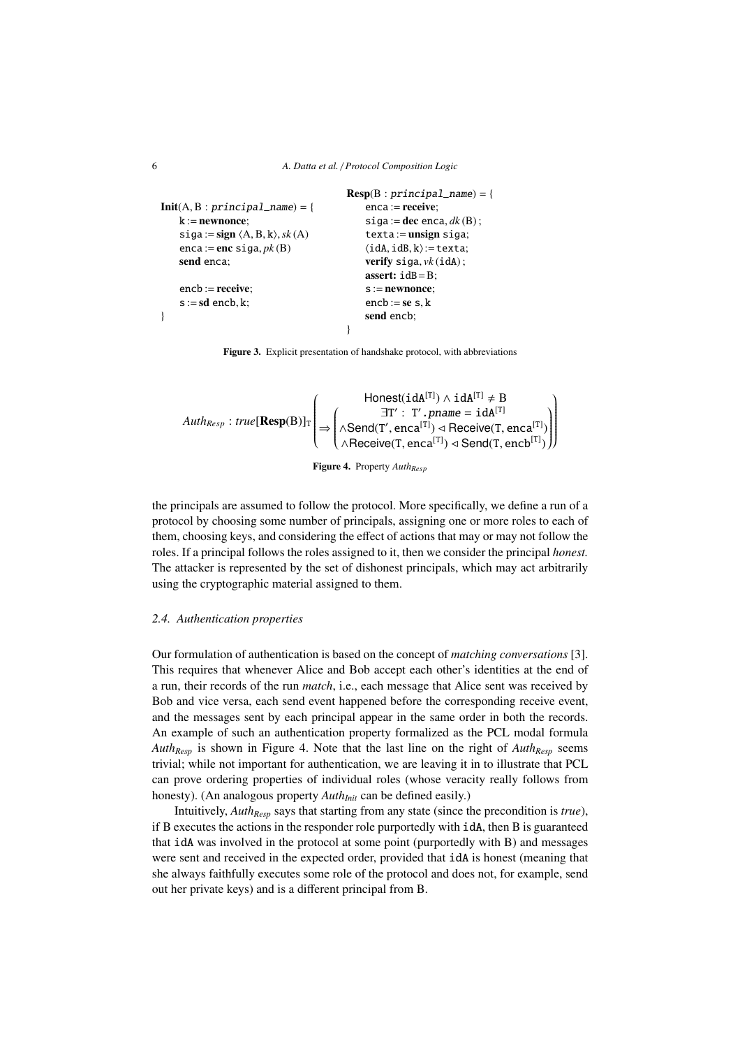```
Init(A, B : principal_name) = {
    k := newnonce;
    siga := sign ⟨A, B, k⟩, sk(A)
    enca := enc siga, pk(B)
    send enca;

    encb := receive;
    s := sd encb, k;
}
```

```
Resp(B : principal_name) = {
    enca := receive;
    siga := dec enca, dk(B);
    texta := unsign siga;
    ⟨idA, idB, k⟩ := texta;
    verify siga, vk(idA);
    assert: idB = B;
    s := newnonce;
    encb := se s, k
    send encb;
}
```

**Figure 3.** Explicit presentation of handshake protocol, with abbreviations

$$Auth_{Resp} : true[\mathbf{Resp}(\mathrm{B})]_{\mathtt{T}} \left( \begin{array}{c} \mathsf{Honest}(\mathtt{idA}^{[\mathtt{T}]}) \wedge \mathtt{idA}^{[\mathtt{T}]} \neq \mathrm{B} \\ \Rightarrow \left( \begin{array}{c} \exists \mathtt{T}' : \mathtt{T}'.\mathit{pname} = \mathtt{idA}^{[\mathtt{T}]} \\ \wedge \mathsf{Send}(\mathtt{T}', \mathtt{enca}^{[\mathtt{T}]}) \lessdot \mathsf{Receive}(\mathtt{T}, \mathtt{enca}^{[\mathtt{T}]}) \\ \wedge \mathsf{Receive}(\mathtt{T}, \mathtt{enca}^{[\mathtt{T}]}) \lessdot \mathsf{Send}(\mathtt{T}, \mathtt{encb}^{[\mathtt{T}]}) \end{array} \right) \end{array} \right)$$

**Figure 4.** Property $Auth_{Resp}$

the principals are assumed to follow the protocol. More specifically, we define a run of a protocol by choosing some number of principals, assigning one or more roles to each of them, choosing keys, and considering the effect of actions that may or may not follow the roles. If a principal follows the roles assigned to it, then we consider the principal *honest*. The attacker is represented by the set of dishonest principals, which may act arbitrarily using the cryptographic material assigned to them.

### 2.4. Authentication properties

Our formulation of authentication is based on the concept of *matching conversations* [3]. This requires that whenever Alice and Bob accept each other's identities at the end of a run, their records of the run *match*, i.e., each message that Alice sent was received by Bob and vice versa, each send event happened before the corresponding receive event, and the messages sent by each principal appear in the same order in both the records. An example of such an authentication property formalized as the PCL modal formula $Auth_{Resp}$ is shown in Figure 4. Note that the last line on the right of $Auth_{Resp}$ seems trivial; while not important for authentication, we are leaving it in to illustrate that PCL can prove ordering properties of individual roles (whose veracity really follows from honesty). (An analogous property $Auth_{Init}$ can be defined easily.)

Intuitively, $Auth_{Resp}$ says that starting from any state (since the precondition is *true*), if B executes the actions in the responder role purportedly with idA, then B is guaranteed that idA was involved in the protocol at some point (purportedly with B) and messages were sent and received in the expected order, provided that idA is honest (meaning that she always faithfully executes some role of the protocol and does not, for example, send out her private keys) and is a different principal from B.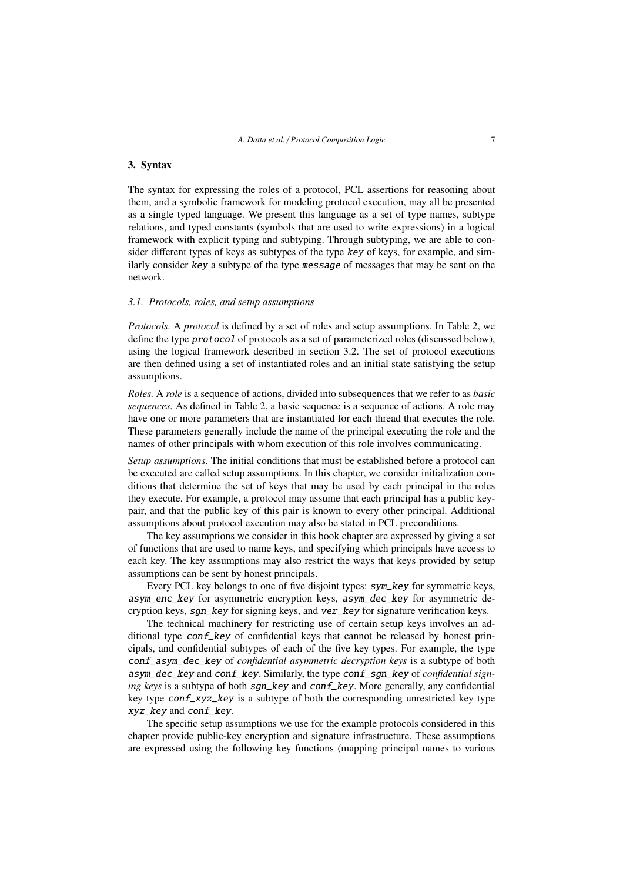## 3. Syntax

The syntax for expressing the roles of a protocol, PCL assertions for reasoning about them, and a symbolic framework for modeling protocol execution, may all be presented as a single typed language. We present this language as a set of type names, subtype relations, and typed constants (symbols that are used to write expressions) in a logical framework with explicit typing and subtyping. Through subtyping, we are able to consider different types of keys as subtypes of the type `key` of keys, for example, and similarly consider `key` a subtype of the type `message` of messages that may be sent on the network.

### 3.1. Protocols, roles, and setup assumptions

*Protocols.* A *protocol* is defined by a set of roles and setup assumptions. In Table 2, we define the type `protocol` of protocols as a set of parameterized roles (discussed below), using the logical framework described in section 3.2. The set of protocol executions are then defined using a set of instantiated roles and an initial state satisfying the setup assumptions.

*Roles.* A *role* is a sequence of actions, divided into subsequences that we refer to as *basic sequences.* As defined in Table 2, a basic sequence is a sequence of actions. A role may have one or more parameters that are instantiated for each thread that executes the role. These parameters generally include the name of the principal executing the role and the names of other principals with whom execution of this role involves communicating.

*Setup assumptions.* The initial conditions that must be established before a protocol can be executed are called setup assumptions. In this chapter, we consider initialization conditions that determine the set of keys that may be used by each principal in the roles they execute. For example, a protocol may assume that each principal has a public key-pair, and that the public key of this pair is known to every other principal. Additional assumptions about protocol execution may also be stated in PCL preconditions.

The key assumptions we consider in this book chapter are expressed by giving a set of functions that are used to name keys, and specifying which principals have access to each key. The key assumptions may also restrict the ways that keys provided by setup assumptions can be sent by honest principals.

Every PCL key belongs to one of five disjoint types: `sym_key` for symmetric keys, `asym_enc_key` for asymmetric encryption keys, `asym_dec_key` for asymmetric decryption keys, `sgn_key` for signing keys, and `ver_key` for signature verification keys.

The technical machinery for restricting use of certain setup keys involves an additional type `conf_key` of confidential keys that cannot be released by honest principals, and confidential subtypes of each of the five key types. For example, the type `conf_asym_dec_key` of *confidential asymmetric decryption keys* is a subtype of both `asym_dec_key` and `conf_key`. Similarly, the type `conf_sgn_key` of *confidential signing keys* is a subtype of both `sgn_key` and `conf_key`. More generally, any confidential key type `conf_xyz_key` is a subtype of both the corresponding unrestricted key type `xyz_key` and `conf_key`.

The specific setup assumptions we use for the example protocols considered in this chapter provide public-key encryption and signature infrastructure. These assumptions are expressed using the following key functions (mapping principal names to various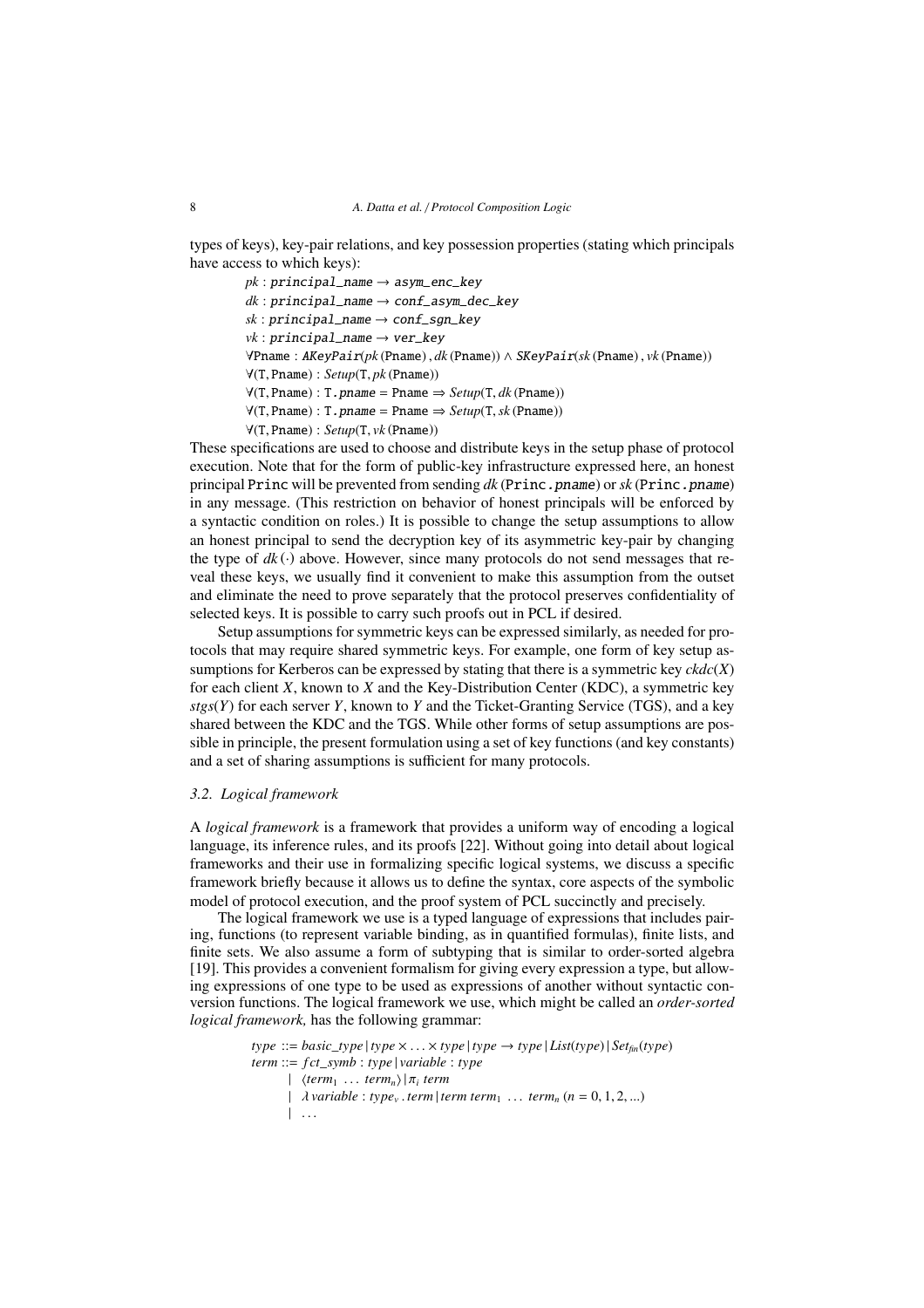types of keys), key-pair relations, and key possession properties (stating which principals have access to which keys):

$$pk : \mathtt{principal\_name} \rightarrow \mathtt{asym\_enc\_key}$$
$$dk : \mathtt{principal\_name} \rightarrow \mathtt{conf\_asym\_dec\_key}$$
$$sk : \mathtt{principal\_name} \rightarrow \mathtt{conf\_sgn\_key}$$
$$vk : \mathtt{principal\_name} \rightarrow \mathtt{ver\_key}$$
$$\forall \mathtt{Pname} : \mathit{AKeyPair}(pk(\mathtt{Pname}), dk(\mathtt{Pname})) \wedge \mathit{SKeyPair}(sk(\mathtt{Pname}), vk(\mathtt{Pname}))$$
$$\forall (\mathtt{T}, \mathtt{Pname}) : \mathit{Setup}(\mathtt{T}, pk(\mathtt{Pname}))$$
$$\forall (\mathtt{T}, \mathtt{Pname}) : \mathtt{T}.\mathit{pname} = \mathtt{Pname} \Rightarrow \mathit{Setup}(\mathtt{T}, dk(\mathtt{Pname}))$$
$$\forall (\mathtt{T}, \mathtt{Pname}) : \mathtt{T}.\mathit{pname} = \mathtt{Pname} \Rightarrow \mathit{Setup}(\mathtt{T}, sk(\mathtt{Pname}))$$
$$\forall (\mathtt{T}, \mathtt{Pname}) : \mathit{Setup}(\mathtt{T}, vk(\mathtt{Pname}))$$

These specifications are used to choose and distribute keys in the setup phase of protocol execution. Note that for the form of public-key infrastructure expressed here, an honest principal Princ will be prevented from sending $dk(\mathtt{Princ}.\mathit{pname})$ or $sk(\mathtt{Princ}.\mathit{pname})$ in any message. (This restriction on behavior of honest principals will be enforced by a syntactic condition on roles.) It is possible to change the setup assumptions to allow an honest principal to send the decryption key of its asymmetric key-pair by changing the type of $dk(\cdot)$ above. However, since many protocols do not send messages that reveal these keys, we usually find it convenient to make this assumption from the outset and eliminate the need to prove separately that the protocol preserves confidentiality of selected keys. It is possible to carry such proofs out in PCL if desired.

Setup assumptions for symmetric keys can be expressed similarly, as needed for protocols that may require shared symmetric keys. For example, one form of key setup assumptions for Kerberos can be expressed by stating that there is a symmetric key $ckdc(X)$ for each client $X$, known to $X$ and the Key-Distribution Center (KDC), a symmetric key $stgs(Y)$ for each server $Y$, known to $Y$ and the Ticket-Granting Service (TGS), and a key shared between the KDC and the TGS. While other forms of setup assumptions are possible in principle, the present formulation using a set of key functions (and key constants) and a set of sharing assumptions is sufficient for many protocols.

### 3.2. Logical framework

A *logical framework* is a framework that provides a uniform way of encoding a logical language, its inference rules, and its proofs [22]. Without going into detail about logical frameworks and their use in formalizing specific logical systems, we discuss a specific framework briefly because it allows us to define the syntax, core aspects of the symbolic model of protocol execution, and the proof system of PCL succinctly and precisely.

The logical framework we use is a typed language of expressions that includes pairing, functions (to represent variable binding, as in quantified formulas), finite lists, and finite sets. We also assume a form of subtyping that is similar to order-sorted algebra [19]. This provides a convenient formalism for giving every expression a type, but allowing expressions of one type to be used as expressions of another without syntactic conversion functions. The logical framework we use, which might be called an *order-sorted logical framework,* has the following grammar:

$$
\begin{aligned}
type &::= basic\_type \,|\, type \times \ldots \times type \,|\, type \rightarrow type \,|\, List(type) \,|\, Set_{fin}(type) \\
term &::= fct\_symb : type \,|\, variable : type \\
&\quad |\ \langle term_1 \ \ldots \ term_n \rangle \,|\, \pi_i \ term \\
&\quad |\ \lambda \, variable : type_v \, . \, term \,|\, term \ term_1 \ \ldots \ term_n \ (n = 0, 1, 2, \ldots) \\
&\quad |\ \ldots
\end{aligned}
$$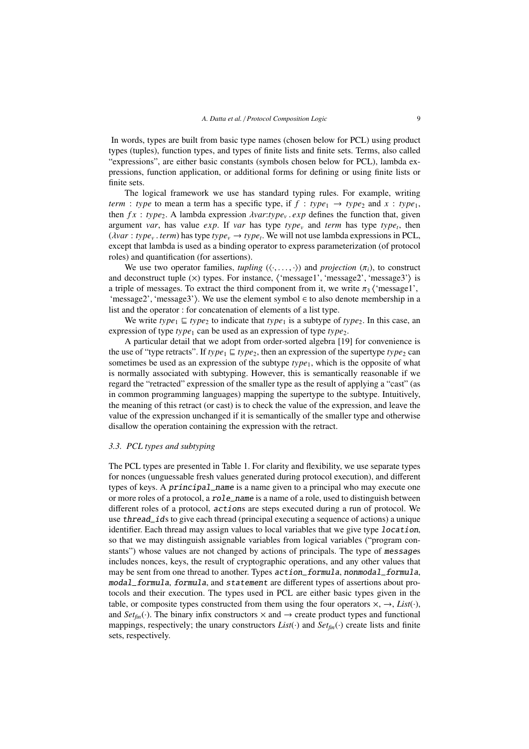In words, types are built from basic type names (chosen below for PCL) using product types (tuples), function types, and types of finite lists and finite sets. Terms, also called "expressions", are either basic constants (symbols chosen below for PCL), lambda expressions, function application, or additional forms for defining or using finite lists or finite sets.

The logical framework we use has standard typing rules. For example, writing *term* : *type* to mean a term has a specific type, if $f : type_1 \rightarrow type_2$ and $x : type_1$, then $f\,x : type_2$. A lambda expression $\lambda var{:}type_v\,.\,exp$ defines the function that, given argument *var*, has value *exp*. If *var* has type $type_v$ and *term* has type $type_t$, then $(\lambda var : type_v\,.\,term)$ has type $type_v \rightarrow type_t$. We will not use lambda expressions in PCL, except that lambda is used as a binding operator to express parameterization (of protocol roles) and quantification (for assertions).

We use two operator families, *tupling* ($\langle\cdot,\ldots,\cdot\rangle$) and *projection* ($\pi_i$), to construct and deconstruct tuple ($\times$) types. For instance, $\langle$'message1', 'message2', 'message3'$\rangle$ is a triple of messages. To extract the third component from it, we write $\pi_3\,\langle$'message1', 'message2', 'message3'$\rangle$. We use the element symbol $\in$ to also denote membership in a list and the operator : for concatenation of elements of a list type.

We write $type_1 \sqsubseteq type_2$ to indicate that $type_1$ is a subtype of $type_2$. In this case, an expression of type $type_1$ can be used as an expression of type $type_2$.

A particular detail that we adopt from order-sorted algebra [19] for convenience is the use of "type retracts". If $type_1 \sqsubseteq type_2$, then an expression of the supertype $type_2$ can sometimes be used as an expression of the subtype $type_1$, which is the opposite of what is normally associated with subtyping. However, this is semantically reasonable if we regard the "retracted" expression of the smaller type as the result of applying a "cast" (as in common programming languages) mapping the supertype to the subtype. Intuitively, the meaning of this retract (or cast) is to check the value of the expression, and leave the value of the expression unchanged if it is semantically of the smaller type and otherwise disallow the operation containing the expression with the retract.

### 3.3. PCL types and subtyping

The PCL types are presented in Table 1. For clarity and flexibility, we use separate types for nonces (unguessable fresh values generated during protocol execution), and different types of keys. A `principal_name` is a name given to a principal who may execute one or more roles of a protocol, a `role_name` is a name of a role, used to distinguish between different roles of a protocol, `action`s are steps executed during a run of protocol. We use `thread_id`s to give each thread (principal executing a sequence of actions) a unique identifier. Each thread may assign values to local variables that we give type `location`, so that we may distinguish assignable variables from logical variables ("program constants") whose values are not changed by actions of principals. The type of `message`s includes nonces, keys, the result of cryptographic operations, and any other values that may be sent from one thread to another. Types `action_formula`, `nonmodal_formula`, `modal_formula`, `formula`, and `statement` are different types of assertions about protocols and their execution. The types used in PCL are either basic types given in the table, or composite types constructed from them using the four operators $\times$, $\rightarrow$, $List(\cdot)$, and $Set_{fin}(\cdot)$. The binary infix constructors $\times$ and $\rightarrow$ create product types and functional mappings, respectively; the unary constructors $List(\cdot)$ and $Set_{fin}(\cdot)$ create lists and finite sets, respectively.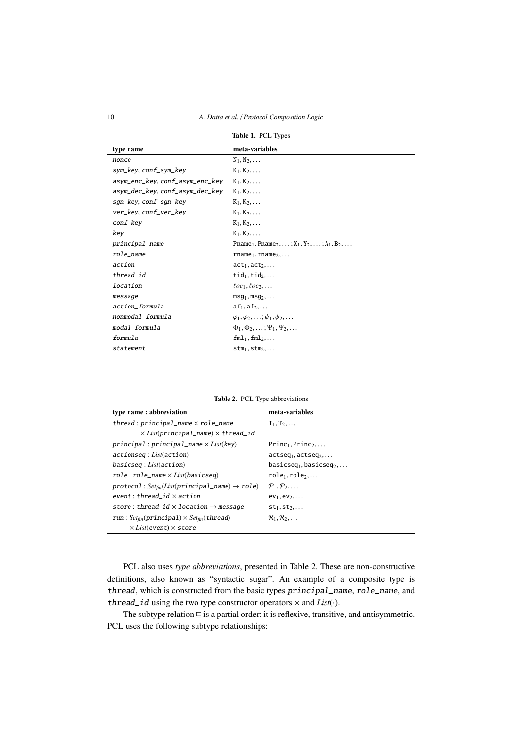**Table 1.** PCL Types

| type name | meta-variables |
|---|---|
| nonce | $\mathrm{N}_1, \mathrm{N}_2, \ldots$ |
| sym_key, conf_sym_key | $\mathrm{K}_1, \mathrm{K}_2, \ldots$ |
| asym_enc_key, conf_asym_enc_key | $\mathrm{K}_1, \mathrm{K}_2, \ldots$ |
| asym_dec_key, conf_asym_dec_key | $\mathrm{K}_1, \mathrm{K}_2, \ldots$ |
| sgn_key, conf_sgn_key | $\mathrm{K}_1, \mathrm{K}_2, \ldots$ |
| ver_key, conf_ver_key | $\mathrm{K}_1, \mathrm{K}_2, \ldots$ |
| conf_key | $\mathrm{K}_1, \mathrm{K}_2, \ldots$ |
| key | $\mathrm{K}_1, \mathrm{K}_2, \ldots$ |
| principal_name | $\mathrm{Pname}_1, \mathrm{Pname}_2, \ldots; \mathrm{X}_1, \mathrm{Y}_2, \ldots; \mathrm{A}_1, \mathrm{B}_2, \ldots$ |
| role_name | $\mathrm{rname}_1, \mathrm{rname}_2, \ldots$ |
| action | $\mathrm{act}_1, \mathrm{act}_2, \ldots$ |
| thread_id | $\mathrm{tid}_1, \mathrm{tid}_2, \ldots$ |
| location | $\ell oc_1, \ell oc_2, \ldots$ |
| message | $\mathrm{msg}_1, \mathrm{msg}_2, \ldots$ |
| action_formula | $\mathrm{af}_1, \mathrm{af}_2, \ldots$ |
| nonmodal_formula | $\varphi_1, \varphi_2, \ldots; \psi_1, \psi_2, \ldots$ |
| modal_formula | $\Phi_1, \Phi_2, \ldots; \Psi_1, \Psi_2, \ldots$ |
| formula | $\mathrm{fml}_1, \mathrm{fml}_2, \ldots$ |
| statement | $\mathrm{stm}_1, \mathrm{stm}_2, \ldots$ |

**Table 2.** PCL Type abbreviations

| type name : abbreviation | meta-variables |
|---|---|
| thread : principal_name × role_name × *List*(principal_name) × thread_id | $\mathrm{T}_1, \mathrm{T}_2, \ldots$ |
| principal : principal_name × *List*(key) | $\mathrm{Princ}_1, \mathrm{Princ}_2, \ldots$ |
| actionseq : *List*(action) | $\mathrm{actseq}_1, \mathrm{actseq}_2, \ldots$ |
| basicseq : *List*(action) | $\mathrm{basicseq}_1, \mathrm{basicseq}_2, \ldots$ |
| role : role_name × *List*(basicseq) | $\mathrm{role}_1, \mathrm{role}_2, \ldots$ |
| protocol : *Set*$_{fin}$(*List*(principal_name) → role) | $\mathcal{P}_1, \mathcal{P}_2, \ldots$ |
| event : thread_id × action | $\mathrm{ev}_1, \mathrm{ev}_2, \ldots$ |
| store : thread_id × location → message | $\mathrm{st}_1, \mathrm{st}_2, \ldots$ |
| run : *Set*$_{fin}$(principal) × *Set*$_{fin}$(thread) × *List*(event) × store | $\mathcal{R}_1, \mathcal{R}_2, \ldots$ |

PCL also uses *type abbreviations*, presented in Table 2. These are non-constructive definitions, also known as "syntactic sugar". An example of a composite type is thread, which is constructed from the basic types principal_name, role_name, and thread_id using the two type constructor operators × and *List*(·).

The subtype relation $\sqsubseteq$ is a partial order: it is reflexive, transitive, and antisymmetric. PCL uses the following subtype relationships: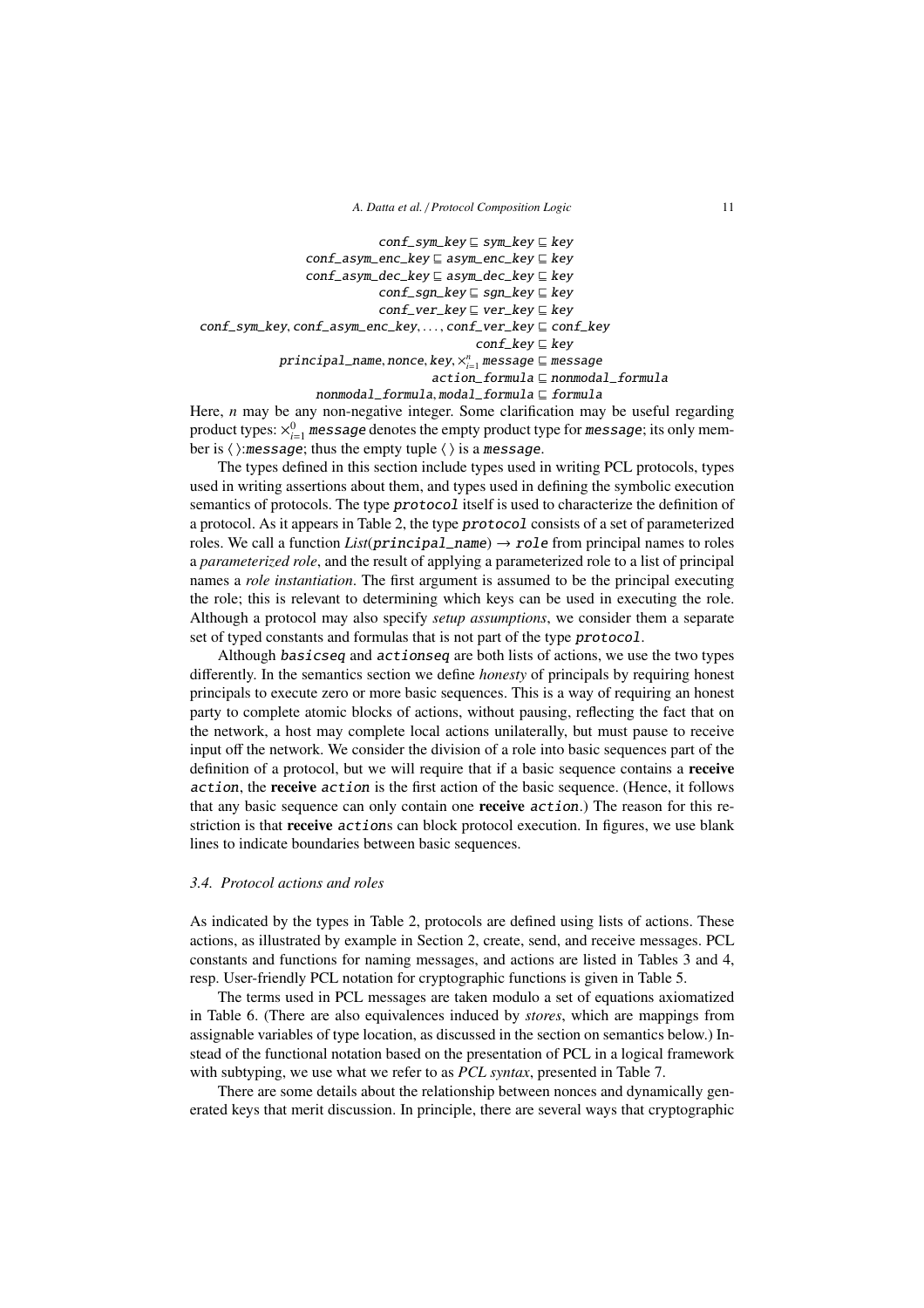$$
\begin{aligned}
\texttt{conf\_sym\_key} &\sqsubseteq \texttt{sym\_key} \sqsubseteq \texttt{key}\\
\texttt{conf\_asym\_enc\_key} &\sqsubseteq \texttt{asym\_enc\_key} \sqsubseteq \texttt{key}\\
\texttt{conf\_asym\_dec\_key} &\sqsubseteq \texttt{asym\_dec\_key} \sqsubseteq \texttt{key}\\
\texttt{conf\_sgn\_key} &\sqsubseteq \texttt{sgn\_key} \sqsubseteq \texttt{key}\\
\texttt{conf\_ver\_key} &\sqsubseteq \texttt{ver\_key} \sqsubseteq \texttt{key}\\
\texttt{conf\_sym\_key}, \texttt{conf\_asym\_enc\_key}, \ldots, \texttt{conf\_ver\_key} &\sqsubseteq \texttt{conf\_key}\\
\texttt{conf\_key} &\sqsubseteq \texttt{key}\\
\texttt{principal\_name}, \texttt{nonce}, \texttt{key}, \times_{i=1}^{n} \texttt{message} &\sqsubseteq \texttt{message}\\
\texttt{action\_formula} &\sqsubseteq \texttt{nonmodal\_formula}\\
\texttt{nonmodal\_formula}, \texttt{modal\_formula} &\sqsubseteq \texttt{formula}
\end{aligned}
$$

Here, $n$ may be any non-negative integer. Some clarification may be useful regarding product types: $\times_{i=1}^{0}$ `message` denotes the empty product type for `message`; its only member is $\langle\,\rangle$:`message`; thus the empty tuple $\langle\,\rangle$ is a `message`.

The types defined in this section include types used in writing PCL protocols, types used in writing assertions about them, and types used in defining the symbolic execution semantics of protocols. The type `protocol` itself is used to characterize the definition of a protocol. As it appears in Table 2, the type `protocol` consists of a set of parameterized roles. We call a function *List*(`principal_name`) $\rightarrow$ `role` from principal names to roles a *parameterized role*, and the result of applying a parameterized role to a list of principal names a *role instantiation*. The first argument is assumed to be the principal executing the role; this is relevant to determining which keys can be used in executing the role. Although a protocol may also specify *setup assumptions*, we consider them a separate set of typed constants and formulas that is not part of the type `protocol`.

Although `basicseq` and `actionseq` are both lists of actions, we use the two types differently. In the semantics section we define *honesty* of principals by requiring honest principals to execute zero or more basic sequences. This is a way of requiring an honest party to complete atomic blocks of actions, without pausing, reflecting the fact that on the network, a host may complete local actions unilaterally, but must pause to receive input off the network. We consider the division of a role into basic sequences part of the definition of a protocol, but we will require that if a basic sequence contains a **receive** `action`, the **receive** `action` is the first action of the basic sequence. (Hence, it follows that any basic sequence can only contain one **receive** `action`.) The reason for this restriction is that **receive** `action`s can block protocol execution. In figures, we use blank lines to indicate boundaries between basic sequences.

### 3.4. Protocol actions and roles

As indicated by the types in Table 2, protocols are defined using lists of actions. These actions, as illustrated by example in Section 2, create, send, and receive messages. PCL constants and functions for naming messages, and actions are listed in Tables 3 and 4, resp. User-friendly PCL notation for cryptographic functions is given in Table 5.

The terms used in PCL messages are taken modulo a set of equations axiomatized in Table 6. (There are also equivalences induced by *stores*, which are mappings from assignable variables of type location, as discussed in the section on semantics below.) Instead of the functional notation based on the presentation of PCL in a logical framework with subtyping, we use what we refer to as *PCL syntax*, presented in Table 7.

There are some details about the relationship between nonces and dynamically generated keys that merit discussion. In principle, there are several ways that cryptographic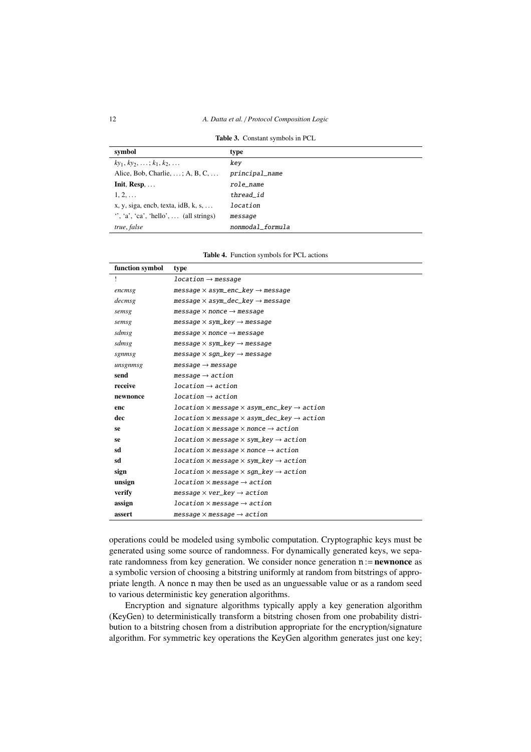**Table 3.** Constant symbols in PCL

| symbol | type |
|---|---|
| $ky_1, ky_2, \ldots; k_1, k_2, \ldots$ | *key* |
| Alice, Bob, Charlie, …; A, B, C, … | *principal_name* |
| **Init**, **Resp**, … | *role_name* |
| 1, 2, … | *thread_id* |
| x, y, siga, encb, texta, idB, k, s, … | *location* |
| '', 'a', 'ca', 'hello', … (all strings) | *message* |
| *true*, *false* | *nonmodal_formula* |

**Table 4.** Function symbols for PCL actions

| function symbol | type |
|---|---|
| ! | *location* → *message* |
| *encmsg* | *message* × *asym_enc_key* → *message* |
| *decmsg* | *message* × *asym_dec_key* → *message* |
| *semsg* | *message* × *nonce* → *message* |
| *semsg* | *message* × *sym_key* → *message* |
| *sdmsg* | *message* × *nonce* → *message* |
| *sdmsg* | *message* × *sym_key* → *message* |
| *sgnmsg* | *message* × *sgn_key* → *message* |
| *unsgnmsg* | *message* → *message* |
| **send** | *message* → *action* |
| **receive** | *location* → *action* |
| **newnonce** | *location* → *action* |
| **enc** | *location* × *message* × *asym_enc_key* → *action* |
| **dec** | *location* × *message* × *asym_dec_key* → *action* |
| **se** | *location* × *message* × *nonce* → *action* |
| **se** | *location* × *message* × *sym_key* → *action* |
| **sd** | *location* × *message* × *nonce* → *action* |
| **sd** | *location* × *message* × *sym_key* → *action* |
| **sign** | *location* × *message* × *sgn_key* → *action* |
| **unsign** | *location* × *message* → *action* |
| **verify** | *message* × *ver_key* → *action* |
| **assign** | *location* × *message* → *action* |
| **assert** | *message* × *message* → *action* |

operations could be modeled using symbolic computation. Cryptographic keys must be generated using some source of randomness. For dynamically generated keys, we separate randomness from key generation. We consider nonce generation n := **newnonce** as a symbolic version of choosing a bitstring uniformly at random from bitstrings of appropriate length. A nonce n may then be used as an unguessable value or as a random seed to various deterministic key generation algorithms.

Encryption and signature algorithms typically apply a key generation algorithm (KeyGen) to deterministically transform a bitstring chosen from one probability distribution to a bitstring chosen from a distribution appropriate for the encryption/signature algorithm. For symmetric key operations the KeyGen algorithm generates just one key;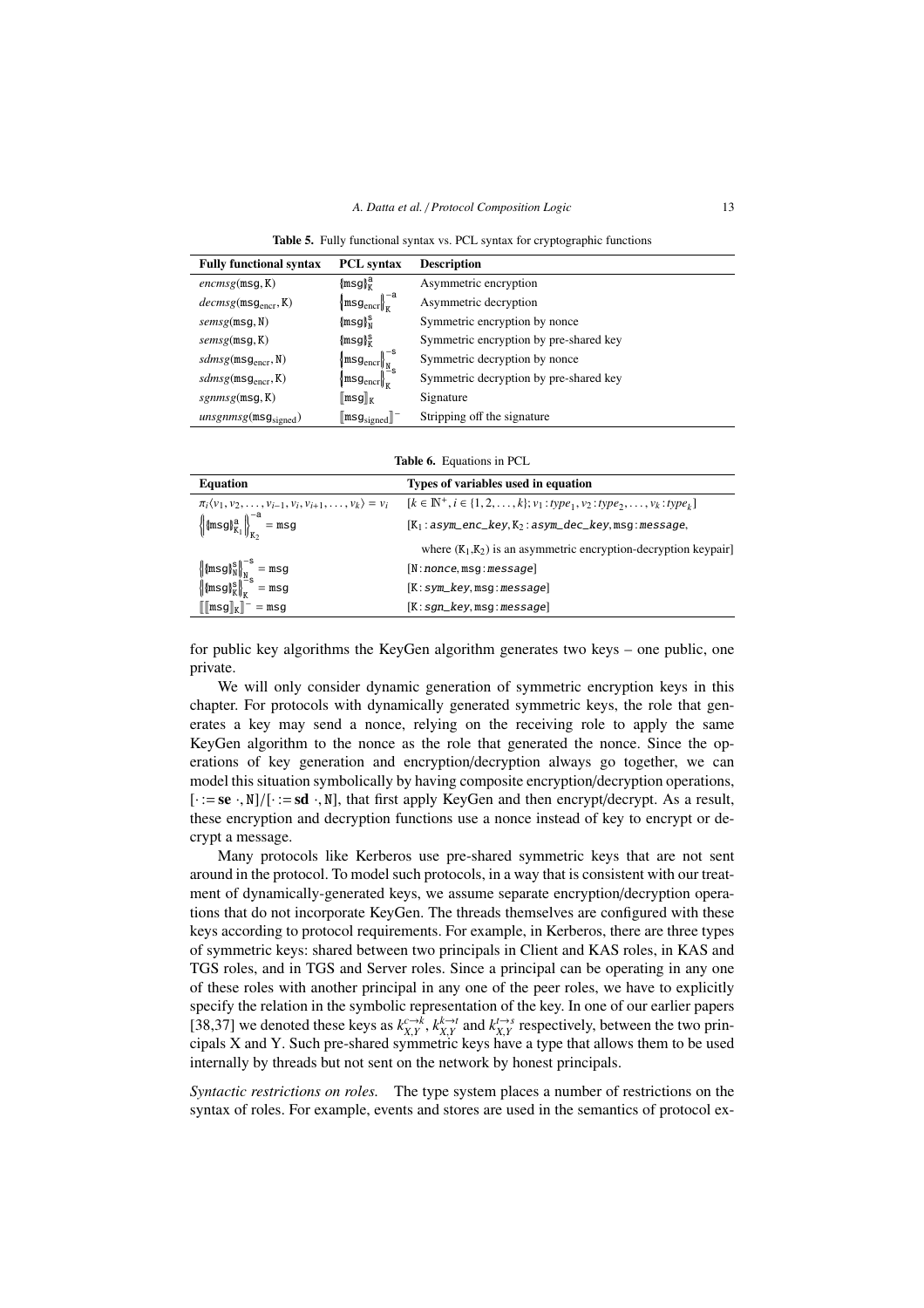**Table 5.** Fully functional syntax vs. PCL syntax for cryptographic functions

| Fully functional syntax | PCL syntax | Description |
| --- | --- | --- |
| $encmsg(\mathtt{msg}, \mathtt{K})$ | $\{\|\mathtt{msg}\|\}^{\mathtt{a}}_{\mathtt{K}}$ | Asymmetric encryption |
| $decmsg(\mathtt{msg}_{\text{encr}}, \mathtt{K})$ | $\{\|\mathtt{msg}_{\text{encr}}\|\}^{-\mathtt{a}}_{\mathtt{K}}$ | Asymmetric decryption |
| $semsg(\mathtt{msg}, \mathtt{N})$ | $\{\|\mathtt{msg}\|\}^{\mathtt{s}}_{\mathtt{N}}$ | Symmetric encryption by nonce |
| $semsg(\mathtt{msg}, \mathtt{K})$ | $\{\|\mathtt{msg}\|\}^{\mathtt{s}}_{\mathtt{K}}$ | Symmetric encryption by pre-shared key |
| $sdmsg(\mathtt{msg}_{\text{encr}}, \mathtt{N})$ | $\{\|\mathtt{msg}_{\text{encr}}\|\}^{-\mathtt{s}}_{\mathtt{N}_{\mathtt{s}}}$ | Symmetric decryption by nonce |
| $sdmsg(\mathtt{msg}_{\text{encr}}, \mathtt{K})$ | $\{\|\mathtt{msg}_{\text{encr}}\|\}^{-\mathtt{s}}_{\mathtt{K}}$ | Symmetric decryption by pre-shared key |
| $sgnmsg(\mathtt{msg}, \mathtt{K})$ | $[\![\mathtt{msg}]\!]_{\mathtt{K}}$ | Signature |
| $unsgnmsg(\mathtt{msg}_{\text{signed}})$ | $[\![\mathtt{msg}_{\text{signed}}]\!]^{-}$ | Stripping off the signature |

**Table 6.** Equations in PCL

| Equation | Types of variables used in equation |
| --- | --- |
| $\pi_i\langle v_1, v_2, \ldots, v_{i-1}, v_i, v_{i+1}, \ldots, v_k\rangle = v_i$ | $[k \in \mathbb{N}^+, i \in \{1, 2, \ldots, k\}; v_1 : type_1, v_2 : type_2, \ldots, v_k : type_k]$ |
| $\{\|\{\|\mathtt{msg}\|\}^{\mathtt{a}}_{\mathtt{K}_1}\|\}^{-\mathtt{a}}_{\mathtt{K}_2} = \mathtt{msg}$ | $[\mathtt{K}_1 : \mathit{asym\_enc\_key}, \mathtt{K}_2 : \mathit{asym\_dec\_key}, \mathtt{msg} : \mathit{message}$, where $(\mathtt{K}_1, \mathtt{K}_2)$ is an asymmetric encryption-decryption keypair] |
| $\{\|\{\|\mathtt{msg}\|\}^{\mathtt{s}}_{\mathtt{N}}\|\}^{-\mathtt{s}}_{\mathtt{N}_{\mathtt{s}}} = \mathtt{msg}$ | $[\mathtt{N} : \mathit{nonce}, \mathtt{msg} : \mathit{message}]$ |
| $\{\|\{\|\mathtt{msg}\|\}^{\mathtt{s}}_{\mathtt{K}}\|\}^{-\mathtt{s}}_{\mathtt{K}} = \mathtt{msg}$ | $[\mathtt{K} : \mathit{sym\_key}, \mathtt{msg} : \mathit{message}]$ |
| $[\![[\![\mathtt{msg}]\!]_{\mathtt{K}}]\!]^{-} = \mathtt{msg}$ | $[\mathtt{K} : \mathit{sgn\_key}, \mathtt{msg} : \mathit{message}]$ |

for public key algorithms the KeyGen algorithm generates two keys – one public, one private.

We will only consider dynamic generation of symmetric encryption keys in this chapter. For protocols with dynamically generated symmetric keys, the role that generates a key may send a nonce, relying on the receiving role to apply the same KeyGen algorithm to the nonce as the role that generated the nonce. Since the operations of key generation and encryption/decryption always go together, we can model this situation symbolically by having composite encryption/decryption operations, $[\cdot := \mathbf{se}\ \cdot, \mathtt{N}]/[\cdot := \mathbf{sd}\ \cdot, \mathtt{N}]$, that first apply KeyGen and then encrypt/decrypt. As a result, these encryption and decryption functions use a nonce instead of key to encrypt or decrypt a message.

Many protocols like Kerberos use pre-shared symmetric keys that are not sent around in the protocol. To model such protocols, in a way that is consistent with our treatment of dynamically-generated keys, we assume separate encryption/decryption operations that do not incorporate KeyGen. The threads themselves are configured with these keys according to protocol requirements. For example, in Kerberos, there are three types of symmetric keys: shared between two principals in Client and KAS roles, in KAS and TGS roles, and in TGS and Server roles. Since a principal can be operating in any one of these roles with another principal in any one of the peer roles, we have to explicitly specify the relation in the symbolic representation of the key. In one of our earlier papers [38,37] we denoted these keys as $k^{c\to k}_{X,Y}$, $k^{k\to t}_{X,Y}$ and $k^{t\to s}_{X,Y}$ respectively, between the two principals X and Y. Such pre-shared symmetric keys have a type that allows them to be used internally by threads but not sent on the network by honest principals.

*Syntactic restrictions on roles.* The type system places a number of restrictions on the syntax of roles. For example, events and stores are used in the semantics of protocol ex-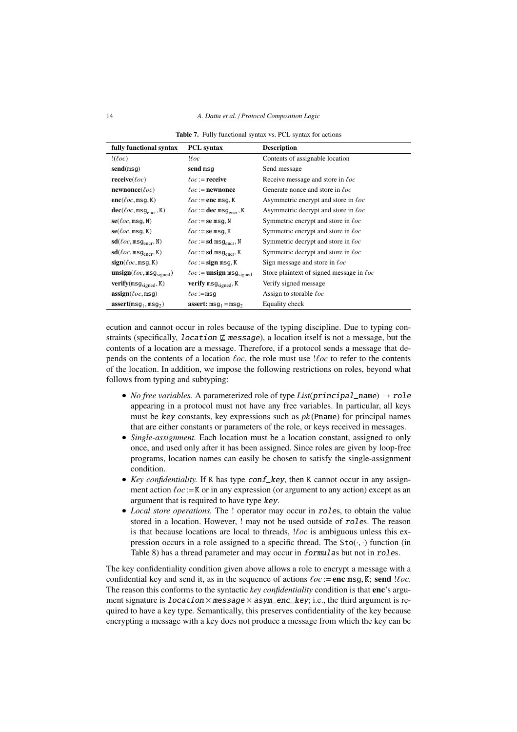**Table 7.** Fully functional syntax vs. PCL syntax for actions

| fully functional syntax | PCL syntax | Description |
|---|---|---|
| $!(\ell oc)$ | $!\ell oc$ | Contents of assignable location |
| **send**(msg) | **send** msg | Send message |
| **receive**($\ell oc$) | $\ell oc$ := **receive** | Receive message and store in $\ell oc$ |
| **newnonce**($\ell oc$) | $\ell oc$ := **newnonce** | Generate nonce and store in $\ell oc$ |
| **enc**($\ell oc$, msg, K) | $\ell oc$ := **enc** msg, K | Asymmetric encrypt and store in $\ell oc$ |
| **dec**($\ell oc$, $\mathtt{msg}_{\mathrm{encr}}$, K) | $\ell oc$ := **dec** $\mathtt{msg}_{\mathrm{encr}}$, K | Asymmetric decrypt and store in $\ell oc$ |
| **se**($\ell oc$, msg, N) | $\ell oc$ := **se** msg, N | Symmetric encrypt and store in $\ell oc$ |
| **se**($\ell oc$, msg, K) | $\ell oc$ := **se** msg, K | Symmetric encrypt and store in $\ell oc$ |
| **sd**($\ell oc$, $\mathtt{msg}_{\mathrm{encr}}$, N) | $\ell oc$ := **sd** $\mathtt{msg}_{\mathrm{encr}}$, N | Symmetric decrypt and store in $\ell oc$ |
| **sd**($\ell oc$, $\mathtt{msg}_{\mathrm{encr}}$, K) | $\ell oc$ := **sd** $\mathtt{msg}_{\mathrm{encr}}$, K | Symmetric decrypt and store in $\ell oc$ |
| **sign**($\ell oc$, msg, K) | $\ell oc$ := **sign** msg, K | Sign message and store in $\ell oc$ |
| **unsign**($\ell oc$, $\mathtt{msg}_{\mathrm{signed}}$) | $\ell oc$ := **unsign** $\mathtt{msg}_{\mathrm{signed}}$ | Store plaintext of signed message in $\ell oc$ |
| **verify**($\mathtt{msg}_{\mathrm{signed}}$, K) | **verify** $\mathtt{msg}_{\mathrm{signed}}$, K | Verify signed message |
| **assign**($\ell oc$, msg) | $\ell oc$ := msg | Assign to storable $\ell oc$ |
| **assert**($\mathtt{msg}_1$, $\mathtt{msg}_2$) | **assert:** $\mathtt{msg}_1 = \mathtt{msg}_2$ | Equality check |

ecution and cannot occur in roles because of the typing discipline. Due to typing constraints (specifically, *location* $\not\sqsubseteq$ *message*), a location itself is not a message, but the contents of a location are a message. Therefore, if a protocol sends a message that depends on the contents of a location $\ell oc$, the role must use $!\ell oc$ to refer to the contents of the location. In addition, we impose the following restrictions on roles, beyond what follows from typing and subtyping:

- *No free variables.* A parameterized role of type *List*(*principal_name*) $\rightarrow$ *role* appearing in a protocol must not have any free variables. In particular, all keys must be *key* constants, key expressions such as *pk*(Pname) for principal names that are either constants or parameters of the role, or keys received in messages.
- *Single-assignment.* Each location must be a location constant, assigned to only once, and used only after it has been assigned. Since roles are given by loop-free programs, location names can easily be chosen to satisfy the single-assignment condition.
- *Key confidentiality.* If K has type *conf_key*, then K cannot occur in any assignment action $\ell oc$ := K or in any expression (or argument to any action) except as an argument that is required to have type *key*.
- *Local store operations.* The ! operator may occur in *role*s, to obtain the value stored in a location. However, ! may not be used outside of *role*s. The reason is that because locations are local to threads, $!\ell oc$ is ambiguous unless this expression occurs in a role assigned to a specific thread. The $\mathtt{Sto}(\cdot,\cdot)$ function (in Table 8) has a thread parameter and may occur in *formula*s but not in *role*s.

The key confidentiality condition given above allows a role to encrypt a message with a confidential key and send it, as in the sequence of actions $\ell oc$ := **enc** msg, K; **send** $!\ell oc$. The reason this conforms to the syntactic *key confidentiality* condition is that **enc**'s argument signature is *location* $\times$ *message* $\times$ *asym_enc_key*; i.e., the third argument is required to have a key type. Semantically, this preserves confidentiality of the key because encrypting a message with a key does not produce a message from which the key can be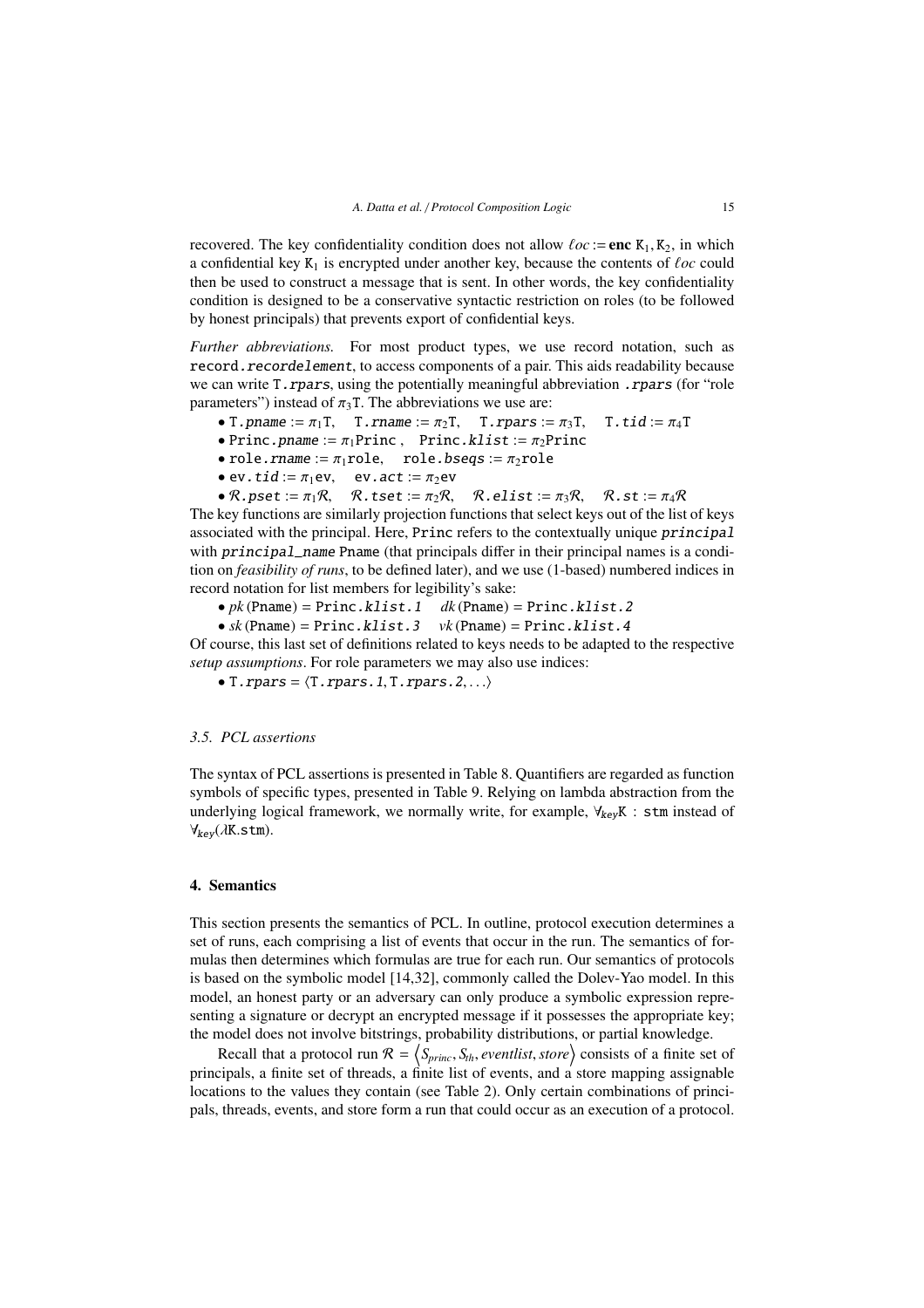recovered. The key confidentiality condition does not allow $\ell oc := \textbf{enc}\ \texttt{K}_1, \texttt{K}_2$, in which a confidential key $\texttt{K}_1$ is encrypted under another key, because the contents of $\ell oc$ could then be used to construct a message that is sent. In other words, the key confidentiality condition is designed to be a conservative syntactic restriction on roles (to be followed by honest principals) that prevents export of confidential keys.

*Further abbreviations.* For most product types, we use record notation, such as `record.recordelement`, to access components of a pair. This aids readability because we can write `T.rpars`, using the potentially meaningful abbreviation `.rpars` (for "role parameters") instead of $\pi_3\texttt{T}$. The abbreviations we use are:

- $\texttt{T.pname} := \pi_1\texttt{T}$, $\texttt{T.rname} := \pi_2\texttt{T}$, $\texttt{T.rpars} := \pi_3\texttt{T}$, $\texttt{T.tid} := \pi_4\texttt{T}$
- $\texttt{Princ.pname} := \pi_1\texttt{Princ}$ , $\texttt{Princ.klist} := \pi_2\texttt{Princ}$
- $\texttt{role.rname} := \pi_1\texttt{role}$, $\texttt{role.bseqs} := \pi_2\texttt{role}$
- $\texttt{ev.tid} := \pi_1\texttt{ev}$, $\texttt{ev.act} := \pi_2\texttt{ev}$
- $\mathcal{R}\texttt{.pset} := \pi_1\mathcal{R}$, $\mathcal{R}\texttt{.tset} := \pi_2\mathcal{R}$, $\mathcal{R}\texttt{.elist} := \pi_3\mathcal{R}$, $\mathcal{R}\texttt{.st} := \pi_4\mathcal{R}$

The key functions are similarly projection functions that select keys out of the list of keys associated with the principal. Here, `Princ` refers to the contextually unique `principal` with `principal_name` `Pname` (that principals differ in their principal names is a condition on *feasibility of runs*, to be defined later), and we use (1-based) numbered indices in record notation for list members for legibility's sake:

- $pk\,(\texttt{Pname}) = \texttt{Princ.klist.1}$ $\quad dk\,(\texttt{Pname}) = \texttt{Princ.klist.2}$
- $sk\,(\texttt{Pname}) = \texttt{Princ.klist.3}$ $\quad vk\,(\texttt{Pname}) = \texttt{Princ.klist.4}$

Of course, this last set of definitions related to keys needs to be adapted to the respective *setup assumptions*. For role parameters we may also use indices:

- $\texttt{T.rpars} = \langle \texttt{T.rpars.1}, \texttt{T.rpars.2}, \ldots \rangle$

### 3.5. PCL assertions

The syntax of PCL assertions is presented in Table 8. Quantifiers are regarded as function symbols of specific types, presented in Table 9. Relying on lambda abstraction from the underlying logical framework, we normally write, for example, $\forall_{key}\texttt{K} : \texttt{stm}$ instead of $\forall_{key}(\lambda\texttt{K}.\texttt{stm})$.

## 4. Semantics

This section presents the semantics of PCL. In outline, protocol execution determines a set of runs, each comprising a list of events that occur in the run. The semantics of formulas then determines which formulas are true for each run. Our semantics of protocols is based on the symbolic model [14,32], commonly called the Dolev-Yao model. In this model, an honest party or an adversary can only produce a symbolic expression representing a signature or decrypt an encrypted message if it possesses the appropriate key; the model does not involve bitstrings, probability distributions, or partial knowledge.

Recall that a protocol run $\mathcal{R} = \left\langle S_{princ}, S_{th}, eventlist, store \right\rangle$ consists of a finite set of principals, a finite set of threads, a finite list of events, and a store mapping assignable locations to the values they contain (see Table 2). Only certain combinations of principals, threads, events, and store form a run that could occur as an execution of a protocol.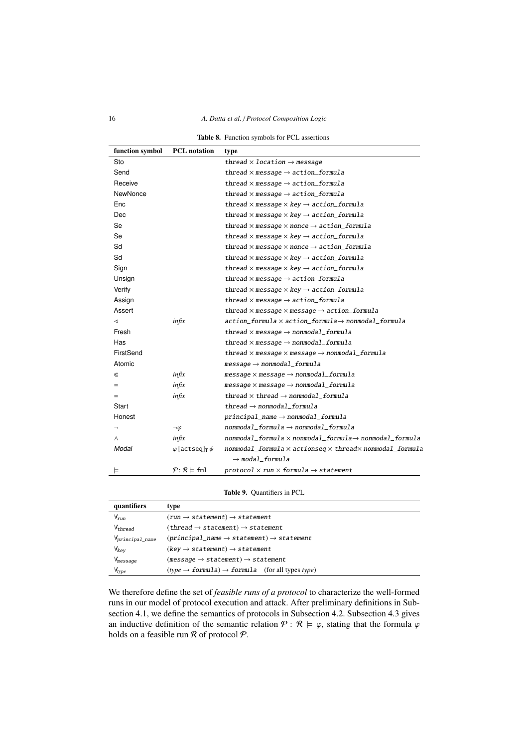**Table 8.** Function symbols for PCL assertions

| function symbol | PCL notation | type |
|---|---|---|
| Sto | | $thread \times location \rightarrow message$ |
| Send | | $thread \times message \rightarrow action\_formula$ |
| Receive | | $thread \times message \rightarrow action\_formula$ |
| NewNonce | | $thread \times message \rightarrow action\_formula$ |
| Enc | | $thread \times message \times key \rightarrow action\_formula$ |
| Dec | | $thread \times message \times key \rightarrow action\_formula$ |
| Se | | $thread \times message \times nonce \rightarrow action\_formula$ |
| Se | | $thread \times message \times key \rightarrow action\_formula$ |
| Sd | | $thread \times message \times nonce \rightarrow action\_formula$ |
| Sd | | $thread \times message \times key \rightarrow action\_formula$ |
| Sign | | $thread \times message \times key \rightarrow action\_formula$ |
| Unsign | | $thread \times message \rightarrow action\_formula$ |
| Verify | | $thread \times message \times key \rightarrow action\_formula$ |
| Assign | | $thread \times message \rightarrow action\_formula$ |
| Assert | | $thread \times message \times message \rightarrow action\_formula$ |
| $\lhd$ | *infix* | $action\_formula \times action\_formula \rightarrow nonmodal\_formula$ |
| Fresh | | $thread \times message \rightarrow nonmodal\_formula$ |
| Has | | $thread \times message \rightarrow nonmodal\_formula$ |
| FirstSend | | $thread \times message \times message \rightarrow nonmodal\_formula$ |
| Atomic | | $message \rightarrow nonmodal\_formula$ |
| $\Subset$ | *infix* | $message \times message \rightarrow nonmodal\_formula$ |
| $=$ | *infix* | $message \times message \rightarrow nonmodal\_formula$ |
| $=$ | *infix* | $thread \times thread \rightarrow nonmodal\_formula$ |
| Start | | $thread \rightarrow nonmodal\_formula$ |
| Honest | | $principal\_name \rightarrow nonmodal\_formula$ |
| $\neg$ | $\neg\varphi$ | $nonmodal\_formula \rightarrow nonmodal\_formula$ |
| $\wedge$ | *infix* | $nonmodal\_formula \times nonmodal\_formula \rightarrow nonmodal\_formula$ |
| *Modal* | $\varphi\,[\mathtt{actseq}]_{\mathrm{T}}\,\psi$ | $nonmodal\_formula \times actionseq \times thread \times nonmodal\_formula \rightarrow modal\_formula$ |
| $\models$ | $\mathcal{P} : \mathcal{R} \models \mathtt{fml}$ | $protocol \times run \times formula \rightarrow statement$ |

**Table 9.** Quantifiers in PCL

| quantifiers | type |
|---|---|
| $\forall_{run}$ | $(run \rightarrow statement) \rightarrow statement$ |
| $\forall_{thread}$ | $(thread \rightarrow statement) \rightarrow statement$ |
| $\forall_{principal\_name}$ | $(principal\_name \rightarrow statement) \rightarrow statement$ |
| $\forall_{key}$ | $(key \rightarrow statement) \rightarrow statement$ |
| $\forall_{message}$ | $(message \rightarrow statement) \rightarrow statement$ |
| $\forall_{type}$ | $(type \rightarrow formula) \rightarrow formula$ (for all types *type*) |

We therefore define the set of *feasible runs of a protocol* to characterize the well-formed runs in our model of protocol execution and attack. After preliminary definitions in Subsection 4.1, we define the semantics of protocols in Subsection 4.2. Subsection 4.3 gives an inductive definition of the semantic relation $\mathcal{P} : \mathcal{R} \models \varphi$, stating that the formula $\varphi$ holds on a feasible run $\mathcal{R}$ of protocol $\mathcal{P}$.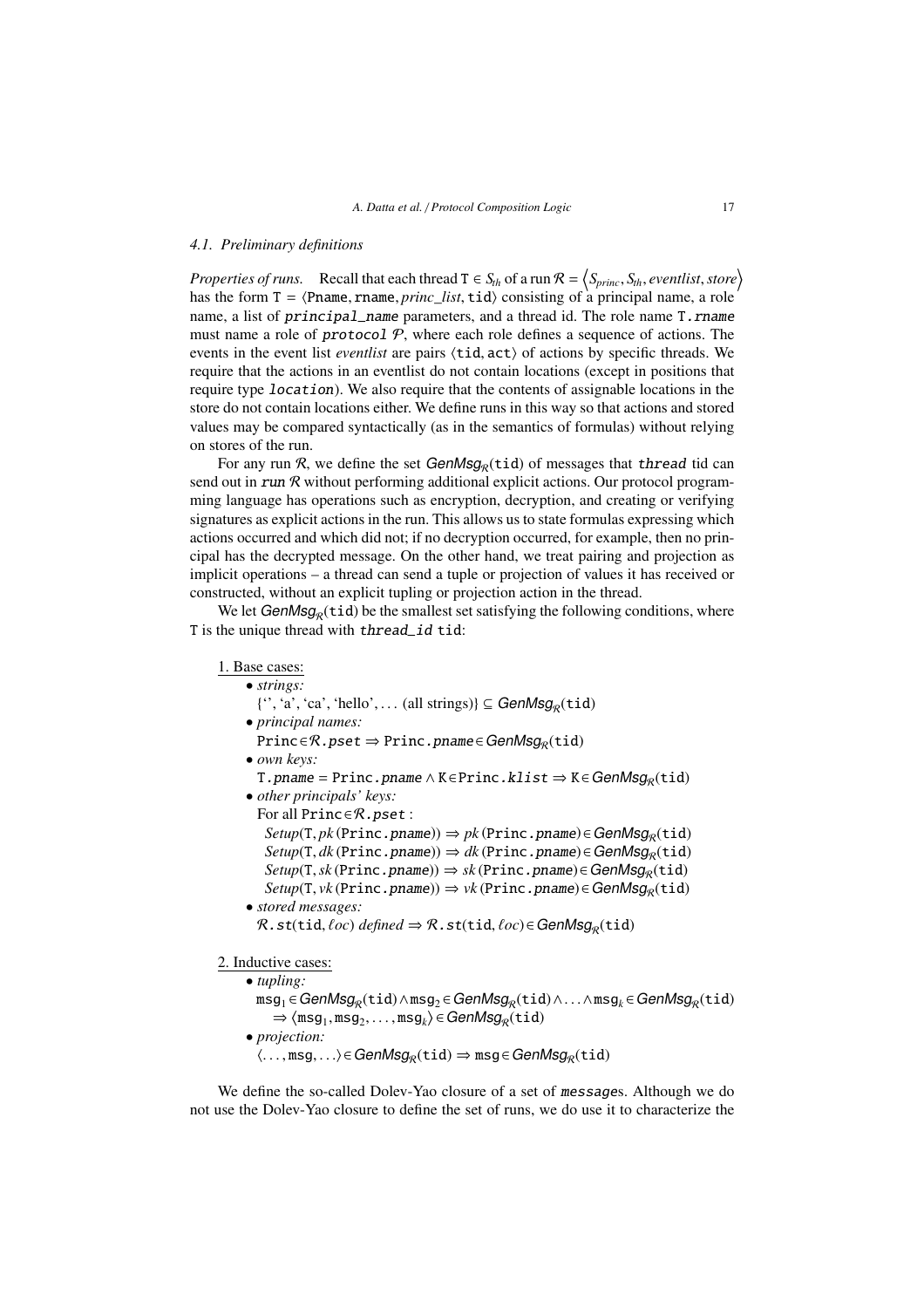### 4.1. Preliminary definitions

*Properties of runs.* Recall that each thread $\mathtt{T} \in S_{th}$ of a run $\mathcal{R} = \langle S_{princ}, S_{th}, eventlist, store \rangle$ has the form $\mathtt{T} = \langle \mathtt{Pname}, \mathtt{rname}, princ\_list, \mathtt{tid} \rangle$ consisting of a principal name, a role name, a list of `principal_name` parameters, and a thread id. The role name `T.rname` must name a role of `protocol` $\mathcal{P}$, where each role defines a sequence of actions. The events in the event list *eventlist* are pairs $\langle \mathtt{tid}, \mathtt{act} \rangle$ of actions by specific threads. We require that the actions in an eventlist do not contain locations (except in positions that require type `location`). We also require that the contents of assignable locations in the store do not contain locations either. We define runs in this way so that actions and stored values may be compared syntactically (as in the semantics of formulas) without relying on stores of the run.

For any run $\mathcal{R}$, we define the set $GenMsg_{\mathcal{R}}(\mathtt{tid})$ of messages that `thread` tid can send out in `run` $\mathcal{R}$ without performing additional explicit actions. Our protocol programming language has operations such as encryption, decryption, and creating or verifying signatures as explicit actions in the run. This allows us to state formulas expressing which actions occurred and which did not; if no decryption occurred, for example, then no principal has the decrypted message. On the other hand, we treat pairing and projection as implicit operations – a thread can send a tuple or projection of values it has received or constructed, without an explicit tupling or projection action in the thread.

We let $GenMsg_{\mathcal{R}}(\mathtt{tid})$ be the smallest set satisfying the following conditions, where T is the unique thread with `thread_id` tid:

1. Base cases:
   - *strings:*
     $\{\text{`'}, \text{`a'}, \text{`ca'}, \text{`hello'}, \ldots \text{ (all strings)}\} \subseteq GenMsg_{\mathcal{R}}(\mathtt{tid})$
   - *principal names:*
     $\mathtt{Princ} \in \mathcal{R}.pset \Rightarrow \mathtt{Princ}.pname \in GenMsg_{\mathcal{R}}(\mathtt{tid})$
   - *own keys:*
     $\mathtt{T}.pname = \mathtt{Princ}.pname \wedge \mathtt{K} \in \mathtt{Princ}.klist \Rightarrow \mathtt{K} \in GenMsg_{\mathcal{R}}(\mathtt{tid})$
   - *other principals' keys:*
     For all $\mathtt{Princ} \in \mathcal{R}.pset$ :
     $Setup(\mathtt{T}, pk(\mathtt{Princ}.pname)) \Rightarrow pk(\mathtt{Princ}.pname) \in GenMsg_{\mathcal{R}}(\mathtt{tid})$
     $Setup(\mathtt{T}, dk(\mathtt{Princ}.pname)) \Rightarrow dk(\mathtt{Princ}.pname) \in GenMsg_{\mathcal{R}}(\mathtt{tid})$
     $Setup(\mathtt{T}, sk(\mathtt{Princ}.pname)) \Rightarrow sk(\mathtt{Princ}.pname) \in GenMsg_{\mathcal{R}}(\mathtt{tid})$
     $Setup(\mathtt{T}, vk(\mathtt{Princ}.pname)) \Rightarrow vk(\mathtt{Princ}.pname) \in GenMsg_{\mathcal{R}}(\mathtt{tid})$
   - *stored messages:*
     $\mathcal{R}.st(\mathtt{tid}, \ell oc)$ *defined* $\Rightarrow \mathcal{R}.st(\mathtt{tid}, \ell oc) \in GenMsg_{\mathcal{R}}(\mathtt{tid})$

2. Inductive cases:
   - *tupling:*
     $\mathtt{msg}_1 \in GenMsg_{\mathcal{R}}(\mathtt{tid}) \wedge \mathtt{msg}_2 \in GenMsg_{\mathcal{R}}(\mathtt{tid}) \wedge \ldots \wedge \mathtt{msg}_k \in GenMsg_{\mathcal{R}}(\mathtt{tid})$
     $\Rightarrow \langle \mathtt{msg}_1, \mathtt{msg}_2, \ldots, \mathtt{msg}_k \rangle \in GenMsg_{\mathcal{R}}(\mathtt{tid})$
   - *projection:*
     $\langle \ldots, \mathtt{msg}, \ldots \rangle \in GenMsg_{\mathcal{R}}(\mathtt{tid}) \Rightarrow \mathtt{msg} \in GenMsg_{\mathcal{R}}(\mathtt{tid})$

We define the so-called Dolev-Yao closure of a set of `message`s. Although we do not use the Dolev-Yao closure to define the set of runs, we do use it to characterize the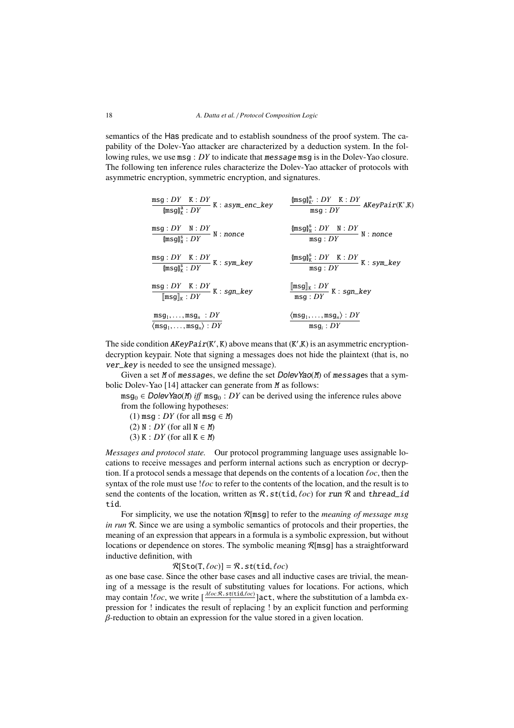semantics of the Has predicate and to establish soundness of the proof system. The capability of the Dolev-Yao attacker are characterized by a deduction system. In the following rules, we use $\mathtt{msg} : DY$ to indicate that *message* msg is in the Dolev-Yao closure. The following ten inference rules characterize the Dolev-Yao attacker of protocols with asymmetric encryption, symmetric encryption, and signatures.

$$\frac{\mathtt{msg} : DY \quad \mathtt{K} : DY}{\{\!|\mathtt{msg}|\!\}^{\mathtt{a}}_{\mathtt{K}} : DY}\ \mathtt{K} : \mathit{asym\_enc\_key} \qquad \frac{\{\!|\mathtt{msg}|\!\}^{\mathtt{a}}_{\mathtt{K'}} : DY \quad \mathtt{K} : DY}{\mathtt{msg} : DY}\ \mathit{AKeyPair}(\mathtt{K'},\mathtt{K})$$

$$\frac{\mathtt{msg} : DY \quad \mathtt{N} : DY}{\{\!|\mathtt{msg}|\!\}^{\mathtt{s}}_{\mathtt{N}} : DY}\ \mathtt{N} : \mathit{nonce} \qquad \frac{\{\!|\mathtt{msg}|\!\}^{\mathtt{s}}_{\mathtt{N}} : DY \quad \mathtt{N} : DY}{\mathtt{msg} : DY}\ \mathtt{N} : \mathit{nonce}$$

$$\frac{\mathtt{msg} : DY \quad \mathtt{K} : DY}{\{\!|\mathtt{msg}|\!\}^{\mathtt{s}}_{\mathtt{K}} : DY}\ \mathtt{K} : \mathit{sym\_key} \qquad \frac{\{\!|\mathtt{msg}|\!\}^{\mathtt{s}}_{\mathtt{K}} : DY \quad \mathtt{K} : DY}{\mathtt{msg} : DY}\ \mathtt{K} : \mathit{sym\_key}$$

$$\frac{\mathtt{msg} : DY \quad \mathtt{K} : DY}{[\![\mathtt{msg}]\!]_{\mathtt{K}} : DY}\ \mathtt{K} : \mathit{sgn\_key} \qquad \frac{[\![\mathtt{msg}]\!]_{\mathtt{K}} : DY}{\mathtt{msg} : DY}\ \mathtt{K} : \mathit{sgn\_key}$$

$$\frac{\mathtt{msg}_1, \ldots, \mathtt{msg}_n \ : DY}{\langle \mathtt{msg}_1, \ldots, \mathtt{msg}_n \rangle : DY} \qquad \frac{\langle \mathtt{msg}_1, \ldots, \mathtt{msg}_n \rangle : DY}{\mathtt{msg}_i : DY}$$

The side condition $\mathit{AKeyPair}(\mathtt{K'}, \mathtt{K})$ above means that $(\mathtt{K'},\mathtt{K})$ is an asymmetric encryption-decryption keypair. Note that signing a messages does not hide the plaintext (that is, no *ver_key* is needed to see the unsigned message).

Given a set $M$ of *message*s, we define the set *DolevYao*($M$) of *message*s that a symbolic Dolev-Yao [14] attacker can generate from $M$ as follows:

$\mathtt{msg}_0 \in$ *DolevYao*($M$) *iff* $\mathtt{msg}_0 : DY$ can be derived using the inference rules above from the following hypotheses:

(1) $\mathtt{msg} : DY$ (for all $\mathtt{msg} \in M$)

(2) $\mathtt{N} : DY$ (for all $\mathtt{N} \in M$)

(3) $\mathtt{K} : DY$ (for all $\mathtt{K} \in M$)

*Messages and protocol state.* Our protocol programming language uses assignable locations to receive messages and perform internal actions such as encryption or decryption. If a protocol sends a message that depends on the contents of a location $\ell oc$, then the syntax of the role must use $!\ell oc$ to refer to the contents of the location, and the result is to send the contents of the location, written as $\mathcal{R}.st(\mathtt{tid}, \ell oc)$ for *run* $\mathcal{R}$ and *thread_id* tid.

For simplicity, we use the notation $\mathcal{R}[\mathtt{msg}]$ to refer to the *meaning of message msg in run* $\mathcal{R}$. Since we are using a symbolic semantics of protocols and their properties, the meaning of an expression that appears in a formula is a symbolic expression, but without locations or dependence on stores. The symbolic meaning $\mathcal{R}[\mathtt{msg}]$ has a straightforward inductive definition, with

$$\mathcal{R}[\mathtt{Sto}(\mathtt{T}, \ell oc)] = \mathcal{R}.st(\mathtt{tid}, \ell oc)$$

as one base case. Since the other base cases and all inductive cases are trivial, the meaning of a message is the result of substituting values for locations. For actions, which may contain $!\ell oc$, we write $[\frac{\lambda \ell oc. \mathcal{R}.st(\mathtt{tid}, \ell oc)}{!}]\mathtt{act}$, where the substitution of a lambda expression for ! indicates the result of replacing ! by an explicit function and performing $\beta$-reduction to obtain an expression for the value stored in a given location.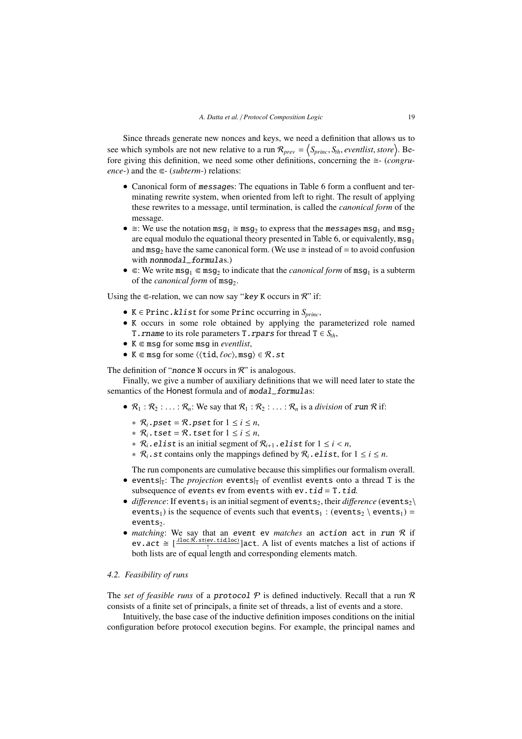Since threads generate new nonces and keys, we need a definition that allows us to see which symbols are not new relative to a run $\mathcal{R}_{prev} = \left\langle S_{princ}, S_{th}, eventlist, store \right\rangle$. Before giving this definition, we need some other definitions, concerning the ≅- (*congruence*-) and the ⋐- (*subterm*-) relations:

- Canonical form of `message`s: The equations in Table 6 form a confluent and terminating rewrite system, when oriented from left to right. The result of applying these rewrites to a message, until termination, is called the *canonical form* of the message.
- ≅: We use the notation $\mathtt{msg}_1 \cong \mathtt{msg}_2$ to express that the `message`s $\mathtt{msg}_1$ and $\mathtt{msg}_2$ are equal modulo the equational theory presented in Table 6, or equivalently, $\mathtt{msg}_1$ and $\mathtt{msg}_2$ have the same canonical form. (We use ≅ instead of = to avoid confusion with `nonmodal_formula`s.)
- ⋐: We write $\mathtt{msg}_1 \Subset \mathtt{msg}_2$ to indicate that the *canonical form* of $\mathtt{msg}_1$ is a subterm of the *canonical form* of $\mathtt{msg}_2$.

Using the ⋐-relation, we can now say "`key` K occurs in $\mathcal{R}$" if:

- $\mathtt{K} \in \mathtt{Princ}.\mathtt{klist}$ for some Princ occurring in $S_{princ}$,
- K occurs in some role obtained by applying the parameterized role named `T.rname` to its role parameters `T.rpars` for thread $\mathtt{T} \in S_{th}$,
- $\mathtt{K} \Subset \mathtt{msg}$ for some msg in *eventlist*,
- $\mathtt{K} \Subset \mathtt{msg}$ for some $\langle\langle \mathtt{tid}, \ell oc\rangle, \mathtt{msg}\rangle \in \mathcal{R}.\mathtt{st}$

The definition of "`nonce` N occurs in $\mathcal{R}$" is analogous.

Finally, we give a number of auxiliary definitions that we will need later to state the semantics of the Honest formula and of `modal_formula`s:

- $\mathcal{R}_1 : \mathcal{R}_2 : \ldots : \mathcal{R}_n$: We say that $\mathcal{R}_1 : \mathcal{R}_2 : \ldots : \mathcal{R}_n$ is a *division* of `run` $\mathcal{R}$ if:
  - $\mathcal{R}_i.\mathtt{pset} = \mathcal{R}.\mathtt{pset}$ for $1 \le i \le n$,
  - $\mathcal{R}_i.\mathtt{tset} = \mathcal{R}.\mathtt{tset}$ for $1 \le i \le n$,
  - $\mathcal{R}_i.\mathtt{elist}$ is an initial segment of $\mathcal{R}_{i+1}.\mathtt{elist}$ for $1 \le i < n$,
  - $\mathcal{R}_i.\mathtt{st}$ contains only the mappings defined by $\mathcal{R}_i.\mathtt{elist}$, for $1 \le i \le n$.

  The run components are cumulative because this simplifies our formalism overall.
- $\mathtt{events}|_\mathtt{T}$: The *projection* $\mathtt{events}|_\mathtt{T}$ of eventlist events onto a thread T is the subsequence of `event`s ev from events with $\mathtt{ev}.\mathtt{tid} = \mathtt{T}.\mathtt{tid}$.
- *difference*: If $\mathtt{events}_1$ is an initial segment of $\mathtt{events}_2$, their *difference* ($\mathtt{events}_2 \setminus \mathtt{events}_1$) is the sequence of events such that $\mathtt{events}_1 : (\mathtt{events}_2 \setminus \mathtt{events}_1) = \mathtt{events}_2$.
- *matching*: We say that an `event` ev *matches* an `action` act in `run` $\mathcal{R}$ if $\mathtt{ev}.\mathtt{act} \cong [\frac{\lambda\mathtt{loc}.\mathcal{R}.\mathtt{st}(\mathtt{ev}.\mathtt{tid},\mathtt{loc})}{!}]\mathtt{act}$. A list of events matches a list of actions if both lists are of equal length and corresponding elements match.

### 4.2. Feasibility of runs

The *set of feasible runs* of a `protocol` $\mathcal{P}$ is defined inductively. Recall that a run $\mathcal{R}$ consists of a finite set of principals, a finite set of threads, a list of events and a store.

Intuitively, the base case of the inductive definition imposes conditions on the initial configuration before protocol execution begins. For example, the principal names and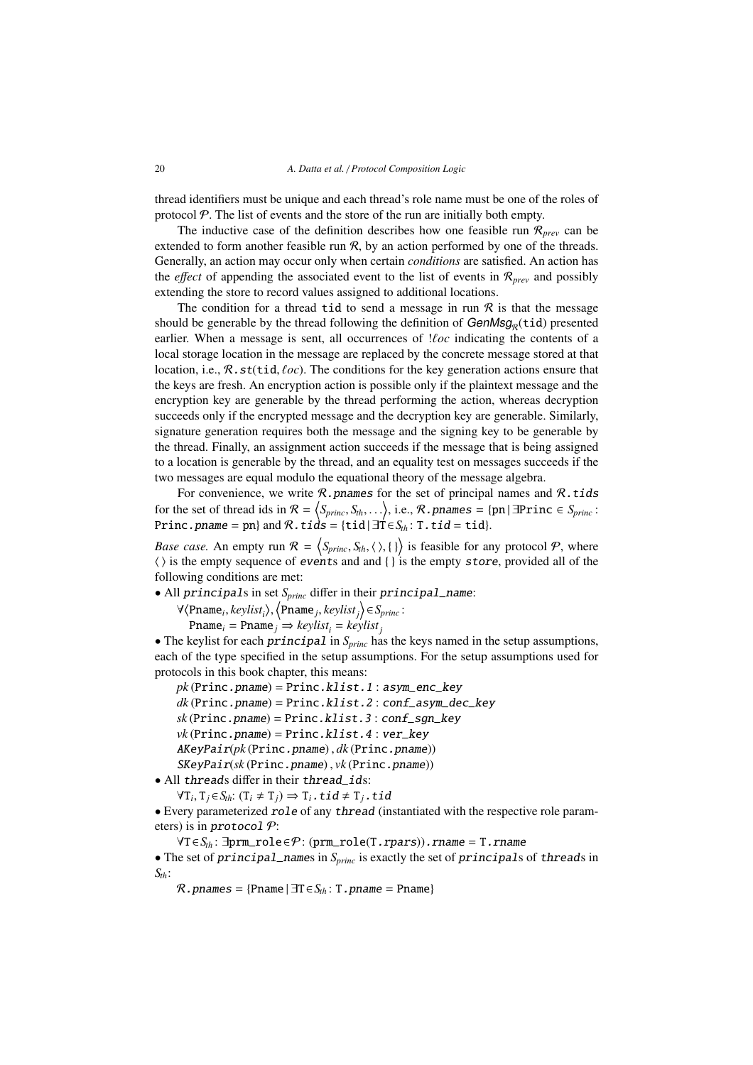thread identifiers must be unique and each thread's role name must be one of the roles of protocol $\mathcal{P}$. The list of events and the store of the run are initially both empty.

The inductive case of the definition describes how one feasible run $\mathcal{R}_{prev}$ can be extended to form another feasible run $\mathcal{R}$, by an action performed by one of the threads. Generally, an action may occur only when certain *conditions* are satisfied. An action has the *effect* of appending the associated event to the list of events in $\mathcal{R}_{prev}$ and possibly extending the store to record values assigned to additional locations.

The condition for a thread tid to send a message in run $\mathcal{R}$ is that the message should be generable by the thread following the definition of $\mathit{GenMsg}_{\mathcal{R}}(\mathtt{tid})$ presented earlier. When a message is sent, all occurrences of $!\ell oc$ indicating the contents of a local storage location in the message are replaced by the concrete message stored at that location, i.e., $\mathcal{R}.\mathtt{st}(\mathtt{tid}, \ell oc)$. The conditions for the key generation actions ensure that the keys are fresh. An encryption action is possible only if the plaintext message and the encryption key are generable by the thread performing the action, whereas decryption succeeds only if the encrypted message and the decryption key are generable. Similarly, signature generation requires both the message and the signing key to be generable by the thread. Finally, an assignment action succeeds if the message that is being assigned to a location is generable by the thread, and an equality test on messages succeeds if the two messages are equal modulo the equational theory of the message algebra.

For convenience, we write $\mathcal{R}.\mathtt{pnames}$ for the set of principal names and $\mathcal{R}.\mathtt{tids}$ for the set of thread ids in $\mathcal{R} = \left\langle S_{princ}, S_{th}, \ldots \right\rangle$, i.e., $\mathcal{R}.\mathtt{pnames} = \{\mathtt{pn} \mid \exists \mathtt{Princ} \in S_{princ} : \mathtt{Princ}.\mathtt{pname} = \mathtt{pn}\}$ and $\mathcal{R}.\mathtt{tids} = \{\mathtt{tid} \mid \exists \mathtt{T} \in S_{th} : \mathtt{T}.\mathtt{tid} = \mathtt{tid}\}$.

*Base case.* An empty run $\mathcal{R} = \left\langle S_{princ}, S_{th}, \langle\,\rangle, \{\,\}\right\rangle$ is feasible for any protocol $\mathcal{P}$, where $\langle\,\rangle$ is the empty sequence of events and and $\{\,\}$ is the empty store, provided all of the following conditions are met:

• All principals in set $S_{princ}$ differ in their principal_name:

$\quad \forall \langle \mathtt{Pname}_i, keylist_i \rangle, \langle \mathtt{Pname}_j, keylist_j \rangle \in S_{princ}:$

$\quad\quad \mathtt{Pname}_i = \mathtt{Pname}_j \Rightarrow keylist_i = keylist_j$

• The keylist for each principal in $S_{princ}$ has the keys named in the setup assumptions, each of the type specified in the setup assumptions. For the setup assumptions used for protocols in this book chapter, this means:

$\quad pk(\mathtt{Princ}.\mathtt{pname}) = \mathtt{Princ}.\mathtt{klist.1} : \mathtt{asym\_enc\_key}$

$\quad dk(\mathtt{Princ}.\mathtt{pname}) = \mathtt{Princ}.\mathtt{klist.2} : \mathtt{conf\_asym\_dec\_key}$

$\quad sk(\mathtt{Princ}.\mathtt{pname}) = \mathtt{Princ}.\mathtt{klist.3} : \mathtt{conf\_sgn\_key}$

$\quad vk(\mathtt{Princ}.\mathtt{pname}) = \mathtt{Princ}.\mathtt{klist.4} : \mathtt{ver\_key}$

$\quad \mathtt{AKeyPair}(pk(\mathtt{Princ}.\mathtt{pname}), dk(\mathtt{Princ}.\mathtt{pname}))$

$\quad \mathtt{SKeyPair}(sk(\mathtt{Princ}.\mathtt{pname}), vk(\mathtt{Princ}.\mathtt{pname}))$

• All threads differ in their thread_ids:

$\quad \forall \mathtt{T}_i, \mathtt{T}_j \in S_{th}: (\mathtt{T}_i \neq \mathtt{T}_j) \Rightarrow \mathtt{T}_i.\mathtt{tid} \neq \mathtt{T}_j.\mathtt{tid}$

• Every parameterized role of any thread (instantiated with the respective role parameters) is in protocol $\mathcal{P}$:

$\quad \forall \mathtt{T} \in S_{th}: \exists \mathtt{prm\_role} \in \mathcal{P}: (\mathtt{prm\_role}(\mathtt{T}.\mathtt{rpars})).\mathtt{rname} = \mathtt{T}.\mathtt{rname}$

• The set of principal_names in $S_{princ}$ is exactly the set of principals of threads in $S_{th}$:

$\quad \mathcal{R}.\mathtt{pnames} = \{\mathtt{Pname} \mid \exists \mathtt{T} \in S_{th} : \mathtt{T}.\mathtt{pname} = \mathtt{Pname}\}$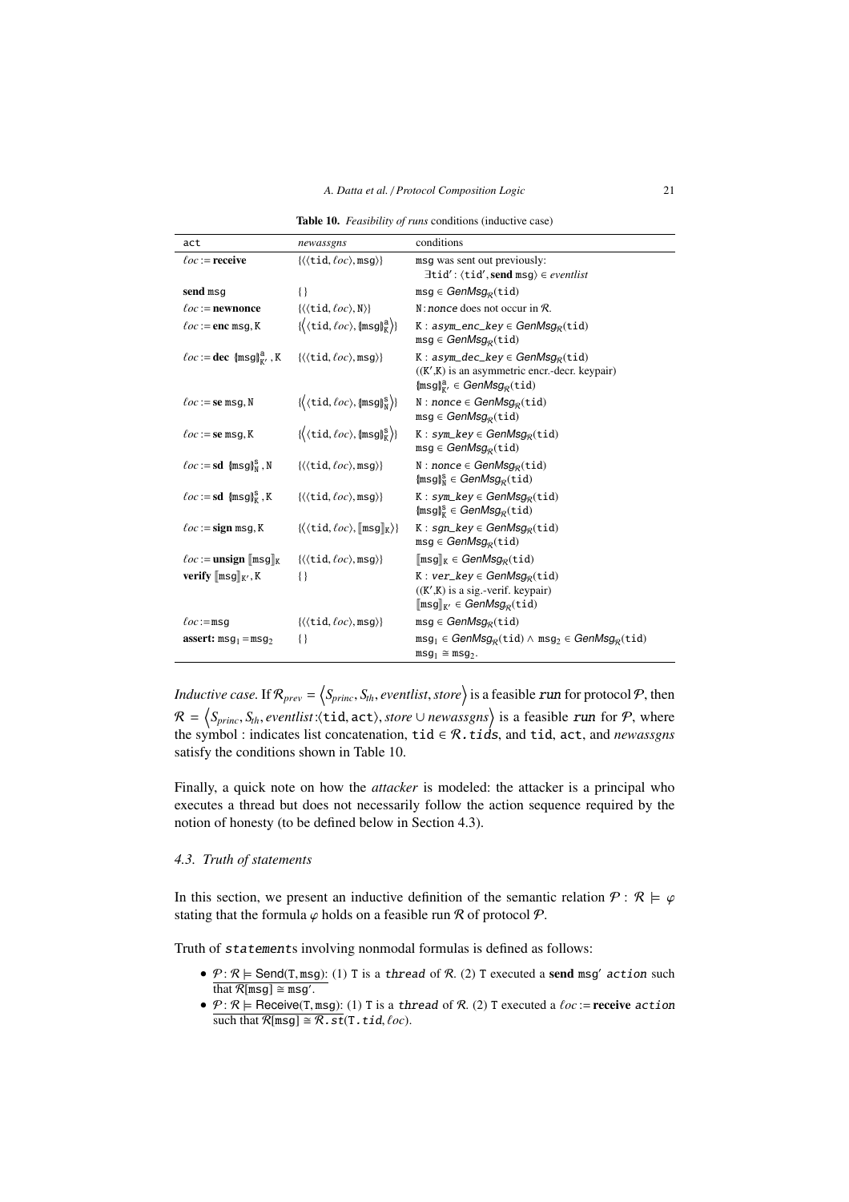**Table 10.** *Feasibility of runs* conditions (inductive case)

| act | *newassgns* | conditions |
|---|---|---|
| $\ell oc :=$ **receive** | $\{\langle\langle \mathtt{tid}, \ell oc\rangle, \mathtt{msg}\rangle\}$ | msg was sent out previously: $\exists \mathtt{tid}' : \langle \mathtt{tid}', \textbf{send}\ \mathtt{msg}\rangle \in eventlist$ |
| **send** msg | $\{\}$ | $\mathtt{msg} \in GenMsg_{\mathcal{R}}(\mathtt{tid})$ |
| $\ell oc :=$ **newnonce** | $\{\langle\langle \mathtt{tid}, \ell oc\rangle, \mathtt{N}\rangle\}$ | $\mathtt{N}: nonce$ does not occur in $\mathcal{R}$. |
| $\ell oc :=$ **enc** msg, K | $\{\langle\langle \mathtt{tid}, \ell oc\rangle, \{\!\|\mathtt{msg}\|\!\}^{\mathtt{a}}_{\mathtt{K}}\rangle\}$ | $\mathtt{K} : asym\_enc\_key \in GenMsg_{\mathcal{R}}(\mathtt{tid})$ <br> $\mathtt{msg} \in GenMsg_{\mathcal{R}}(\mathtt{tid})$ |
| $\ell oc :=$ **dec** $\{\!\|\mathtt{msg}\|\!\}^{\mathtt{a}}_{\mathtt{K}'}$, K | $\{\langle\langle \mathtt{tid}, \ell oc\rangle, \mathtt{msg}\rangle\}$ | $\mathtt{K} : asym\_dec\_key \in GenMsg_{\mathcal{R}}(\mathtt{tid})$ <br> $(\mathtt{K}',\mathtt{K})$ is an asymmetric encr.-decr. keypair) <br> $\{\!\|\mathtt{msg}\|\!\}^{\mathtt{a}}_{\mathtt{K}'} \in GenMsg_{\mathcal{R}}(\mathtt{tid})$ |
| $\ell oc :=$ **se** msg, N | $\{\langle\langle \mathtt{tid}, \ell oc\rangle, \{\!\|\mathtt{msg}\|\!\}^{\mathtt{s}}_{\mathtt{N}}\rangle\}$ | $\mathtt{N} : nonce \in GenMsg_{\mathcal{R}}(\mathtt{tid})$ <br> $\mathtt{msg} \in GenMsg_{\mathcal{R}}(\mathtt{tid})$ |
| $\ell oc :=$ **se** msg, K | $\{\langle\langle \mathtt{tid}, \ell oc\rangle, \{\!\|\mathtt{msg}\|\!\}^{\mathtt{s}}_{\mathtt{K}}\rangle\}$ | $\mathtt{K} : sym\_key \in GenMsg_{\mathcal{R}}(\mathtt{tid})$ <br> $\mathtt{msg} \in GenMsg_{\mathcal{R}}(\mathtt{tid})$ |
| $\ell oc :=$ **sd** $\{\!\|\mathtt{msg}\|\!\}^{\mathtt{s}}_{\mathtt{N}}$, N | $\{\langle\langle \mathtt{tid}, \ell oc\rangle, \mathtt{msg}\rangle\}$ | $\mathtt{N} : nonce \in GenMsg_{\mathcal{R}}(\mathtt{tid})$ <br> $\{\!\|\mathtt{msg}\|\!\}^{\mathtt{s}}_{\mathtt{N}} \in GenMsg_{\mathcal{R}}(\mathtt{tid})$ |
| $\ell oc :=$ **sd** $\{\!\|\mathtt{msg}\|\!\}^{\mathtt{s}}_{\mathtt{K}}$, K | $\{\langle\langle \mathtt{tid}, \ell oc\rangle, \mathtt{msg}\rangle\}$ | $\mathtt{K} : sym\_key \in GenMsg_{\mathcal{R}}(\mathtt{tid})$ <br> $\{\!\|\mathtt{msg}\|\!\}^{\mathtt{s}}_{\mathtt{K}} \in GenMsg_{\mathcal{R}}(\mathtt{tid})$ |
| $\ell oc :=$ **sign** msg, K | $\{\langle\langle \mathtt{tid}, \ell oc\rangle, [\![\mathtt{msg}]\!]_{\mathtt{K}}\rangle\}$ | $\mathtt{K} : sgn\_key \in GenMsg_{\mathcal{R}}(\mathtt{tid})$ <br> $\mathtt{msg} \in GenMsg_{\mathcal{R}}(\mathtt{tid})$ |
| $\ell oc :=$ **unsign** $[\![\mathtt{msg}]\!]_{\mathtt{K}}$ | $\{\langle\langle \mathtt{tid}, \ell oc\rangle, \mathtt{msg}\rangle\}$ | $[\![\mathtt{msg}]\!]_{\mathtt{K}} \in GenMsg_{\mathcal{R}}(\mathtt{tid})$ |
| **verify** $[\![\mathtt{msg}]\!]_{\mathtt{K}'}$, K | $\{\}$ | $\mathtt{K} : ver\_key \in GenMsg_{\mathcal{R}}(\mathtt{tid})$ <br> $(\mathtt{K}',\mathtt{K})$ is a sig.-verif. keypair) <br> $[\![\mathtt{msg}]\!]_{\mathtt{K}'} \in GenMsg_{\mathcal{R}}(\mathtt{tid})$ |
| $\ell oc :=$ msg | $\{\langle\langle \mathtt{tid}, \ell oc\rangle, \mathtt{msg}\rangle\}$ | $\mathtt{msg} \in GenMsg_{\mathcal{R}}(\mathtt{tid})$ |
| **assert:** $\mathtt{msg}_1 = \mathtt{msg}_2$ | $\{\}$ | $\mathtt{msg}_1 \in GenMsg_{\mathcal{R}}(\mathtt{tid}) \wedge \mathtt{msg}_2 \in GenMsg_{\mathcal{R}}(\mathtt{tid})$ <br> $\mathtt{msg}_1 \cong \mathtt{msg}_2$. |

*Inductive case.* If $\mathcal{R}_{prev} = \langle S_{princ}, S_{th}, eventlist, store\rangle$ is a feasible *run* for protocol $\mathcal{P}$, then $\mathcal{R} = \langle S_{princ}, S_{th}, eventlist{:}\langle \mathtt{tid}, \mathtt{act}\rangle, store \cup newassgns\rangle$ is a feasible *run* for $\mathcal{P}$, where the symbol : indicates list concatenation, $\mathtt{tid} \in \mathcal{R}.tids$, and tid, act, and *newassgns* satisfy the conditions shown in Table 10.

Finally, a quick note on how the *attacker* is modeled: the attacker is a principal who executes a thread but does not necessarily follow the action sequence required by the notion of honesty (to be defined below in Section 4.3).

### 4.3. Truth of statements

In this section, we present an inductive definition of the semantic relation $\mathcal{P} : \mathcal{R} \models \varphi$ stating that the formula $\varphi$ holds on a feasible run $\mathcal{R}$ of protocol $\mathcal{P}$.

Truth of *statement*s involving nonmodal formulas is defined as follows:

- $\underline{\mathcal{P} : \mathcal{R} \models \mathsf{Send}(\mathtt{T}, \mathtt{msg})}$: (1) T is a *thread* of $\mathcal{R}$. (2) T executed a **send** msg′ *action* such that $\mathcal{R}[\mathtt{msg}] \cong \mathtt{msg}'$.
- $\underline{\mathcal{P} : \mathcal{R} \models \mathsf{Receive}(\mathtt{T}, \mathtt{msg})}$: (1) T is a *thread* of $\mathcal{R}$. (2) T executed a $\ell oc :=$ **receive** *action* such that $\mathcal{R}[\mathtt{msg}] \cong \mathcal{R}.st(\mathtt{T}.tid, \ell oc)$.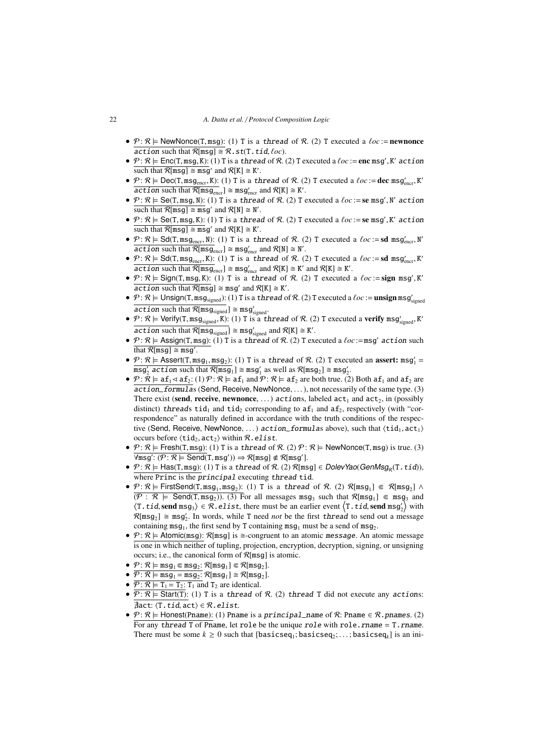- $\mathcal{P}:\mathcal{R} \models$ NewNonce(T, msg): (1) T is a *thread* of $\mathcal{R}$. (2) T executed a $\ell oc := \textbf{newnonce}$ *action* such that $\mathcal{R}[\texttt{msg}] \cong \mathcal{R}.st(\texttt{T}.tid, \ell oc)$.
- $\mathcal{P}:\mathcal{R} \models$ Enc(T, msg, K): (1) T is a *thread* of $\mathcal{R}$. (2) T executed a $\ell oc := \textbf{enc}\ \texttt{msg}', \texttt{K}'$ *action* such that $\mathcal{R}[\texttt{msg}] \cong \texttt{msg}'$ and $\mathcal{R}[\texttt{K}] \cong \texttt{K}'$.
- $\mathcal{P}:\mathcal{R} \models$ Dec(T, $\texttt{msg}_{\text{encr}}$, K): (1) T is a *thread* of $\mathcal{R}$. (2) T executed a $\ell oc := \textbf{dec}\ \texttt{msg}'_{\text{encr}}, \texttt{K}'$ *action* such that $\mathcal{R}[\texttt{msg}_{\text{encr}}] \cong \texttt{msg}'_{\text{encr}}$ and $\mathcal{R}[\texttt{K}] \cong \texttt{K}'$.
- $\mathcal{P}:\mathcal{R} \models$ Se(T, msg, N): (1) T is a *thread* of $\mathcal{R}$. (2) T executed a $\ell oc := \textbf{se}\ \texttt{msg}', \texttt{N}'$ *action* such that $\mathcal{R}[\texttt{msg}] \cong \texttt{msg}'$ and $\mathcal{R}[\texttt{N}] \cong \texttt{N}'$.
- $\mathcal{P}:\mathcal{R} \models$ Se(T, msg, K): (1) T is a *thread* of $\mathcal{R}$. (2) T executed a $\ell oc := \textbf{se}\ \texttt{msg}', \texttt{K}'$ *action* such that $\mathcal{R}[\texttt{msg}] \cong \texttt{msg}'$ and $\mathcal{R}[\texttt{K}] \cong \texttt{K}'$.
- $\mathcal{P}:\mathcal{R} \models$ Sd(T, $\texttt{msg}_{\text{encr}}$, N): (1) T is a *thread* of $\mathcal{R}$. (2) T executed a $\ell oc := \textbf{sd}\ \texttt{msg}'_{\text{encr}}, \texttt{N}'$ *action* such that $\mathcal{R}[\texttt{msg}_{\text{encr}}] \cong \texttt{msg}'_{\text{encr}}$ and $\mathcal{R}[\texttt{N}] \cong \texttt{N}'$.
- $\mathcal{P}:\mathcal{R} \models$ Sd(T, $\texttt{msg}_{\text{encr}}$, K): (1) T is a *thread* of $\mathcal{R}$. (2) T executed a $\ell oc := \textbf{sd}\ \texttt{msg}'_{\text{encr}}, \texttt{K}'$ *action* such that $\mathcal{R}[\texttt{msg}_{\text{encr}}] \cong \texttt{msg}'_{\text{encr}}$ and $\mathcal{R}[\texttt{K}] \cong \texttt{K}'$ and $\mathcal{R}[\texttt{K}] \cong \texttt{K}'$.
- $\mathcal{P}:\mathcal{R} \models$ Sign(T, msg, K): (1) T is a *thread* of $\mathcal{R}$. (2) T executed a $\ell oc := \textbf{sign}\ \texttt{msg}', \texttt{K}'$ *action* such that $\mathcal{R}[\texttt{msg}] \cong \texttt{msg}'$ and $\mathcal{R}[\texttt{K}] \cong \texttt{K}'$.
- $\mathcal{P}:\mathcal{R} \models$ Unsign(T, $\texttt{msg}_{\text{signed}}$): (1) T is a *thread* of $\mathcal{R}$. (2) T executed a $\ell oc := \textbf{unsign}\ \texttt{msg}'_{\text{signed}}$ *action* such that $\mathcal{R}[\texttt{msg}_{\text{signed}}] \cong \texttt{msg}'_{\text{signed}}$.
- $\mathcal{P}:\mathcal{R} \models$ Verify(T, $\texttt{msg}_{\text{signed}}$, K): (1) T is a *thread* of $\mathcal{R}$. (2) T executed a **verify** $\texttt{msg}'_{\text{signed}}, \texttt{K}'$ *action* such that $\mathcal{R}[\texttt{msg}_{\text{signed}}] \cong \texttt{msg}'_{\text{signed}}$ and $\mathcal{R}[\texttt{K}] \cong \texttt{K}'$.
- $\mathcal{P}:\mathcal{R} \models$ Assign(T, msg): (1) T is a *thread* of $\mathcal{R}$. (2) T executed a $\ell oc := \texttt{msg}'$ *action* such that $\mathcal{R}[\texttt{msg}] \cong \texttt{msg}'$.
- $\mathcal{P}:\mathcal{R} \models$ Assert(T, $\texttt{msg}_1$, $\texttt{msg}_2$): (1) T is a *thread* of $\mathcal{R}$. (2) T executed an **assert:** $\texttt{msg}'_1 = \texttt{msg}'_2$ *action* such that $\mathcal{R}[\texttt{msg}_1] \cong \texttt{msg}'_1$ as well as $\mathcal{R}[\texttt{msg}_2] \cong \texttt{msg}'_2$.
- $\mathcal{P}:\mathcal{R} \models \texttt{af}_1 \lhd \texttt{af}_2$: (1) $\mathcal{P}:\mathcal{R} \models \texttt{af}_1$ and $\mathcal{P}:\mathcal{R} \models \texttt{af}_2$ are both true. (2) Both $\texttt{af}_1$ and $\texttt{af}_2$ are *action_formula*s (Send, Receive, NewNonce, ...), not necessarily of the same type. (3) There exist (**send**, **receive**, **newnonce**, ...) *action*s, labeled $\texttt{act}_1$ and $\texttt{act}_2$, in (possibly distinct) *thread*s $\texttt{tid}_1$ and $\texttt{tid}_2$ corresponding to $\texttt{af}_1$ and $\texttt{af}_2$, respectively (with "correspondence" as naturally defined in accordance with the truth conditions of the respective (Send, Receive, NewNonce, ...) *action_formula*s above), such that $\langle \texttt{tid}_1, \texttt{act}_1 \rangle$ occurs before $\langle \texttt{tid}_2, \texttt{act}_2 \rangle$ within $\mathcal{R}.elist$.
- $\mathcal{P}:\mathcal{R} \models$ Fresh(T, msg): (1) T is a *thread* of $\mathcal{R}$. (2) $\mathcal{P}:\mathcal{R} \models$ NewNonce(T, msg) is true. (3) $\forall \texttt{msg}'\colon (\mathcal{P}:\mathcal{R} \models \text{Send}(\texttt{T}, \texttt{msg}')) \Rightarrow \mathcal{R}[\texttt{msg}] \notin \mathcal{R}[\texttt{msg}']$.
- $\mathcal{P}:\mathcal{R} \models$ Has(T, msg): (1) T is a *thread* of $\mathcal{R}$. (2) $\mathcal{R}[\texttt{msg}] \in \mathit{DolevYao}(\mathit{GenMsg}_{\mathcal{R}}(\texttt{T}.tid))$, where Princ is the *principal* executing *thread* tid.
- $\mathcal{P}:\mathcal{R} \models$ FirstSend(T, $\texttt{msg}_1$, $\texttt{msg}_2$): (1) T is a *thread* of $\mathcal{R}$. (2) $\mathcal{R}[\texttt{msg}_1] \Subset \mathcal{R}[\texttt{msg}_2] \wedge (\mathcal{P}:\mathcal{R} \models \text{Send}(\texttt{T}, \texttt{msg}_2))$. (3) For all messages $\texttt{msg}_3$ such that $\mathcal{R}[\texttt{msg}_1] \Subset \texttt{msg}_3$ and $\langle \texttt{T}.tid, \textbf{send}\ \texttt{msg}_3 \rangle \in \mathcal{R}.elist$, there must be an earlier event $\langle \texttt{T}.tid, \textbf{send}\ \texttt{msg}'_2 \rangle$ with $\mathcal{R}[\texttt{msg}_2] \cong \texttt{msg}'_2$. In words, while T need *not* be the first *thread* to send out a message containing $\texttt{msg}_1$, the first send by T containing $\texttt{msg}_1$ must be a send of $\texttt{msg}_2$.
- $\mathcal{P}:\mathcal{R} \models$ Atomic(msg): $\mathcal{R}[\texttt{msg}]$ is $\cong$-congruent to an atomic *message*. An atomic message is one in which neither of tupling, projection, encryption, decryption, signing, or unsigning occurs; i.e., the canonical form of $\mathcal{R}[\texttt{msg}]$ is atomic.
- $\mathcal{P}:\mathcal{R} \models \texttt{msg}_1 \Subset \texttt{msg}_2$: $\mathcal{R}[\texttt{msg}_1] \Subset \mathcal{R}[\texttt{msg}_2]$.
- $\mathcal{P}:\mathcal{R} \models \texttt{msg}_1 = \texttt{msg}_2$: $\mathcal{R}[\texttt{msg}_1] \cong \mathcal{R}[\texttt{msg}_2]$.
- $\mathcal{P}:\mathcal{R} \models \texttt{T}_1 = \texttt{T}_2$: $\texttt{T}_1$ and $\texttt{T}_2$ are identical.
- $\mathcal{P}:\mathcal{R} \models$ Start(T): (1) T is a *thread* of $\mathcal{R}$. (2) *thread* T did not execute any *action*s: $\nexists \texttt{act}\colon \langle \texttt{T}.tid, \texttt{act} \rangle \in \mathcal{R}.elist$.
- $\mathcal{P}:\mathcal{R} \models$ Honest(Pname): (1) Pname is a *principal_name* of $\mathcal{R}$: $\texttt{Pname} \in \mathcal{R}.pnames$. (2) For any *thread* T of Pname, let role be the unique *role* with $\texttt{role}.rname = \texttt{T}.rname$. There must be some $k \geq 0$ such that $[\texttt{basicseq}_1; \texttt{basicseq}_2; \ldots; \texttt{basicseq}_k]$ is an ini-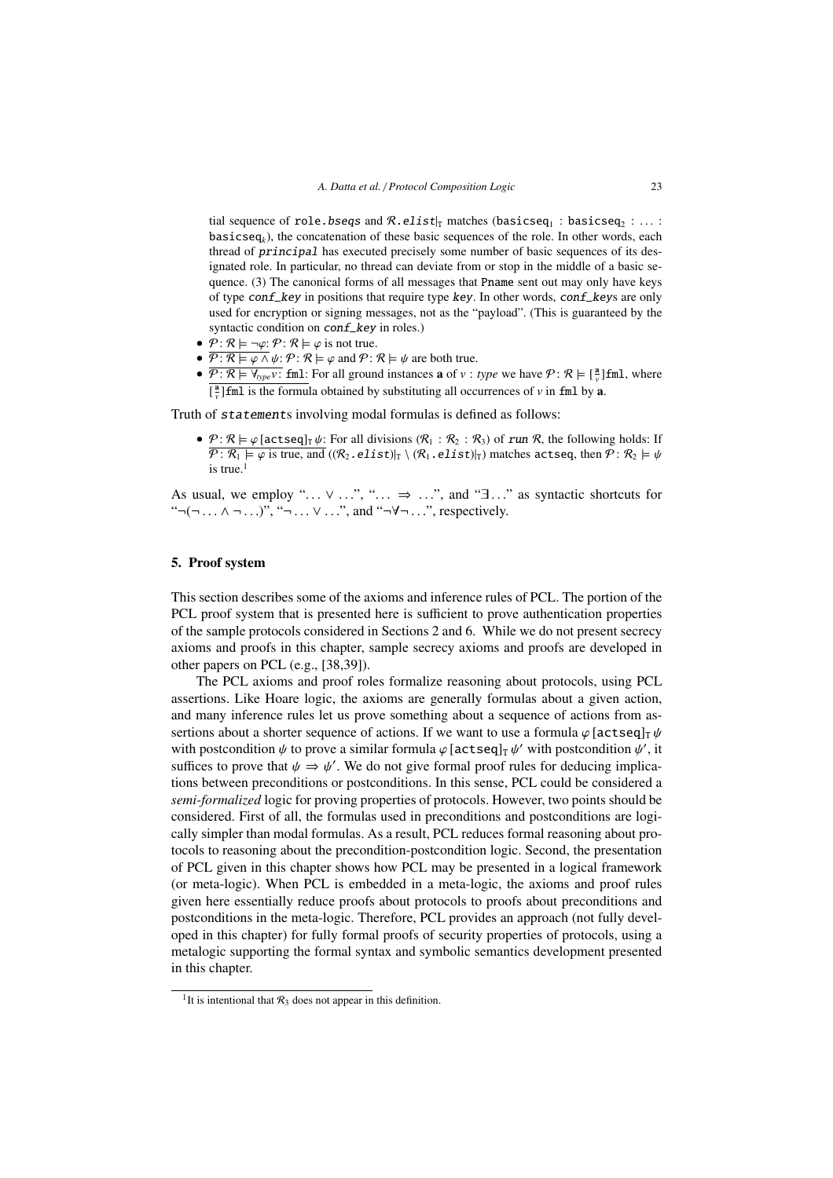tial sequence of role.*bseqs* and $\mathcal{R}$.*elist*$|_{\mathrm{T}}$ matches ($\mathtt{basicseq}_1$ : $\mathtt{basicseq}_2$ : … : $\mathtt{basicseq}_k$), the concatenation of these basic sequences of the role. In other words, each thread of *principal* has executed precisely some number of basic sequences of its designated role. In particular, no thread can deviate from or stop in the middle of a basic sequence. (3) The canonical forms of all messages that Pname sent out may only have keys of type *conf_key* in positions that require type *key*. In other words, *conf_key*s are only used for encryption or signing messages, not as the "payload". (This is guaranteed by the syntactic condition on *conf_key* in roles.)

- $\underline{\mathcal{P}:\mathcal{R}\models\neg\varphi}$: $\mathcal{P}:\mathcal{R}\models\varphi$ is not true.
- $\underline{\mathcal{P}:\mathcal{R}\models\varphi\wedge\psi}$: $\mathcal{P}:\mathcal{R}\models\varphi$ and $\mathcal{P}:\mathcal{R}\models\psi$ are both true.
- $\underline{\mathcal{P}:\mathcal{R}\models\forall_{type}v\colon \mathtt{fml}}$: For all ground instances **a** of $v$ : *type* we have $\mathcal{P}:\mathcal{R}\models[\frac{\mathtt{a}}{v}]\mathtt{fml}$, where $[\frac{\mathtt{a}}{v}]\mathtt{fml}$ is the formula obtained by substituting all occurrences of $v$ in fml by **a**.

Truth of *statement*s involving modal formulas is defined as follows:

- $\underline{\mathcal{P}:\mathcal{R}\models\varphi\,[\mathtt{actseq}]_{\mathrm{T}}\,\psi}$: For all divisions ($\mathcal{R}_1$ : $\mathcal{R}_2$ : $\mathcal{R}_3$) of *run* $\mathcal{R}$, the following holds: If $\mathcal{P}:\mathcal{R}_1\models\varphi$ is true, and $((\mathcal{R}_2.elist)|_{\mathrm{T}}\setminus(\mathcal{R}_1.elist)|_{\mathrm{T}})$ matches actseq, then $\mathcal{P}:\mathcal{R}_2\models\psi$ is true.[1]

As usual, we employ "… ∨ …", "… ⇒ …", and "∃…" as syntactic shortcuts for "¬(¬… ∧ ¬…)", "¬… ∨ …", and "¬∀¬…", respectively.

## 5. Proof system

This section describes some of the axioms and inference rules of PCL. The portion of the PCL proof system that is presented here is sufficient to prove authentication properties of the sample protocols considered in Sections 2 and 6. While we do not present secrecy axioms and proofs in this chapter, sample secrecy axioms and proofs are developed in other papers on PCL (e.g., [38,39]).

The PCL axioms and proof roles formalize reasoning about protocols, using PCL assertions. Like Hoare logic, the axioms are generally formulas about a given action, and many inference rules let us prove something about a sequence of actions from assertions about a shorter sequence of actions. If we want to use a formula $\varphi\,[\mathtt{actseq}]_{\mathrm{T}}\,\psi$ with postcondition $\psi$ to prove a similar formula $\varphi\,[\mathtt{actseq}]_{\mathrm{T}}\,\psi'$ with postcondition $\psi'$, it suffices to prove that $\psi\Rightarrow\psi'$. We do not give formal proof rules for deducing implications between preconditions or postconditions. In this sense, PCL could be considered a *semi-formalized* logic for proving properties of protocols. However, two points should be considered. First of all, the formulas used in preconditions and postconditions are logically simpler than modal formulas. As a result, PCL reduces formal reasoning about protocols to reasoning about the precondition-postcondition logic. Second, the presentation of PCL given in this chapter shows how PCL may be presented in a logical framework (or meta-logic). When PCL is embedded in a meta-logic, the axioms and proof rules given here essentially reduce proofs about protocols to proofs about preconditions and postconditions in the meta-logic. Therefore, PCL provides an approach (not fully developed in this chapter) for fully formal proofs of security properties of protocols, using a metalogic supporting the formal syntax and symbolic semantics development presented in this chapter.

[1] It is intentional that $\mathcal{R}_3$ does not appear in this definition.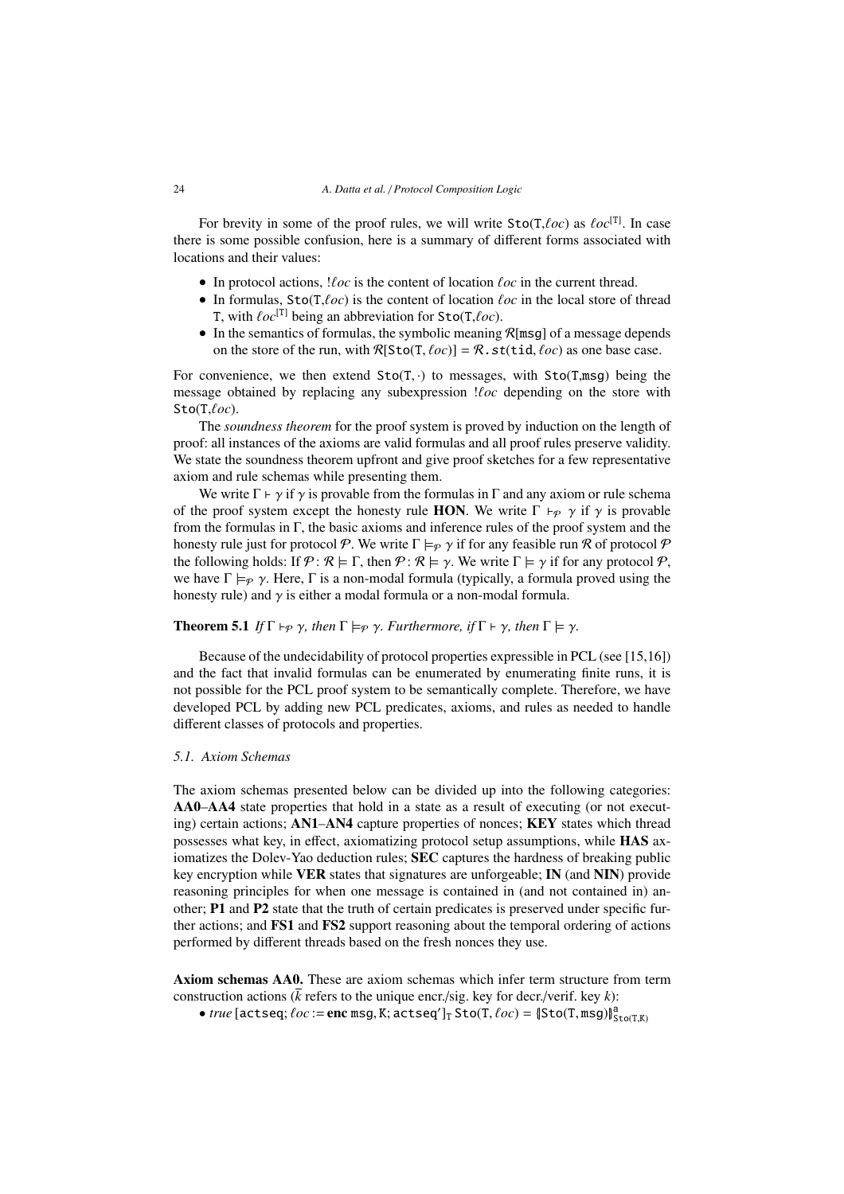For brevity in some of the proof rules, we will write $\texttt{Sto}(\texttt{T},\ell oc)$ as $\ell oc^{[\texttt{T}]}$. In case there is some possible confusion, here is a summary of different forms associated with locations and their values:

- In protocol actions, $!\ell oc$ is the content of location $\ell oc$ in the current thread.
- In formulas, $\texttt{Sto}(\texttt{T},\ell oc)$ is the content of location $\ell oc$ in the local store of thread T, with $\ell oc^{[\texttt{T}]}$ being an abbreviation for $\texttt{Sto}(\texttt{T},\ell oc)$.
- In the semantics of formulas, the symbolic meaning $\mathcal{R}[\texttt{msg}]$ of a message depends on the store of the run, with $\mathcal{R}[\texttt{Sto}(\texttt{T},\ell oc)] = \mathcal{R}.\texttt{st}(\texttt{tid},\ell oc)$ as one base case.

For convenience, we then extend $\texttt{Sto}(\texttt{T},\cdot)$ to messages, with $\texttt{Sto}(\texttt{T},\texttt{msg})$ being the message obtained by replacing any subexpression $!\ell oc$ depending on the store with $\texttt{Sto}(\texttt{T},\ell oc)$.

The *soundness theorem* for the proof system is proved by induction on the length of proof: all instances of the axioms are valid formulas and all proof rules preserve validity. We state the soundness theorem upfront and give proof sketches for a few representative axiom and rule schemas while presenting them.

We write $\Gamma \vdash \gamma$ if $\gamma$ is provable from the formulas in $\Gamma$ and any axiom or rule schema of the proof system except the honesty rule **HON**. We write $\Gamma \vdash_{\mathcal{P}} \gamma$ if $\gamma$ is provable from the formulas in $\Gamma$, the basic axioms and inference rules of the proof system and the honesty rule just for protocol $\mathcal{P}$. We write $\Gamma \models_{\mathcal{P}} \gamma$ if for any feasible run $\mathcal{R}$ of protocol $\mathcal{P}$ the following holds: If $\mathcal{P} : \mathcal{R} \models \Gamma$, then $\mathcal{P} : \mathcal{R} \models \gamma$. We write $\Gamma \models \gamma$ if for any protocol $\mathcal{P}$, we have $\Gamma \models_{\mathcal{P}} \gamma$. Here, $\Gamma$ is a non-modal formula (typically, a formula proved using the honesty rule) and $\gamma$ is either a modal formula or a non-modal formula.

**Theorem 5.1** *If $\Gamma \vdash_{\mathcal{P}} \gamma$, then $\Gamma \models_{\mathcal{P}} \gamma$. Furthermore, if $\Gamma \vdash \gamma$, then $\Gamma \models \gamma$.*

Because of the undecidability of protocol properties expressible in PCL (see [15,16]) and the fact that invalid formulas can be enumerated by enumerating finite runs, it is not possible for the PCL proof system to be semantically complete. Therefore, we have developed PCL by adding new PCL predicates, axioms, and rules as needed to handle different classes of protocols and properties.

### 5.1. Axiom Schemas

The axiom schemas presented below can be divided up into the following categories: **AA0**–**AA4** state properties that hold in a state as a result of executing (or not executing) certain actions; **AN1**–**AN4** capture properties of nonces; **KEY** states which thread possesses what key, in effect, axiomatizing protocol setup assumptions, while **HAS** axiomatizes the Dolev-Yao deduction rules; **SEC** captures the hardness of breaking public key encryption while **VER** states that signatures are unforgeable; **IN** (and **NIN**) provide reasoning principles for when one message is contained in (and not contained in) another; **P1** and **P2** state that the truth of certain predicates is preserved under specific further actions; and **FS1** and **FS2** support reasoning about the temporal ordering of actions performed by different threads based on the fresh nonces they use.

**Axiom schemas AA0.** These are axiom schemas which infer term structure from term construction actions ($\bar{k}$ refers to the unique encr./sig. key for decr./verif. key $k$):

- $\textit{true}\,[\texttt{actseq}; \ell oc := \textbf{enc}\ \texttt{msg}, \texttt{K}; \texttt{actseq}']_{\texttt{T}}\ \texttt{Sto}(\texttt{T},\ell oc) = \{\!|\texttt{Sto}(\texttt{T},\texttt{msg})|\!\}^{\texttt{a}}_{\texttt{Sto}(\texttt{T},\texttt{K})}$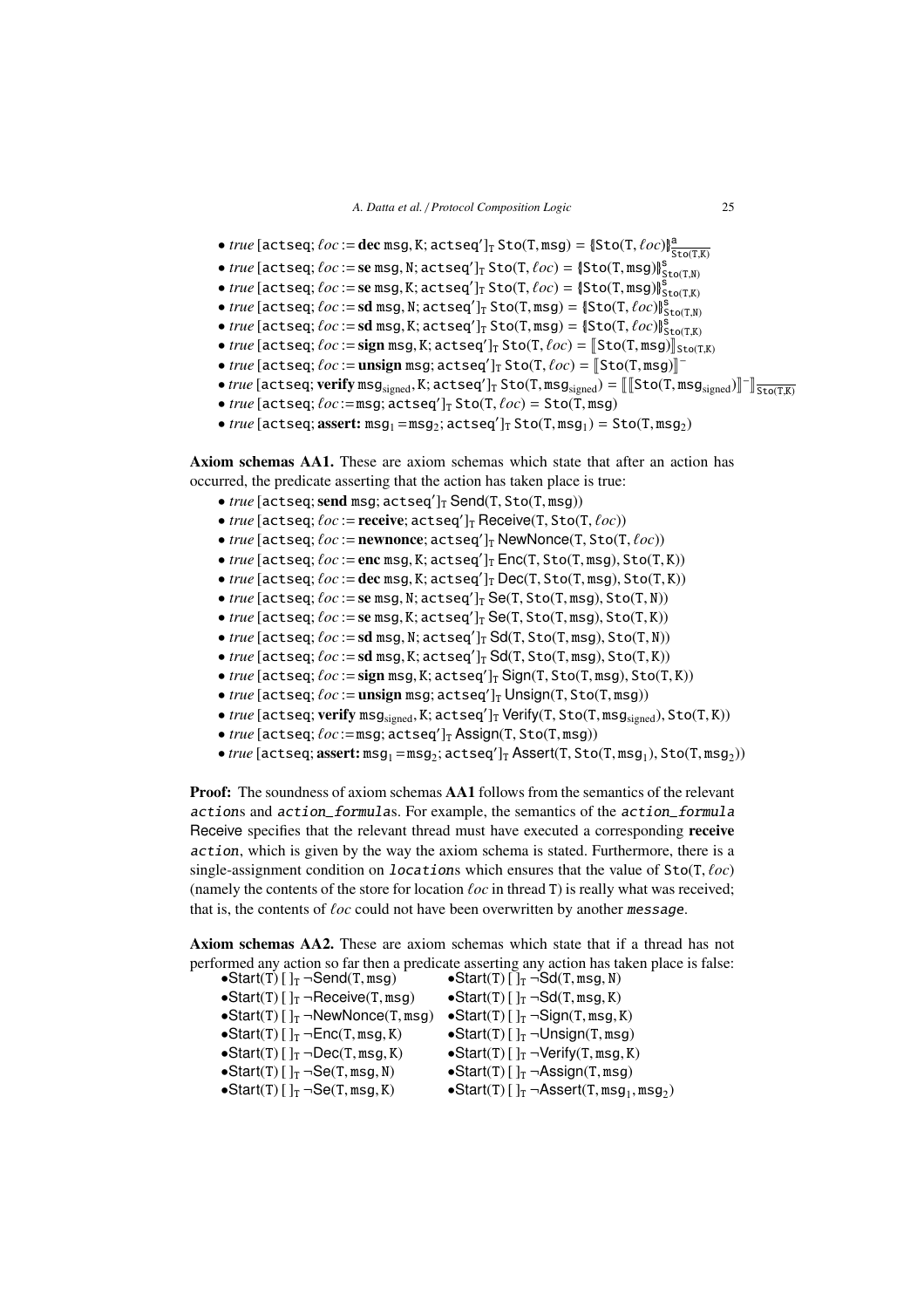- $\mathit{true}\,[\mathtt{actseq};\ \ell oc := \textbf{dec}\ \mathtt{msg}, \mathtt{K};\ \mathtt{actseq}']_{\mathtt{T}}\ \mathtt{Sto}(\mathtt{T}, \mathtt{msg}) = \{\!|\mathtt{Sto}(\mathtt{T}, \ell oc)|\!\}^{\mathtt{a}}_{\overline{\mathtt{Sto}(\mathtt{T},\mathtt{K})}}$
- $\mathit{true}\,[\mathtt{actseq};\ \ell oc := \textbf{se}\ \mathtt{msg}, \mathtt{N};\ \mathtt{actseq}']_{\mathtt{T}}\ \mathtt{Sto}(\mathtt{T}, \ell oc) = \{\!|\mathtt{Sto}(\mathtt{T}, \mathtt{msg})|\!\}^{\mathtt{s}}_{\mathtt{Sto}(\mathtt{T},\mathtt{N})}$
- $\mathit{true}\,[\mathtt{actseq};\ \ell oc := \textbf{se}\ \mathtt{msg}, \mathtt{K};\ \mathtt{actseq}']_{\mathtt{T}}\ \mathtt{Sto}(\mathtt{T}, \ell oc) = \{\!|\mathtt{Sto}(\mathtt{T}, \mathtt{msg})|\!\}^{\mathtt{s}}_{\mathtt{Sto}(\mathtt{T},\mathtt{K})}$
- $\mathit{true}\,[\mathtt{actseq};\ \ell oc := \textbf{sd}\ \mathtt{msg}, \mathtt{N};\ \mathtt{actseq}']_{\mathtt{T}}\ \mathtt{Sto}(\mathtt{T}, \mathtt{msg}) = \{\!|\mathtt{Sto}(\mathtt{T}, \ell oc)|\!\}^{\mathtt{s}}_{\mathtt{Sto}(\mathtt{T},\mathtt{N})}$
- $\mathit{true}\,[\mathtt{actseq};\ \ell oc := \textbf{sd}\ \mathtt{msg}, \mathtt{K};\ \mathtt{actseq}']_{\mathtt{T}}\ \mathtt{Sto}(\mathtt{T}, \mathtt{msg}) = \{\!|\mathtt{Sto}(\mathtt{T}, \ell oc)|\!\}^{\mathtt{s}}_{\mathtt{Sto}(\mathtt{T},\mathtt{K})}$
- $\mathit{true}\,[\mathtt{actseq};\ \ell oc := \textbf{sign}\ \mathtt{msg}, \mathtt{K};\ \mathtt{actseq}']_{\mathtt{T}}\ \mathtt{Sto}(\mathtt{T}, \ell oc) = [\![\mathtt{Sto}(\mathtt{T}, \mathtt{msg})]\!]_{\mathtt{Sto}(\mathtt{T},\mathtt{K})}$
- $\mathit{true}\,[\mathtt{actseq};\ \ell oc := \textbf{unsign}\ \mathtt{msg};\ \mathtt{actseq}']_{\mathtt{T}}\ \mathtt{Sto}(\mathtt{T}, \ell oc) = [\![\mathtt{Sto}(\mathtt{T}, \mathtt{msg})]\!]^{-}$
- $\mathit{true}\,[\mathtt{actseq};\ \textbf{verify}\ \mathtt{msg}_{\mathrm{signed}}, \mathtt{K};\ \mathtt{actseq}']_{\mathtt{T}}\ \mathtt{Sto}(\mathtt{T}, \mathtt{msg}_{\mathrm{signed}}) = [\![ [\![\mathtt{Sto}(\mathtt{T}, \mathtt{msg}_{\mathrm{signed}})]\!]^{-} ]\!]_{\overline{\mathtt{Sto}(\mathtt{T},\mathtt{K})}}$
- $\mathit{true}\,[\mathtt{actseq};\ \ell oc := \mathtt{msg};\ \mathtt{actseq}']_{\mathtt{T}}\ \mathtt{Sto}(\mathtt{T}, \ell oc) = \mathtt{Sto}(\mathtt{T}, \mathtt{msg})$
- $\mathit{true}\,[\mathtt{actseq};\ \textbf{assert:}\ \mathtt{msg}_1 = \mathtt{msg}_2;\ \mathtt{actseq}']_{\mathtt{T}}\ \mathtt{Sto}(\mathtt{T}, \mathtt{msg}_1) = \mathtt{Sto}(\mathtt{T}, \mathtt{msg}_2)$

**Axiom schemas AA1.** These are axiom schemas which state that after an action has occurred, the predicate asserting that the action has taken place is true:

- $\mathit{true}\,[\mathtt{actseq};\ \textbf{send}\ \mathtt{msg};\ \mathtt{actseq}']_{\mathtt{T}}\ \mathsf{Send}(\mathtt{T}, \mathtt{Sto}(\mathtt{T}, \mathtt{msg}))$
- $\mathit{true}\,[\mathtt{actseq};\ \ell oc := \textbf{receive};\ \mathtt{actseq}']_{\mathtt{T}}\ \mathsf{Receive}(\mathtt{T}, \mathtt{Sto}(\mathtt{T}, \ell oc))$
- $\mathit{true}\,[\mathtt{actseq};\ \ell oc := \textbf{newnonce};\ \mathtt{actseq}']_{\mathtt{T}}\ \mathsf{NewNonce}(\mathtt{T}, \mathtt{Sto}(\mathtt{T}, \ell oc))$
- $\mathit{true}\,[\mathtt{actseq};\ \ell oc := \textbf{enc}\ \mathtt{msg}, \mathtt{K};\ \mathtt{actseq}']_{\mathtt{T}}\ \mathsf{Enc}(\mathtt{T}, \mathtt{Sto}(\mathtt{T}, \mathtt{msg}), \mathtt{Sto}(\mathtt{T}, \mathtt{K}))$
- $\mathit{true}\,[\mathtt{actseq};\ \ell oc := \textbf{dec}\ \mathtt{msg}, \mathtt{K};\ \mathtt{actseq}']_{\mathtt{T}}\ \mathsf{Dec}(\mathtt{T}, \mathtt{Sto}(\mathtt{T}, \mathtt{msg}), \mathtt{Sto}(\mathtt{T}, \mathtt{K}))$
- $\mathit{true}\,[\mathtt{actseq};\ \ell oc := \textbf{se}\ \mathtt{msg}, \mathtt{N};\ \mathtt{actseq}']_{\mathtt{T}}\ \mathsf{Se}(\mathtt{T}, \mathtt{Sto}(\mathtt{T}, \mathtt{msg}), \mathtt{Sto}(\mathtt{T}, \mathtt{N}))$
- $\mathit{true}\,[\mathtt{actseq};\ \ell oc := \textbf{se}\ \mathtt{msg}, \mathtt{K};\ \mathtt{actseq}']_{\mathtt{T}}\ \mathsf{Se}(\mathtt{T}, \mathtt{Sto}(\mathtt{T}, \mathtt{msg}), \mathtt{Sto}(\mathtt{T}, \mathtt{K}))$
- $\mathit{true}\,[\mathtt{actseq};\ \ell oc := \textbf{sd}\ \mathtt{msg}, \mathtt{N};\ \mathtt{actseq}']_{\mathtt{T}}\ \mathsf{Sd}(\mathtt{T}, \mathtt{Sto}(\mathtt{T}, \mathtt{msg}), \mathtt{Sto}(\mathtt{T}, \mathtt{N}))$
- $\mathit{true}\,[\mathtt{actseq};\ \ell oc := \textbf{sd}\ \mathtt{msg}, \mathtt{K};\ \mathtt{actseq}']_{\mathtt{T}}\ \mathsf{Sd}(\mathtt{T}, \mathtt{Sto}(\mathtt{T}, \mathtt{msg}), \mathtt{Sto}(\mathtt{T}, \mathtt{K}))$
- $\mathit{true}\,[\mathtt{actseq};\ \ell oc := \textbf{sign}\ \mathtt{msg}, \mathtt{K};\ \mathtt{actseq}']_{\mathtt{T}}\ \mathsf{Sign}(\mathtt{T}, \mathtt{Sto}(\mathtt{T}, \mathtt{msg}), \mathtt{Sto}(\mathtt{T}, \mathtt{K}))$
- $\mathit{true}\,[\mathtt{actseq};\ \ell oc := \textbf{unsign}\ \mathtt{msg};\ \mathtt{actseq}']_{\mathtt{T}}\ \mathsf{Unsign}(\mathtt{T}, \mathtt{Sto}(\mathtt{T}, \mathtt{msg}))$
- $\mathit{true}\,[\mathtt{actseq};\ \textbf{verify}\ \mathtt{msg}_{\mathrm{signed}}, \mathtt{K};\ \mathtt{actseq}']_{\mathtt{T}}\ \mathsf{Verify}(\mathtt{T}, \mathtt{Sto}(\mathtt{T}, \mathtt{msg}_{\mathrm{signed}}), \mathtt{Sto}(\mathtt{T}, \mathtt{K}))$
- $\mathit{true}\,[\mathtt{actseq};\ \ell oc := \mathtt{msg};\ \mathtt{actseq}']_{\mathtt{T}}\ \mathsf{Assign}(\mathtt{T}, \mathtt{Sto}(\mathtt{T}, \mathtt{msg}))$
- $\mathit{true}\,[\mathtt{actseq};\ \textbf{assert:}\ \mathtt{msg}_1 = \mathtt{msg}_2;\ \mathtt{actseq}']_{\mathtt{T}}\ \mathsf{Assert}(\mathtt{T}, \mathtt{Sto}(\mathtt{T}, \mathtt{msg}_1), \mathtt{Sto}(\mathtt{T}, \mathtt{msg}_2))$

**Proof:** The soundness of axiom schemas **AA1** follows from the semantics of the relevant *action*s and *action_formula*s. For example, the semantics of the *action_formula* Receive specifies that the relevant thread must have executed a corresponding **receive** *action*, which is given by the way the axiom schema is stated. Furthermore, there is a single-assignment condition on *location*s which ensures that the value of $\mathtt{Sto}(\mathtt{T}, \ell oc)$ (namely the contents of the store for location $\ell oc$ in thread T) is really what was received; that is, the contents of $\ell oc$ could not have been overwritten by another *message*.

**Axiom schemas AA2.** These are axiom schemas which state that if a thread has not performed any action so far then a predicate asserting any action has taken place is false:

- $\mathsf{Start}(\mathtt{T})\,[\,]_{\mathtt{T}}\ \neg\mathsf{Send}(\mathtt{T}, \mathtt{msg})$
- $\mathsf{Start}(\mathtt{T})\,[\,]_{\mathtt{T}}\ \neg\mathsf{Receive}(\mathtt{T}, \mathtt{msg})$
- $\mathsf{Start}(\mathtt{T})\,[\,]_{\mathtt{T}}\ \neg\mathsf{NewNonce}(\mathtt{T}, \mathtt{msg})$
- $\mathsf{Start}(\mathtt{T})\,[\,]_{\mathtt{T}}\ \neg\mathsf{Enc}(\mathtt{T}, \mathtt{msg}, \mathtt{K})$
- $\mathsf{Start}(\mathtt{T})\,[\,]_{\mathtt{T}}\ \neg\mathsf{Dec}(\mathtt{T}, \mathtt{msg}, \mathtt{K})$
- $\mathsf{Start}(\mathtt{T})\,[\,]_{\mathtt{T}}\ \neg\mathsf{Se}(\mathtt{T}, \mathtt{msg}, \mathtt{N})$
- $\mathsf{Start}(\mathtt{T})\,[\,]_{\mathtt{T}}\ \neg\mathsf{Se}(\mathtt{T}, \mathtt{msg}, \mathtt{K})$
- $\mathsf{Start}(\mathtt{T})\,[\,]_{\mathtt{T}}\ \neg\mathsf{Sd}(\mathtt{T}, \mathtt{msg}, \mathtt{N})$
- $\mathsf{Start}(\mathtt{T})\,[\,]_{\mathtt{T}}\ \neg\mathsf{Sd}(\mathtt{T}, \mathtt{msg}, \mathtt{K})$
- $\mathsf{Start}(\mathtt{T})\,[\,]_{\mathtt{T}}\ \neg\mathsf{Sign}(\mathtt{T}, \mathtt{msg}, \mathtt{K})$
- $\mathsf{Start}(\mathtt{T})\,[\,]_{\mathtt{T}}\ \neg\mathsf{Unsign}(\mathtt{T}, \mathtt{msg})$
- $\mathsf{Start}(\mathtt{T})\,[\,]_{\mathtt{T}}\ \neg\mathsf{Verify}(\mathtt{T}, \mathtt{msg}, \mathtt{K})$
- $\mathsf{Start}(\mathtt{T})\,[\,]_{\mathtt{T}}\ \neg\mathsf{Assign}(\mathtt{T}, \mathtt{msg})$
- $\mathsf{Start}(\mathtt{T})\,[\,]_{\mathtt{T}}\ \neg\mathsf{Assert}(\mathtt{T}, \mathtt{msg}_1, \mathtt{msg}_2)$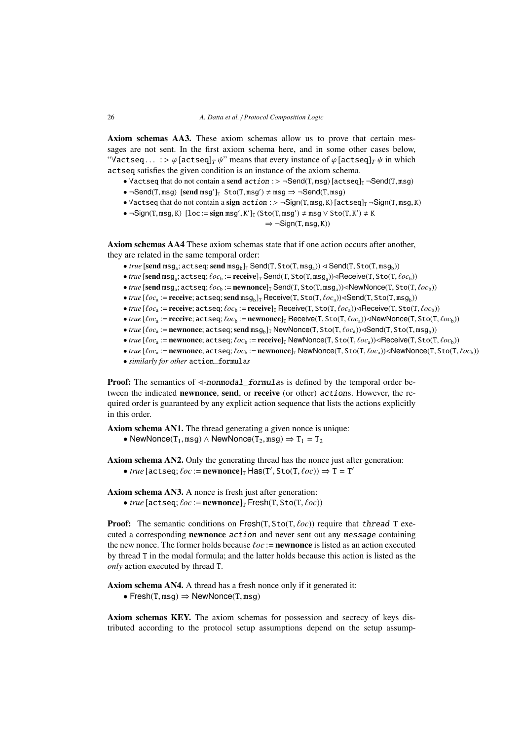**Axiom schemas AA3.** These axiom schemas allow us to prove that certain messages are not sent. In the first axiom schema here, and in some other cases below, "$\forall$actseq... :> $\varphi$ [actseq]$_T$ $\psi$" means that every instance of $\varphi$ [actseq]$_T$ $\psi$ in which actseq satisfies the given condition is an instance of the axiom schema.

- $\forall$actseq that do not contain a **send** *action* :> $\neg$Send(T, msg) [actseq]$_T$ $\neg$Send(T, msg)
- $\neg$Send(T, msg) [**send** msg$'$]$_T$ Sto(T, msg$'$) $\neq$ msg $\Rightarrow$ $\neg$Send(T, msg)
- $\forall$actseq that do not contain a **sign** *action* :> $\neg$Sign(T, msg, K) [actseq]$_T$ $\neg$Sign(T, msg, K)
- $\neg$Sign(T, msg, K) [loc := **sign** msg$'$, K$'$]$_T$ (Sto(T, msg$'$) $\neq$ msg $\vee$ Sto(T, K$'$) $\neq$ K
  $\Rightarrow$ $\neg$Sign(T, msg, K))

**Axiom schemas AA4** These axiom schemas state that if one action occurs after another, they are related in the same temporal order:

- *true* [**send** msg$_a$; actseq; **send** msg$_b$]$_T$ Send(T, Sto(T, msg$_a$)) $\lhd$ Send(T, Sto(T, msg$_b$))
- *true* [**send** msg$_a$; actseq; $\ell oc_b$ := **receive**]$_T$ Send(T, Sto(T, msg$_a$))$\lhd$Receive(T, Sto(T, $\ell oc_b$))
- *true* [**send** msg$_a$; actseq; $\ell oc_b$ := **newnonce**]$_T$ Send(T, Sto(T, msg$_a$))$\lhd$NewNonce(T, Sto(T, $\ell oc_b$))
- *true* [$\ell oc_a$ := **receive**; actseq; **send** msg$_b$]$_T$ Receive(T, Sto(T, $\ell oc_a$))$\lhd$Send(T, Sto(T, msg$_b$))
- *true* [$\ell oc_a$ := **receive**; actseq; $\ell oc_b$ := **receive**]$_T$ Receive(T, Sto(T, $\ell oc_a$))$\lhd$Receive(T, Sto(T, $\ell oc_b$))
- *true* [$\ell oc_a$ := **receive**; actseq; $\ell oc_b$ := **newnonce**]$_T$ Receive(T, Sto(T, $\ell oc_a$))$\lhd$NewNonce(T, Sto(T, $\ell oc_b$))
- *true* [$\ell oc_a$ := **newnonce**; actseq; **send** msg$_b$]$_T$ NewNonce(T, Sto(T, $\ell oc_a$))$\lhd$Send(T, Sto(T, msg$_b$))
- *true* [$\ell oc_a$ := **newnonce**; actseq; $\ell oc_b$ := **receive**]$_T$ NewNonce(T, Sto(T, $\ell oc_a$))$\lhd$Receive(T, Sto(T, $\ell oc_b$))
- *true* [$\ell oc_a$ := **newnonce**; actseq; $\ell oc_b$ := **newnonce**]$_T$ NewNonce(T, Sto(T, $\ell oc_a$))$\lhd$NewNonce(T, Sto(T, $\ell oc_b$))
- *similarly for other* action_formula*s*

**Proof:** The semantics of $\lhd$-*nonmodal_formula*s is defined by the temporal order between the indicated **newnonce**, **send**, or **receive** (or other) *action*s. However, the required order is guaranteed by any explicit action sequence that lists the actions explicitly in this order.

**Axiom schema AN1.** The thread generating a given nonce is unique:

- NewNonce(T$_1$, msg) $\wedge$ NewNonce(T$_2$, msg) $\Rightarrow$ T$_1$ = T$_2$

**Axiom schema AN2.** Only the generating thread has the nonce just after generation:

- *true* [actseq; $\ell oc$ := **newnonce**]$_T$ Has(T$'$, Sto(T, $\ell oc$)) $\Rightarrow$ T = T$'$

**Axiom schema AN3.** A nonce is fresh just after generation:

- *true* [actseq; $\ell oc$ := **newnonce**]$_T$ Fresh(T, Sto(T, $\ell oc$))

**Proof:** The semantic conditions on Fresh(T, Sto(T, $\ell oc$)) require that *thread* T executed a corresponding **newnonce** *action* and never sent out any *message* containing the new nonce. The former holds because $\ell oc$ := **newnonce** is listed as an action executed by thread T in the modal formula; and the latter holds because this action is listed as the *only* action executed by thread T.

**Axiom schema AN4.** A thread has a fresh nonce only if it generated it:

- Fresh(T, msg) $\Rightarrow$ NewNonce(T, msg)

**Axiom schemas KEY.** The axiom schemas for possession and secrecy of keys distributed according to the protocol setup assumptions depend on the setup assump-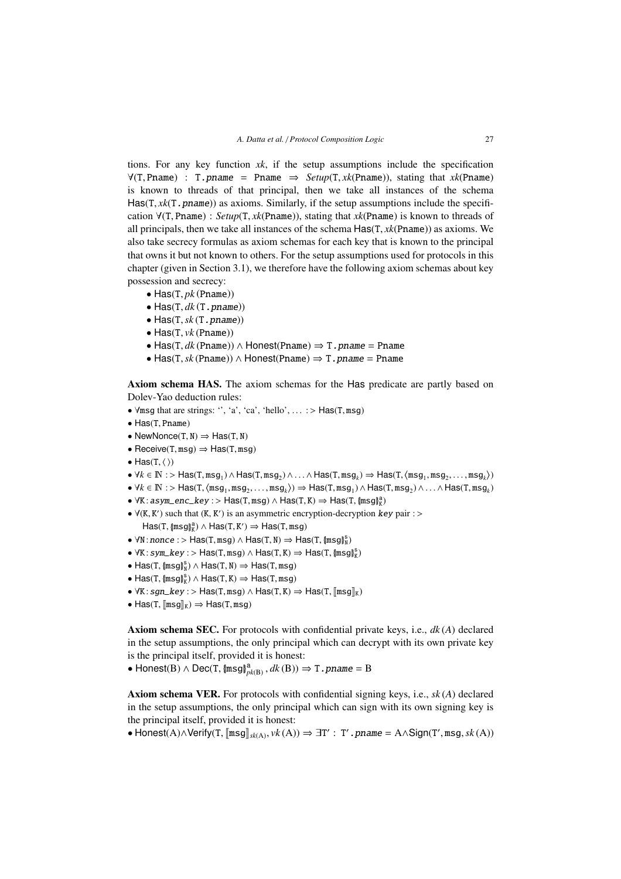tions. For any key function $xk$, if the setup assumptions include the specification $\forall(\mathtt{T}, \mathtt{Pname}) : \mathtt{T.pname} = \mathtt{Pname} \Rightarrow Setup(\mathtt{T}, xk(\mathtt{Pname}))$, stating that $xk(\mathtt{Pname})$ is known to threads of that principal, then we take all instances of the schema $\mathsf{Has}(\mathtt{T}, xk(\mathtt{T.pname}))$ as axioms. Similarly, if the setup assumptions include the specification $\forall(\mathtt{T}, \mathtt{Pname}) : Setup(\mathtt{T}, xk(\mathtt{Pname}))$, stating that $xk(\mathtt{Pname})$ is known to threads of all principals, then we take all instances of the schema $\mathsf{Has}(\mathtt{T}, xk(\mathtt{Pname}))$ as axioms. We also take secrecy formulas as axiom schemas for each key that is known to the principal that owns it but not known to others. For the setup assumptions used for protocols in this chapter (given in Section 3.1), we therefore have the following axiom schemas about key possession and secrecy:

- $\mathsf{Has}(\mathtt{T}, pk(\mathtt{Pname}))$
- $\mathsf{Has}(\mathtt{T}, dk(\mathtt{T.pname}))$
- $\mathsf{Has}(\mathtt{T}, sk(\mathtt{T.pname}))$
- $\mathsf{Has}(\mathtt{T}, vk(\mathtt{Pname}))$
- $\mathsf{Has}(\mathtt{T}, dk(\mathtt{Pname})) \wedge \mathsf{Honest}(\mathtt{Pname}) \Rightarrow \mathtt{T.pname} = \mathtt{Pname}$
- $\mathsf{Has}(\mathtt{T}, sk(\mathtt{Pname})) \wedge \mathsf{Honest}(\mathtt{Pname}) \Rightarrow \mathtt{T.pname} = \mathtt{Pname}$

**Axiom schema HAS.** The axiom schemas for the Has predicate are partly based on Dolev-Yao deduction rules:

- $\forall \mathtt{msg}$ that are strings: '', 'a', 'ca', 'hello', ... $:> \mathsf{Has}(\mathtt{T}, \mathtt{msg})$
- $\mathsf{Has}(\mathtt{T}, \mathtt{Pname})$
- $\mathsf{NewNonce}(\mathtt{T}, \mathtt{N}) \Rightarrow \mathsf{Has}(\mathtt{T}, \mathtt{N})$
- $\mathsf{Receive}(\mathtt{T}, \mathtt{msg}) \Rightarrow \mathsf{Has}(\mathtt{T}, \mathtt{msg})$
- $\mathsf{Has}(\mathtt{T}, \langle\rangle)$
- $\forall k \in \mathbb{N} :> \mathsf{Has}(\mathtt{T}, \mathtt{msg}_1) \wedge \mathsf{Has}(\mathtt{T}, \mathtt{msg}_2) \wedge \ldots \wedge \mathsf{Has}(\mathtt{T}, \mathtt{msg}_k) \Rightarrow \mathsf{Has}(\mathtt{T}, \langle \mathtt{msg}_1, \mathtt{msg}_2, \ldots, \mathtt{msg}_k \rangle)$
- $\forall k \in \mathbb{N} :> \mathsf{Has}(\mathtt{T}, \langle \mathtt{msg}_1, \mathtt{msg}_2, \ldots, \mathtt{msg}_k \rangle) \Rightarrow \mathsf{Has}(\mathtt{T}, \mathtt{msg}_1) \wedge \mathsf{Has}(\mathtt{T}, \mathtt{msg}_2) \wedge \ldots \wedge \mathsf{Has}(\mathtt{T}, \mathtt{msg}_k)$
- $\forall \mathtt{K} : asym\_enc\_key :> \mathsf{Has}(\mathtt{T}, \mathtt{msg}) \wedge \mathsf{Has}(\mathtt{T}, \mathtt{K}) \Rightarrow \mathsf{Has}(\mathtt{T}, \{\!|\mathtt{msg}|\!\}^{\mathsf{a}}_{\mathtt{K}})$
- $\forall(\mathtt{K}, \mathtt{K}')$ such that $(\mathtt{K}, \mathtt{K}')$ is an asymmetric encryption-decryption $key$ pair $:>$ $\mathsf{Has}(\mathtt{T}, \{\!|\mathtt{msg}|\!\}^{\mathsf{a}}_{\mathtt{K}}) \wedge \mathsf{Has}(\mathtt{T}, \mathtt{K}') \Rightarrow \mathsf{Has}(\mathtt{T}, \mathtt{msg})$
- $\forall \mathtt{N} : nonce :> \mathsf{Has}(\mathtt{T}, \mathtt{msg}) \wedge \mathsf{Has}(\mathtt{T}, \mathtt{N}) \Rightarrow \mathsf{Has}(\mathtt{T}, \{\!|\mathtt{msg}|\!\}^{\mathsf{s}}_{\mathtt{N}})$
- $\forall \mathtt{K} : sym\_key :> \mathsf{Has}(\mathtt{T}, \mathtt{msg}) \wedge \mathsf{Has}(\mathtt{T}, \mathtt{K}) \Rightarrow \mathsf{Has}(\mathtt{T}, \{\!|\mathtt{msg}|\!\}^{\mathsf{s}}_{\mathtt{K}})$
- $\mathsf{Has}(\mathtt{T}, \{\!|\mathtt{msg}|\!\}^{\mathsf{s}}_{\mathtt{N}}) \wedge \mathsf{Has}(\mathtt{T}, \mathtt{N}) \Rightarrow \mathsf{Has}(\mathtt{T}, \mathtt{msg})$
- $\mathsf{Has}(\mathtt{T}, \{\!|\mathtt{msg}|\!\}^{\mathsf{s}}_{\mathtt{K}}) \wedge \mathsf{Has}(\mathtt{T}, \mathtt{K}) \Rightarrow \mathsf{Has}(\mathtt{T}, \mathtt{msg})$
- $\forall \mathtt{K} : sgn\_key :> \mathsf{Has}(\mathtt{T}, \mathtt{msg}) \wedge \mathsf{Has}(\mathtt{T}, \mathtt{K}) \Rightarrow \mathsf{Has}(\mathtt{T}, [\![\mathtt{msg}]\!]_{\mathtt{K}})$
- $\mathsf{Has}(\mathtt{T}, [\![\mathtt{msg}]\!]_{\mathtt{K}}) \Rightarrow \mathsf{Has}(\mathtt{T}, \mathtt{msg})$

**Axiom schema SEC.** For protocols with confidential private keys, i.e., $dk(A)$ declared in the setup assumptions, the only principal which can decrypt with its own private key is the principal itself, provided it is honest:

- $\mathsf{Honest}(\mathtt{B}) \wedge \mathsf{Dec}(\mathtt{T}, \{\!|\mathtt{msg}|\!\}^{\mathsf{a}}_{pk(\mathtt{B})}, dk(\mathtt{B})) \Rightarrow \mathtt{T.pname} = \mathtt{B}$

**Axiom schema VER.** For protocols with confidential signing keys, i.e., $sk(A)$ declared in the setup assumptions, the only principal which can sign with its own signing key is the principal itself, provided it is honest:

- $\mathsf{Honest}(\mathtt{A}) \wedge \mathsf{Verify}(\mathtt{T}, [\![\mathtt{msg}]\!]_{sk(\mathtt{A})}, vk(\mathtt{A})) \Rightarrow \exists \mathtt{T}' : \mathtt{T}'.\mathtt{pname} = \mathtt{A} \wedge \mathsf{Sign}(\mathtt{T}', \mathtt{msg}, sk(\mathtt{A}))$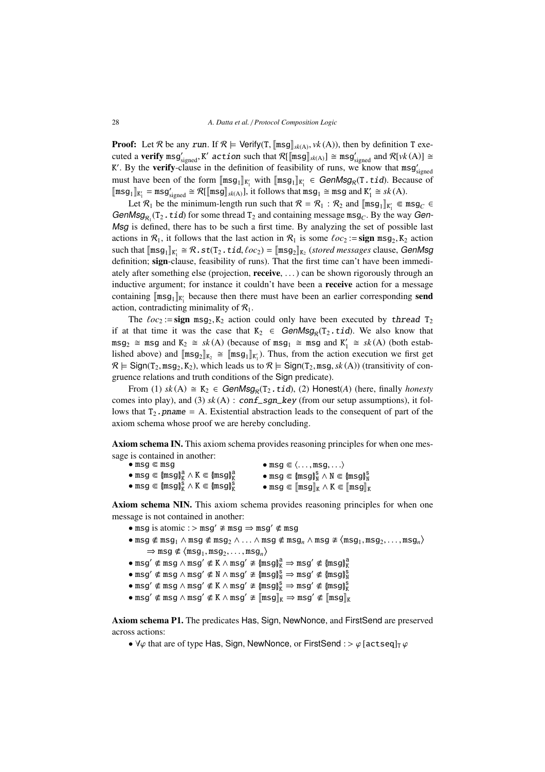**Proof:** Let $\mathcal{R}$ be any *run*. If $\mathcal{R} \models \mathsf{Verify}(\mathtt{T}, [\![\mathtt{msg}]\!]_{sk(\mathrm{A})}, vk(\mathrm{A}))$, then by definition T executed a **verify** $\mathtt{msg}'_{\text{signed}}, \mathtt{K}'$ *action* such that $\mathcal{R}[[\![\mathtt{msg}]\!]_{sk(\mathrm{A})}] \cong \mathtt{msg}'_{\text{signed}}$ and $\mathcal{R}[vk(\mathrm{A})] \cong \mathtt{K}'$. By the **verify**-clause in the definition of feasibility of runs, we know that $\mathtt{msg}'_{\text{signed}}$ must have been of the form $[\![\mathtt{msg}_1]\!]_{\mathtt{K}'_1}$ with $[\![\mathtt{msg}_1]\!]_{\mathtt{K}'_1} \in \mathit{GenMsg}_{\mathcal{R}}(\mathtt{T.tid})$. Because of $[\![\mathtt{msg}_1]\!]_{\mathtt{K}'_1} = \mathtt{msg}'_{\text{signed}} \cong \mathcal{R}[[\![\mathtt{msg}]\!]_{sk(\mathrm{A})}]$, it follows that $\mathtt{msg}_1 \cong \mathtt{msg}$ and $\mathtt{K}'_1 \cong sk(\mathrm{A})$.

Let $\mathcal{R}_1$ be the minimum-length run such that $\mathcal{R} = \mathcal{R}_1 : \mathcal{R}_2$ and $[\![\mathtt{msg}_1]\!]_{\mathtt{K}'_1} \Subset \mathtt{msg}_C \in \mathit{GenMsg}_{\mathcal{R}_1}(\mathtt{T}_2.\mathtt{tid})$ for some thread $\mathtt{T}_2$ and containing message $\mathtt{msg}_C$. By the way *GenMsg* is defined, there has to be such a first time. By analyzing the set of possible last actions in $\mathcal{R}_1$, it follows that the last action in $\mathcal{R}_1$ is some $\ell oc_2 :=$ **sign** $\mathtt{msg}_2, \mathtt{K}_2$ action such that $[\![\mathtt{msg}_1]\!]_{\mathtt{K}'_1} \cong \mathcal{R}.st(\mathtt{T}_2.\mathtt{tid}, \ell oc_2) = [\![\mathtt{msg}_2]\!]_{\mathtt{K}_2}$ (*stored messages* clause, *GenMsg* definition; **sign**-clause, feasibility of runs). That the first time can't have been immediately after something else (projection, **receive**, ...) can be shown rigorously through an inductive argument; for instance it couldn't have been a **receive** action for a message containing $[\![\mathtt{msg}_1]\!]_{\mathtt{K}'_1}$ because then there must have been an earlier corresponding **send** action, contradicting minimality of $\mathcal{R}_1$.

The $\ell oc_2 :=$ **sign** $\mathtt{msg}_2, \mathtt{K}_2$ action could only have been executed by *thread* $\mathtt{T}_2$ if at that time it was the case that $\mathtt{K}_2 \in \mathit{GenMsg}_{\mathcal{R}}(\mathtt{T}_2.\mathtt{tid})$. We also know that $\mathtt{msg}_2 \cong \mathtt{msg}$ and $\mathtt{K}_2 \cong sk(\mathrm{A})$ (because of $\mathtt{msg}_1 \cong \mathtt{msg}$ and $\mathtt{K}'_1 \cong sk(\mathrm{A})$ (both established above) and $[\![\mathtt{msg}_2]\!]_{\mathtt{K}_2} \cong [\![\mathtt{msg}_1]\!]_{\mathtt{K}'_1}$). Thus, from the action execution we first get $\mathcal{R} \models \mathsf{Sign}(\mathtt{T}_2, \mathtt{msg}_2, \mathtt{K}_2)$, which leads us to $\mathcal{R} \models \mathsf{Sign}(\mathtt{T}_2, \mathtt{msg}, sk(\mathrm{A}))$ (transitivity of congruence relations and truth conditions of the Sign predicate).

From (1) $sk(\mathrm{A}) \cong \mathtt{K}_2 \in \mathit{GenMsg}_{\mathcal{R}}(\mathtt{T}_2.\mathtt{tid})$, (2) $\mathsf{Honest}(A)$ (here, finally *honesty* comes into play), and (3) $sk(\mathrm{A}) : \mathit{conf\_sgn\_key}$ (from our setup assumptions), it follows that $\mathtt{T}_2.\mathit{pname} = \mathrm{A}$. Existential abstraction leads to the consequent of part of the axiom schema whose proof we are hereby concluding.

**Axiom schema IN.** This axiom schema provides reasoning principles for when one message is contained in another:

- $\mathtt{msg} \Subset \mathtt{msg}$
- $\mathtt{msg} \Subset \langle \ldots, \mathtt{msg}, \ldots \rangle$
- $\mathtt{msg} \Subset \{\!|\mathtt{msg}|\!\}^{\mathtt{a}}_{\mathtt{K}} \wedge \mathtt{K} \Subset \{\!|\mathtt{msg}|\!\}^{\mathtt{a}}_{\mathtt{K}}$
- $\mathtt{msg} \Subset \{\!|\mathtt{msg}|\!\}^{\mathtt{s}}_{\mathtt{N}} \wedge \mathtt{N} \Subset \{\!|\mathtt{msg}|\!\}^{\mathtt{s}}_{\mathtt{N}}$
- $\mathtt{msg} \Subset \{\!|\mathtt{msg}|\!\}^{\mathtt{s}}_{\mathtt{K}} \wedge \mathtt{K} \Subset \{\!|\mathtt{msg}|\!\}^{\mathtt{s}}_{\mathtt{K}}$
- $\mathtt{msg} \Subset [\![\mathtt{msg}]\!]_{\mathtt{K}} \wedge \mathtt{K} \Subset [\![\mathtt{msg}]\!]_{\mathtt{K}}$

**Axiom schema NIN.** This axiom schema provides reasoning principles for when one message is not contained in another:

- $\mathtt{msg}$ is atomic $:> \mathtt{msg}' \not\cong \mathtt{msg} \Rightarrow \mathtt{msg}' \not\Subset \mathtt{msg}$
- $\mathtt{msg} \not\Subset \mathtt{msg}_1 \wedge \mathtt{msg} \not\Subset \mathtt{msg}_2 \wedge \ldots \wedge \mathtt{msg} \not\Subset \mathtt{msg}_n \wedge \mathtt{msg} \not\cong \langle \mathtt{msg}_1, \mathtt{msg}_2, \ldots, \mathtt{msg}_n \rangle$
  $\Rightarrow \mathtt{msg} \not\Subset \langle \mathtt{msg}_1, \mathtt{msg}_2, \ldots, \mathtt{msg}_n \rangle$
- $\mathtt{msg}' \not\Subset \mathtt{msg} \wedge \mathtt{msg}' \not\Subset \mathtt{K} \wedge \mathtt{msg}' \not\cong \{\!|\mathtt{msg}|\!\}^{\mathtt{a}}_{\mathtt{K}} \Rightarrow \mathtt{msg}' \not\Subset \{\!|\mathtt{msg}|\!\}^{\mathtt{a}}_{\mathtt{K}}$
- $\mathtt{msg}' \not\Subset \mathtt{msg} \wedge \mathtt{msg}' \not\Subset \mathtt{N} \wedge \mathtt{msg}' \not\cong \{\!|\mathtt{msg}|\!\}^{\mathtt{s}}_{\mathtt{N}} \Rightarrow \mathtt{msg}' \not\Subset \{\!|\mathtt{msg}|\!\}^{\mathtt{s}}_{\mathtt{N}}$
- $\mathtt{msg}' \not\Subset \mathtt{msg} \wedge \mathtt{msg}' \not\Subset \mathtt{K} \wedge \mathtt{msg}' \not\cong \{\!|\mathtt{msg}|\!\}^{\mathtt{s}}_{\mathtt{K}} \Rightarrow \mathtt{msg}' \not\Subset \{\!|\mathtt{msg}|\!\}^{\mathtt{s}}_{\mathtt{K}}$
- $\mathtt{msg}' \not\Subset \mathtt{msg} \wedge \mathtt{msg}' \not\Subset \mathtt{K} \wedge \mathtt{msg}' \not\cong [\![\mathtt{msg}]\!]_{\mathtt{K}} \Rightarrow \mathtt{msg}' \not\Subset [\![\mathtt{msg}]\!]_{\mathtt{K}}$

**Axiom schema P1.** The predicates Has, Sign, NewNonce, and FirstSend are preserved across actions:

- $\forall \varphi$ that are of type Has, Sign, NewNonce, or FirstSend $:> \varphi\,[\mathtt{actseq}]_{\mathtt{T}}\,\varphi$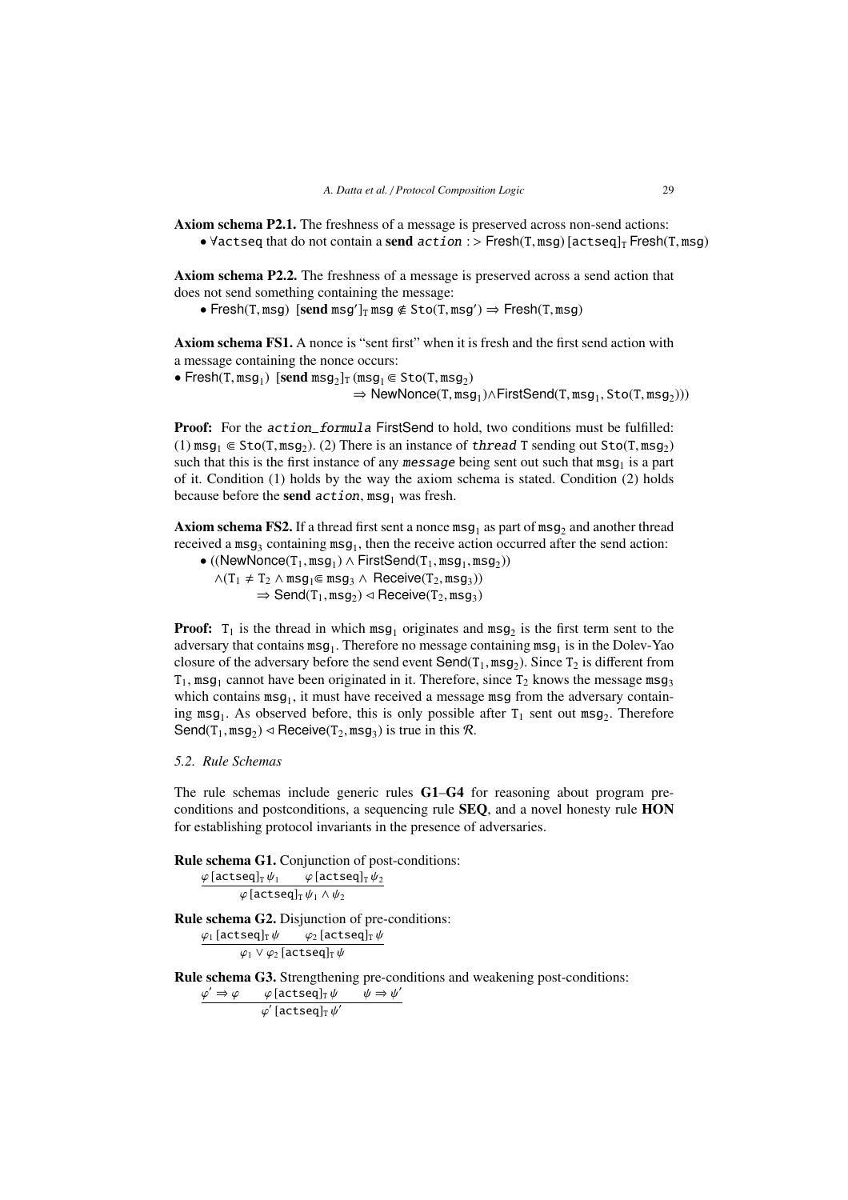**Axiom schema P2.1.** The freshness of a message is preserved across non-send actions:

- $\forall$actseq that do not contain a **send** *action* : > $\mathsf{Fresh}(\mathtt{T}, \mathtt{msg})\ [\mathtt{actseq}]_{\mathtt{T}}\ \mathsf{Fresh}(\mathtt{T}, \mathtt{msg})$

**Axiom schema P2.2.** The freshness of a message is preserved across a send action that does not send something containing the message:

- $\mathsf{Fresh}(\mathtt{T}, \mathtt{msg})\ [\mathbf{send}\ \mathtt{msg}']_{\mathtt{T}}\ \mathtt{msg} \notin \mathtt{Sto}(\mathtt{T}, \mathtt{msg}') \Rightarrow \mathsf{Fresh}(\mathtt{T}, \mathtt{msg})$

**Axiom schema FS1.** A nonce is "sent first" when it is fresh and the first send action with a message containing the nonce occurs:

- $\mathsf{Fresh}(\mathtt{T}, \mathtt{msg}_1)\ [\mathbf{send}\ \mathtt{msg}_2]_{\mathtt{T}}\ (\mathtt{msg}_1 \Subset \mathtt{Sto}(\mathtt{T}, \mathtt{msg}_2)$
  $\Rightarrow \mathsf{NewNonce}(\mathtt{T}, \mathtt{msg}_1) \wedge \mathsf{FirstSend}(\mathtt{T}, \mathtt{msg}_1, \mathtt{Sto}(\mathtt{T}, \mathtt{msg}_2)))$

**Proof:** For the *action_formula* FirstSend to hold, two conditions must be fulfilled: (1) $\mathtt{msg}_1 \Subset \mathtt{Sto}(\mathtt{T}, \mathtt{msg}_2)$. (2) There is an instance of *thread* T sending out $\mathtt{Sto}(\mathtt{T}, \mathtt{msg}_2)$ such that this is the first instance of any *message* being sent out such that $\mathtt{msg}_1$ is a part of it. Condition (1) holds by the way the axiom schema is stated. Condition (2) holds because before the **send** *action*, $\mathtt{msg}_1$ was fresh.

**Axiom schema FS2.** If a thread first sent a nonce $\mathtt{msg}_1$ as part of $\mathtt{msg}_2$ and another thread received a $\mathtt{msg}_3$ containing $\mathtt{msg}_1$, then the receive action occurred after the send action:

- $((\mathsf{NewNonce}(\mathtt{T}_1, \mathtt{msg}_1) \wedge \mathsf{FirstSend}(\mathtt{T}_1, \mathtt{msg}_1, \mathtt{msg}_2))$
  $\wedge (\mathtt{T}_1 \neq \mathtt{T}_2 \wedge \mathtt{msg}_1 \Subset \mathtt{msg}_3 \wedge \mathsf{Receive}(\mathtt{T}_2, \mathtt{msg}_3))$
  $\Rightarrow \mathsf{Send}(\mathtt{T}_1, \mathtt{msg}_2) \lhd \mathsf{Receive}(\mathtt{T}_2, \mathtt{msg}_3)$

**Proof:** $\mathtt{T}_1$ is the thread in which $\mathtt{msg}_1$ originates and $\mathtt{msg}_2$ is the first term sent to the adversary that contains $\mathtt{msg}_1$. Therefore no message containing $\mathtt{msg}_1$ is in the Dolev-Yao closure of the adversary before the send event $\mathsf{Send}(\mathtt{T}_1, \mathtt{msg}_2)$. Since $\mathtt{T}_2$ is different from $\mathtt{T}_1$, $\mathtt{msg}_1$ cannot have been originated in it. Therefore, since $\mathtt{T}_2$ knows the message $\mathtt{msg}_3$ which contains $\mathtt{msg}_1$, it must have received a message msg from the adversary containing $\mathtt{msg}_1$. As observed before, this is only possible after $\mathtt{T}_1$ sent out $\mathtt{msg}_2$. Therefore $\mathsf{Send}(\mathtt{T}_1, \mathtt{msg}_2) \lhd \mathsf{Receive}(\mathtt{T}_2, \mathtt{msg}_3)$ is true in this $\mathcal{R}$.

### *5.2. Rule Schemas*

The rule schemas include generic rules **G1**–**G4** for reasoning about program preconditions and postconditions, a sequencing rule **SEQ**, and a novel honesty rule **HON** for establishing protocol invariants in the presence of adversaries.

**Rule schema G1.** Conjunction of post-conditions:

$$\frac{\varphi\,[\mathtt{actseq}]_{\mathtt{T}}\,\psi_1 \qquad \varphi\,[\mathtt{actseq}]_{\mathtt{T}}\,\psi_2}{\varphi\,[\mathtt{actseq}]_{\mathtt{T}}\,\psi_1 \wedge \psi_2}$$

**Rule schema G2.** Disjunction of pre-conditions:

$$\frac{\varphi_1\,[\mathtt{actseq}]_{\mathtt{T}}\,\psi \qquad \varphi_2\,[\mathtt{actseq}]_{\mathtt{T}}\,\psi}{\varphi_1 \vee \varphi_2\,[\mathtt{actseq}]_{\mathtt{T}}\,\psi}$$

**Rule schema G3.** Strengthening pre-conditions and weakening post-conditions:

$$\frac{\varphi' \Rightarrow \varphi \qquad \varphi\,[\mathtt{actseq}]_{\mathtt{T}}\,\psi \qquad \psi \Rightarrow \psi'}{\varphi'\,[\mathtt{actseq}]_{\mathtt{T}}\,\psi'}$$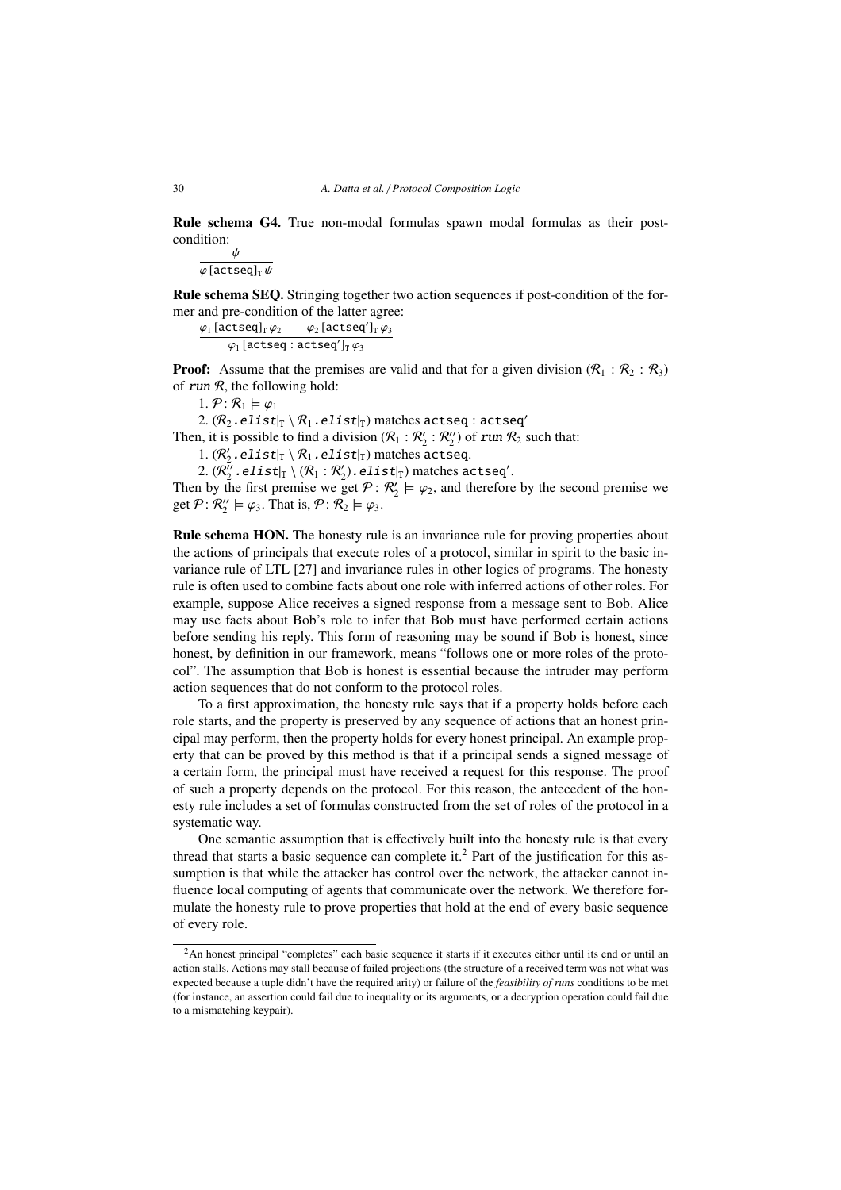**Rule schema G4.** True non-modal formulas spawn modal formulas as their post-condition:

$$\frac{\psi}{\varphi\,[\mathsf{actseq}]_{\mathrm{T}}\,\psi}$$

**Rule schema SEQ.** Stringing together two action sequences if post-condition of the former and pre-condition of the latter agree:

$$\frac{\varphi_1\,[\mathsf{actseq}]_{\mathrm{T}}\,\varphi_2 \qquad \varphi_2\,[\mathsf{actseq}']_{\mathrm{T}}\,\varphi_3}{\varphi_1\,[\mathsf{actseq} : \mathsf{actseq}']_{\mathrm{T}}\,\varphi_3}$$

**Proof:** Assume that the premises are valid and that for a given division $(\mathcal{R}_1 : \mathcal{R}_2 : \mathcal{R}_3)$ of $\mathit{run}\ \mathcal{R}$, the following hold:

1. $\mathcal{P} : \mathcal{R}_1 \models \varphi_1$
2. $(\mathcal{R}_2.\mathit{elist}|_{\mathrm{T}} \setminus \mathcal{R}_1.\mathit{elist}|_{\mathrm{T}})$ matches $\mathsf{actseq} : \mathsf{actseq}'$

Then, it is possible to find a division $(\mathcal{R}_1 : \mathcal{R}_2' : \mathcal{R}_2'')$ of $\mathit{run}\ \mathcal{R}_2$ such that:

1. $(\mathcal{R}_2'.\mathit{elist}|_{\mathrm{T}} \setminus \mathcal{R}_1.\mathit{elist}|_{\mathrm{T}})$ matches $\mathsf{actseq}$.
2. $(\mathcal{R}_2''.\mathit{elist}|_{\mathrm{T}} \setminus (\mathcal{R}_1 : \mathcal{R}_2').\mathit{elist}|_{\mathrm{T}})$ matches $\mathsf{actseq}'$.

Then by the first premise we get $\mathcal{P} : \mathcal{R}_2' \models \varphi_2$, and therefore by the second premise we get $\mathcal{P} : \mathcal{R}_2'' \models \varphi_3$. That is, $\mathcal{P} : \mathcal{R}_2 \models \varphi_3$.

**Rule schema HON.** The honesty rule is an invariance rule for proving properties about the actions of principals that execute roles of a protocol, similar in spirit to the basic invariance rule of LTL [27] and invariance rules in other logics of programs. The honesty rule is often used to combine facts about one role with inferred actions of other roles. For example, suppose Alice receives a signed response from a message sent to Bob. Alice may use facts about Bob's role to infer that Bob must have performed certain actions before sending his reply. This form of reasoning may be sound if Bob is honest, since honest, by definition in our framework, means "follows one or more roles of the protocol". The assumption that Bob is honest is essential because the intruder may perform action sequences that do not conform to the protocol roles.

To a first approximation, the honesty rule says that if a property holds before each role starts, and the property is preserved by any sequence of actions that an honest principal may perform, then the property holds for every honest principal. An example property that can be proved by this method is that if a principal sends a signed message of a certain form, the principal must have received a request for this response. The proof of such a property depends on the protocol. For this reason, the antecedent of the honesty rule includes a set of formulas constructed from the set of roles of the protocol in a systematic way.

One semantic assumption that is effectively built into the honesty rule is that every thread that starts a basic sequence can complete it.[2] Part of the justification for this assumption is that while the attacker has control over the network, the attacker cannot influence local computing of agents that communicate over the network. We therefore formulate the honesty rule to prove properties that hold at the end of every basic sequence of every role.

---

[2] An honest principal "completes" each basic sequence it starts if it executes either until its end or until an action stalls. Actions may stall because of failed projections (the structure of a received term was not what was expected because a tuple didn't have the required arity) or failure of the *feasibility of runs* conditions to be met (for instance, an assertion could fail due to inequality or its arguments, or a decryption operation could fail due to a mismatching keypair).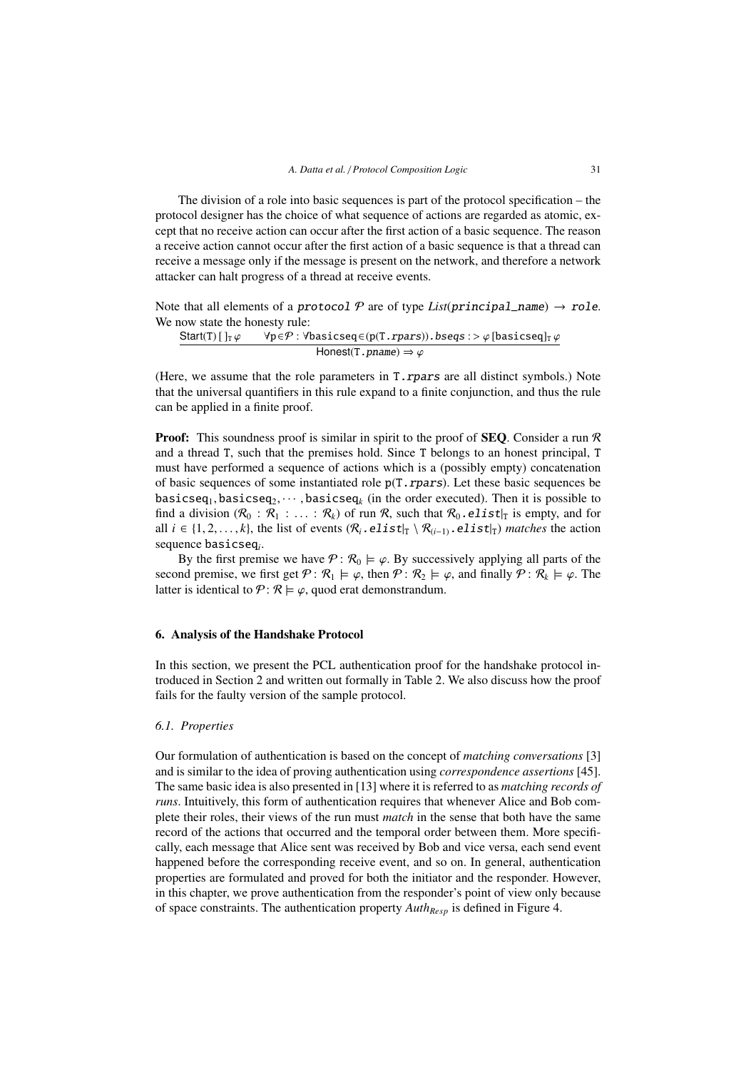The division of a role into basic sequences is part of the protocol specification – the protocol designer has the choice of what sequence of actions are regarded as atomic, except that no receive action can occur after the first action of a basic sequence. The reason a receive action cannot occur after the first action of a basic sequence is that a thread can receive a message only if the message is present on the network, and therefore a network attacker can halt progress of a thread at receive events.

Note that all elements of a $\mathtt{protocol}\ \mathcal{P}$ are of type $List(\mathtt{principal\_name}) \rightarrow \mathtt{role}$. We now state the honesty rule:

$$\frac{\mathsf{Start}(\mathtt{T})\,[\,]_{\mathtt{T}}\,\varphi \qquad \forall \mathtt{p}\in\mathcal{P} : \forall \mathtt{basicseq} \in (\mathtt{p}(\mathtt{T}.\mathtt{rpars})).\mathtt{bseqs} : > \varphi\,[\mathtt{basicseq}]_{\mathtt{T}}\,\varphi}{\mathsf{Honest}(\mathtt{T}.\mathtt{pname}) \Rightarrow \varphi}$$

(Here, we assume that the role parameters in $\mathtt{T}.\mathtt{rpars}$ are all distinct symbols.) Note that the universal quantifiers in this rule expand to a finite conjunction, and thus the rule can be applied in a finite proof.

**Proof:** This soundness proof is similar in spirit to the proof of **SEQ**. Consider a run $\mathcal{R}$ and a thread T, such that the premises hold. Since T belongs to an honest principal, T must have performed a sequence of actions which is a (possibly empty) concatenation of basic sequences of some instantiated role $\mathtt{p}(\mathtt{T}.\mathtt{rpars})$. Let these basic sequences be $\mathtt{basicseq}_1, \mathtt{basicseq}_2, \cdots, \mathtt{basicseq}_k$ (in the order executed). Then it is possible to find a division $(\mathcal{R}_0 : \mathcal{R}_1 : \ldots : \mathcal{R}_k)$ of run $\mathcal{R}$, such that $\mathcal{R}_0.\mathtt{elist}|_{\mathtt{T}}$ is empty, and for all $i \in \{1, 2, \ldots, k\}$, the list of events $(\mathcal{R}_i.\mathtt{elist}|_{\mathtt{T}} \setminus \mathcal{R}_{(i-1)}.\mathtt{elist}|_{\mathtt{T}})$ *matches* the action sequence $\mathtt{basicseq}_i$.

By the first premise we have $\mathcal{P} : \mathcal{R}_0 \models \varphi$. By successively applying all parts of the second premise, we first get $\mathcal{P} : \mathcal{R}_1 \models \varphi$, then $\mathcal{P} : \mathcal{R}_2 \models \varphi$, and finally $\mathcal{P} : \mathcal{R}_k \models \varphi$. The latter is identical to $\mathcal{P} : \mathcal{R} \models \varphi$, quod erat demonstrandum.

## 6. Analysis of the Handshake Protocol

In this section, we present the PCL authentication proof for the handshake protocol introduced in Section 2 and written out formally in Table 2. We also discuss how the proof fails for the faulty version of the sample protocol.

### 6.1. Properties

Our formulation of authentication is based on the concept of *matching conversations* [3] and is similar to the idea of proving authentication using *correspondence assertions* [45]. The same basic idea is also presented in [13] where it is referred to as *matching records of runs*. Intuitively, this form of authentication requires that whenever Alice and Bob complete their roles, their views of the run must *match* in the sense that both have the same record of the actions that occurred and the temporal order between them. More specifically, each message that Alice sent was received by Bob and vice versa, each send event happened before the corresponding receive event, and so on. In general, authentication properties are formulated and proved for both the initiator and the responder. However, in this chapter, we prove authentication from the responder's point of view only because of space constraints. The authentication property $Auth_{Resp}$ is defined in Figure 4.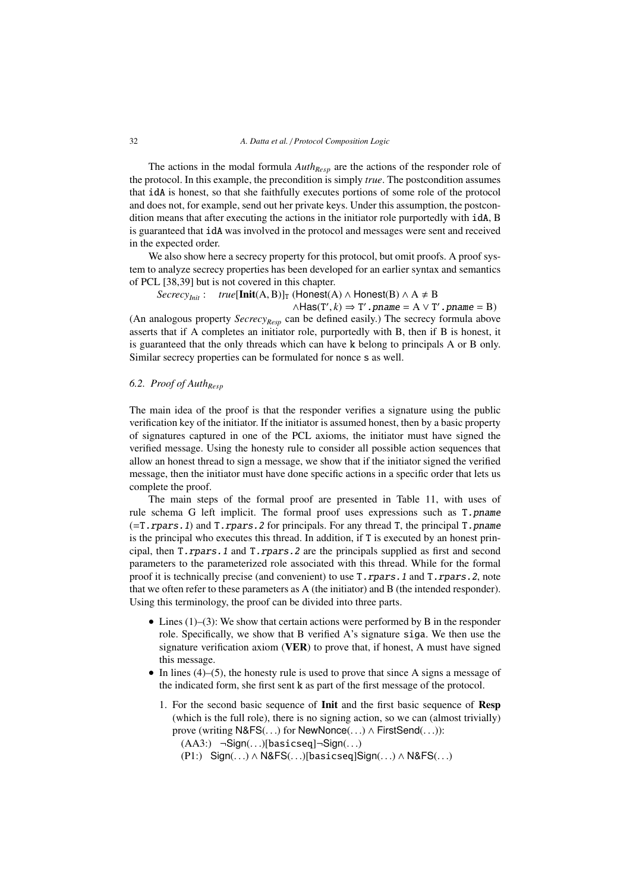The actions in the modal formula $Auth_{Resp}$ are the actions of the responder role of the protocol. In this example, the precondition is simply *true*. The postcondition assumes that idA is honest, so that she faithfully executes portions of some role of the protocol and does not, for example, send out her private keys. Under this assumption, the postcondition means that after executing the actions in the initiator role purportedly with idA, B is guaranteed that idA was involved in the protocol and messages were sent and received in the expected order.

We also show here a secrecy property for this protocol, but omit proofs. A proof system to analyze secrecy properties has been developed for an earlier syntax and semantics of PCL [38,39] but is not covered in this chapter.

$$Secrecy_{Init}: \quad true[\mathbf{Init}(\mathrm{A}, \mathrm{B})]_{\mathtt{T}}\ (\mathsf{Honest}(\mathrm{A}) \wedge \mathsf{Honest}(\mathrm{B}) \wedge \mathrm{A} \neq \mathrm{B}$$
$$\wedge \mathsf{Has}(\mathtt{T}', k) \Rightarrow \mathtt{T}'.pname = \mathrm{A} \vee \mathtt{T}'.pname = \mathrm{B})$$

(An analogous property $Secrecy_{Resp}$ can be defined easily.) The secrecy formula above asserts that if A completes an initiator role, purportedly with B, then if B is honest, it is guaranteed that the only threads which can have k belong to principals A or B only. Similar secrecy properties can be formulated for nonce s as well.

### 6.2. Proof of $Auth_{Resp}$

The main idea of the proof is that the responder verifies a signature using the public verification key of the initiator. If the initiator is assumed honest, then by a basic property of signatures captured in one of the PCL axioms, the initiator must have signed the verified message. Using the honesty rule to consider all possible action sequences that allow an honest thread to sign a message, we show that if the initiator signed the verified message, then the initiator must have done specific actions in a specific order that lets us complete the proof.

The main steps of the formal proof are presented in Table 11, with uses of rule schema G left implicit. The formal proof uses expressions such as T.pname (=T.rpars.1) and T.rpars.2 for principals. For any thread T, the principal T.pname is the principal who executes this thread. In addition, if T is executed by an honest principal, then T.rpars.1 and T.rpars.2 are the principals supplied as first and second parameters to the parameterized role associated with this thread. While for the formal proof it is technically precise (and convenient) to use T.rpars.1 and T.rpars.2, note that we often refer to these parameters as A (the initiator) and B (the intended responder). Using this terminology, the proof can be divided into three parts.

- Lines (1)–(3): We show that certain actions were performed by B in the responder role. Specifically, we show that B verified A's signature siga. We then use the signature verification axiom (**VER**) to prove that, if honest, A must have signed this message.
- In lines (4)–(5), the honesty rule is used to prove that since A signs a message of the indicated form, she first sent k as part of the first message of the protocol.
  1. For the second basic sequence of **Init** and the first basic sequence of **Resp** (which is the full role), there is no signing action, so we can (almost trivially) prove (writing N&FS(...) for NewNonce(...) ∧ FirstSend(...)):

     (AA3:) ¬Sign(...)[basicseq]¬Sign(...)

     (P1:) Sign(...) ∧ N&FS(...)[basicseq]Sign(...) ∧ N&FS(...)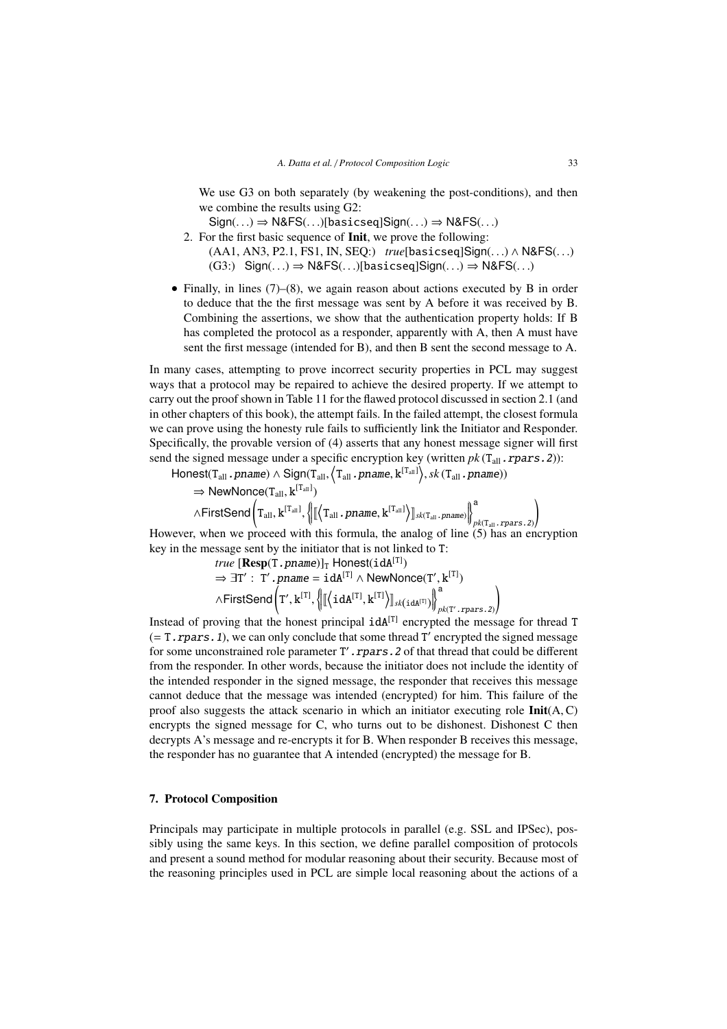We use G3 on both separately (by weakening the post-conditions), and then we combine the results using G2:

$\mathsf{Sign}(\ldots) \Rightarrow \mathsf{N\&FS}(\ldots)[\mathtt{basicseq}]\mathsf{Sign}(\ldots) \Rightarrow \mathsf{N\&FS}(\ldots)$

2. For the first basic sequence of **Init**, we prove the following:

   (AA1, AN3, P2.1, FS1, IN, SEQ:) $\;$ $true[\mathtt{basicseq}]\mathsf{Sign}(\ldots) \wedge \mathsf{N\&FS}(\ldots)$

   (G3:) $\;$ $\mathsf{Sign}(\ldots) \Rightarrow \mathsf{N\&FS}(\ldots)[\mathtt{basicseq}]\mathsf{Sign}(\ldots) \Rightarrow \mathsf{N\&FS}(\ldots)$

- Finally, in lines (7)–(8), we again reason about actions executed by B in order to deduce that the the first message was sent by A before it was received by B. Combining the assertions, we show that the authentication property holds: If B has completed the protocol as a responder, apparently with A, then A must have sent the first message (intended for B), and then B sent the second message to A.

In many cases, attempting to prove incorrect security properties in PCL may suggest ways that a protocol may be repaired to achieve the desired property. If we attempt to carry out the proof shown in Table 11 for the flawed protocol discussed in section 2.1 (and in other chapters of this book), the attempt fails. In the failed attempt, the closest formula we can prove using the honesty rule fails to sufficiently link the Initiator and Responder. Specifically, the provable version of (4) asserts that any honest message signer will first send the signed message under a specific encryption key (written $pk\,(\mathtt{T_{all}}.\mathtt{rpars.2})$):

$$\mathsf{Honest}(\mathtt{T_{all}}.\mathtt{pname}) \wedge \mathsf{Sign}(\mathtt{T_{all}}, \langle \mathtt{T_{all}}.\mathtt{pname}, \mathtt{k}^{[\mathtt{T_{all}}]}\rangle, sk\,(\mathtt{T_{all}}.\mathtt{pname}))$$
$$\Rightarrow \mathsf{NewNonce}(\mathtt{T_{all}}, \mathtt{k}^{[\mathtt{T_{all}}]})$$
$$\wedge \mathsf{FirstSend}\left(\mathtt{T_{all}}, \mathtt{k}^{[\mathtt{T_{all}}]}, \left\{\!\left| [\![\langle \mathtt{T_{all}}.\mathtt{pname}, \mathtt{k}^{[\mathtt{T_{all}}]}\rangle]\!]_{sk(\mathtt{T_{all}}.\mathtt{pname})} \right|\!\right\}^{\mathtt{a}}_{pk(\mathtt{T_{all}}.\mathtt{rpars.2})}\right)$$

However, when we proceed with this formula, the analog of line (5) has an encryption key in the message sent by the initiator that is not linked to T:

$$true\;[\mathbf{Resp}(\mathtt{T}.\mathtt{pname})]_{\mathtt{T}}\;\mathsf{Honest}(\mathtt{idA}^{[\mathtt{T}]})$$
$$\Rightarrow \exists \mathtt{T}' :\; \mathtt{T}'.\mathtt{pname} = \mathtt{idA}^{[\mathtt{T}]} \wedge \mathsf{NewNonce}(\mathtt{T}', \mathtt{k}^{[\mathtt{T}]})$$
$$\wedge \mathsf{FirstSend}\left(\mathtt{T}', \mathtt{k}^{[\mathtt{T}]}, \left\{\!\left| [\![\langle \mathtt{idA}^{[\mathtt{T}]}, \mathtt{k}^{[\mathtt{T}]}\rangle]\!]_{sk(\mathtt{idA}^{[\mathtt{T}]})} \right|\!\right\}^{\mathtt{a}}_{pk(\mathtt{T}'.\mathtt{rpars.2})}\right)$$

Instead of proving that the honest principal $\mathtt{idA}^{[\mathtt{T}]}$ encrypted the message for thread T ($= \mathtt{T}.\mathtt{rpars.1}$), we can only conclude that some thread T′ encrypted the signed message for some unconstrained role parameter $\mathtt{T}'.\mathtt{rpars.2}$ of that thread that could be different from the responder. In other words, because the initiator does not include the identity of the intended responder in the signed message, the responder that receives this message cannot deduce that the message was intended (encrypted) for him. This failure of the proof also suggests the attack scenario in which an initiator executing role **Init**(A, C) encrypts the signed message for C, who turns out to be dishonest. Dishonest C then decrypts A's message and re-encrypts it for B. When responder B receives this message, the responder has no guarantee that A intended (encrypted) the message for B.

## 7. Protocol Composition

Principals may participate in multiple protocols in parallel (e.g. SSL and IPSec), possibly using the same keys. In this section, we define parallel composition of protocols and present a sound method for modular reasoning about their security. Because most of the reasoning principles used in PCL are simple local reasoning about the actions of a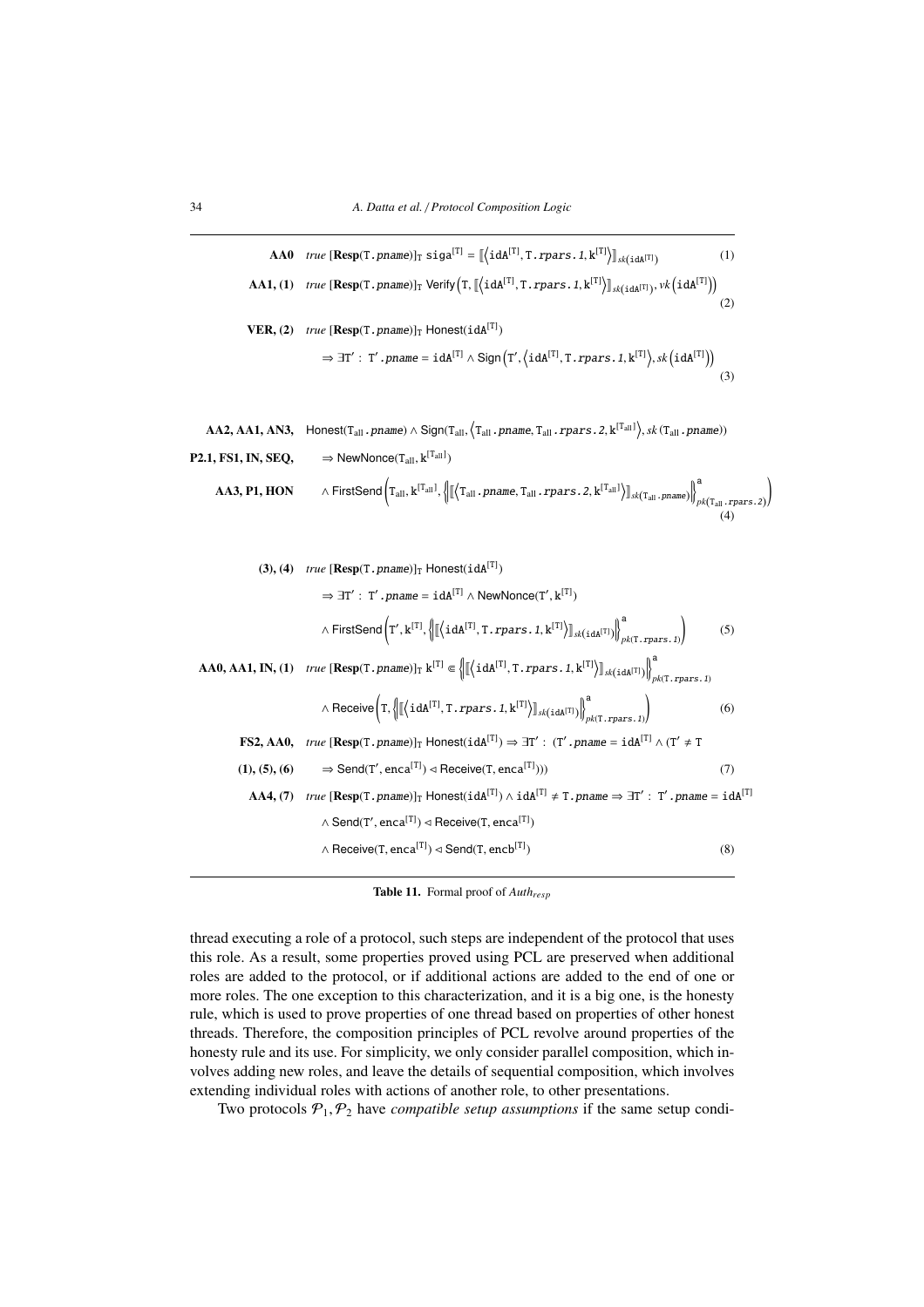$$\textbf{AA0} \quad \textit{true}\ [\textbf{Resp}(\texttt{T}.\textit{pname})]_{\texttt{T}}\ \texttt{siga}^{[\texttt{T}]} = [\![\langle \texttt{idA}^{[\texttt{T}]}, \texttt{T}.\textit{rpars.1}, \texttt{k}^{[\texttt{T}]}\rangle]\!]_{sk(\texttt{idA}^{[\texttt{T}]})} \tag{1}$$

$$\textbf{AA1, (1)} \quad \textit{true}\ [\textbf{Resp}(\texttt{T}.\textit{pname})]_{\texttt{T}}\ \mathsf{Verify}\Big(\texttt{T}, [\![\langle \texttt{idA}^{[\texttt{T}]}, \texttt{T}.\textit{rpars.1}, \texttt{k}^{[\texttt{T}]}\rangle]\!]_{sk(\texttt{idA}^{[\texttt{T}]})}, vk\big(\texttt{idA}^{[\texttt{T}]}\big)\Big) \tag{2}$$

$$\begin{aligned}\textbf{VER, (2)} \quad & \textit{true}\ [\textbf{Resp}(\texttt{T}.\textit{pname})]_{\texttt{T}}\ \mathsf{Honest}(\texttt{idA}^{[\texttt{T}]}) \\ & \Rightarrow \exists \texttt{T}' : \texttt{T}'.\textit{pname} = \texttt{idA}^{[\texttt{T}]} \wedge \mathsf{Sign}\Big(\texttt{T}', \langle \texttt{idA}^{[\texttt{T}]}, \texttt{T}.\textit{rpars.1}, \texttt{k}^{[\texttt{T}]}\rangle, sk\big(\texttt{idA}^{[\texttt{T}]}\big)\Big)\end{aligned} \tag{3}$$

$$\begin{aligned}&\textbf{AA2, AA1, AN3,} \quad \mathsf{Honest}(\texttt{T}_{\text{all}}.\textit{pname}) \wedge \mathsf{Sign}(\texttt{T}_{\text{all}}, \langle \texttt{T}_{\text{all}}.\textit{pname}, \texttt{T}_{\text{all}}.\textit{rpars.2}, \texttt{k}^{[\texttt{T}_{\text{all}}]}\rangle, sk\,(\texttt{T}_{\text{all}}.\textit{pname})) \\ &\textbf{P2.1, FS1, IN, SEQ,} \quad \Rightarrow \mathsf{NewNonce}(\texttt{T}_{\text{all}}, \texttt{k}^{[\texttt{T}_{\text{all}}]}) \\ &\textbf{AA3, P1, HON} \quad \wedge \mathsf{FirstSend}\Big(\texttt{T}_{\text{all}}, \texttt{k}^{[\texttt{T}_{\text{all}}]}, \big\{\!\big| [\![\langle \texttt{T}_{\text{all}}.\textit{pname}, \texttt{T}_{\text{all}}.\textit{rpars.2}, \texttt{k}^{[\texttt{T}_{\text{all}}]}\rangle]\!]_{sk(\texttt{T}_{\text{all}}.\textit{pname})} \big|\!\big\}^{\texttt{a}}_{pk(\texttt{T}_{\text{all}}.\textit{rpars.2})}\Big)\end{aligned} \tag{4}$$

$$\begin{aligned}\textbf{(3), (4)} \quad & \textit{true}\ [\textbf{Resp}(\texttt{T}.\textit{pname})]_{\texttt{T}}\ \mathsf{Honest}(\texttt{idA}^{[\texttt{T}]}) \\ & \Rightarrow \exists \texttt{T}' : \texttt{T}'.\textit{pname} = \texttt{idA}^{[\texttt{T}]} \wedge \mathsf{NewNonce}(\texttt{T}', \texttt{k}^{[\texttt{T}]}) \\ & \wedge \mathsf{FirstSend}\Big(\texttt{T}', \texttt{k}^{[\texttt{T}]}, \big\{\!\big| [\![\langle \texttt{idA}^{[\texttt{T}]}, \texttt{T}.\textit{rpars.1}, \texttt{k}^{[\texttt{T}]}\rangle]\!]_{sk(\texttt{idA}^{[\texttt{T}]})} \big|\!\big\}^{\texttt{a}}_{pk(\texttt{T}.\textit{rpars.1})}\Big)\end{aligned} \tag{5}$$

$$\begin{aligned}\textbf{AA0, AA1, IN, (1)} \quad & \textit{true}\ [\textbf{Resp}(\texttt{T}.\textit{pname})]_{\texttt{T}}\ \texttt{k}^{[\texttt{T}]} \Subset \big\{\!\big| [\![\langle \texttt{idA}^{[\texttt{T}]}, \texttt{T}.\textit{rpars.1}, \texttt{k}^{[\texttt{T}]}\rangle]\!]_{sk(\texttt{idA}^{[\texttt{T}]})} \big|\!\big\}^{\texttt{a}}_{pk(\texttt{T}.\textit{rpars.1})} \\ & \wedge \mathsf{Receive}\Big(\texttt{T}, \big\{\!\big| [\![\langle \texttt{idA}^{[\texttt{T}]}, \texttt{T}.\textit{rpars.1}, \texttt{k}^{[\texttt{T}]}\rangle]\!]_{sk(\texttt{idA}^{[\texttt{T}]})} \big|\!\big\}^{\texttt{a}}_{pk(\texttt{T}.\textit{rpars.1})}\Big)\end{aligned} \tag{6}$$

$$\begin{aligned}&\textbf{FS2, AA0,} \quad \textit{true}\ [\textbf{Resp}(\texttt{T}.\textit{pname})]_{\texttt{T}}\ \mathsf{Honest}(\texttt{idA}^{[\texttt{T}]}) \Rightarrow \exists \texttt{T}' : (\texttt{T}'.\textit{pname} = \texttt{idA}^{[\texttt{T}]} \wedge (\texttt{T}' \neq \texttt{T} \\ &\textbf{(1), (5), (6)} \quad \Rightarrow \mathsf{Send}(\texttt{T}', \mathsf{enca}^{[\texttt{T}]}) \lessdot \mathsf{Receive}(\texttt{T}, \mathsf{enca}^{[\texttt{T}]})))\end{aligned} \tag{7}$$

$$\begin{aligned}\textbf{AA4, (7)} \quad & \textit{true}\ [\textbf{Resp}(\texttt{T}.\textit{pname})]_{\texttt{T}}\ \mathsf{Honest}(\texttt{idA}^{[\texttt{T}]}) \wedge \texttt{idA}^{[\texttt{T}]} \neq \texttt{T}.\textit{pname} \Rightarrow \exists \texttt{T}' : \texttt{T}'.\textit{pname} = \texttt{idA}^{[\texttt{T}]} \\ & \wedge \mathsf{Send}(\texttt{T}', \mathsf{enca}^{[\texttt{T}]}) \lessdot \mathsf{Receive}(\texttt{T}, \mathsf{enca}^{[\texttt{T}]}) \\ & \wedge \mathsf{Receive}(\texttt{T}, \mathsf{enca}^{[\texttt{T}]}) \lessdot \mathsf{Send}(\texttt{T}, \mathsf{encb}^{[\texttt{T}]})\end{aligned} \tag{8}$$

**Table 11.** Formal proof of $Auth_{resp}$

thread executing a role of a protocol, such steps are independent of the protocol that uses this role. As a result, some properties proved using PCL are preserved when additional roles are added to the protocol, or if additional actions are added to the end of one or more roles. The one exception to this characterization, and it is a big one, is the honesty rule, which is used to prove properties of one thread based on properties of other honest threads. Therefore, the composition principles of PCL revolve around properties of the honesty rule and its use. For simplicity, we only consider parallel composition, which involves adding new roles, and leave the details of sequential composition, which involves extending individual roles with actions of another role, to other presentations.

Two protocols $\mathcal{P}_1, \mathcal{P}_2$ have *compatible setup assumptions* if the same setup condi-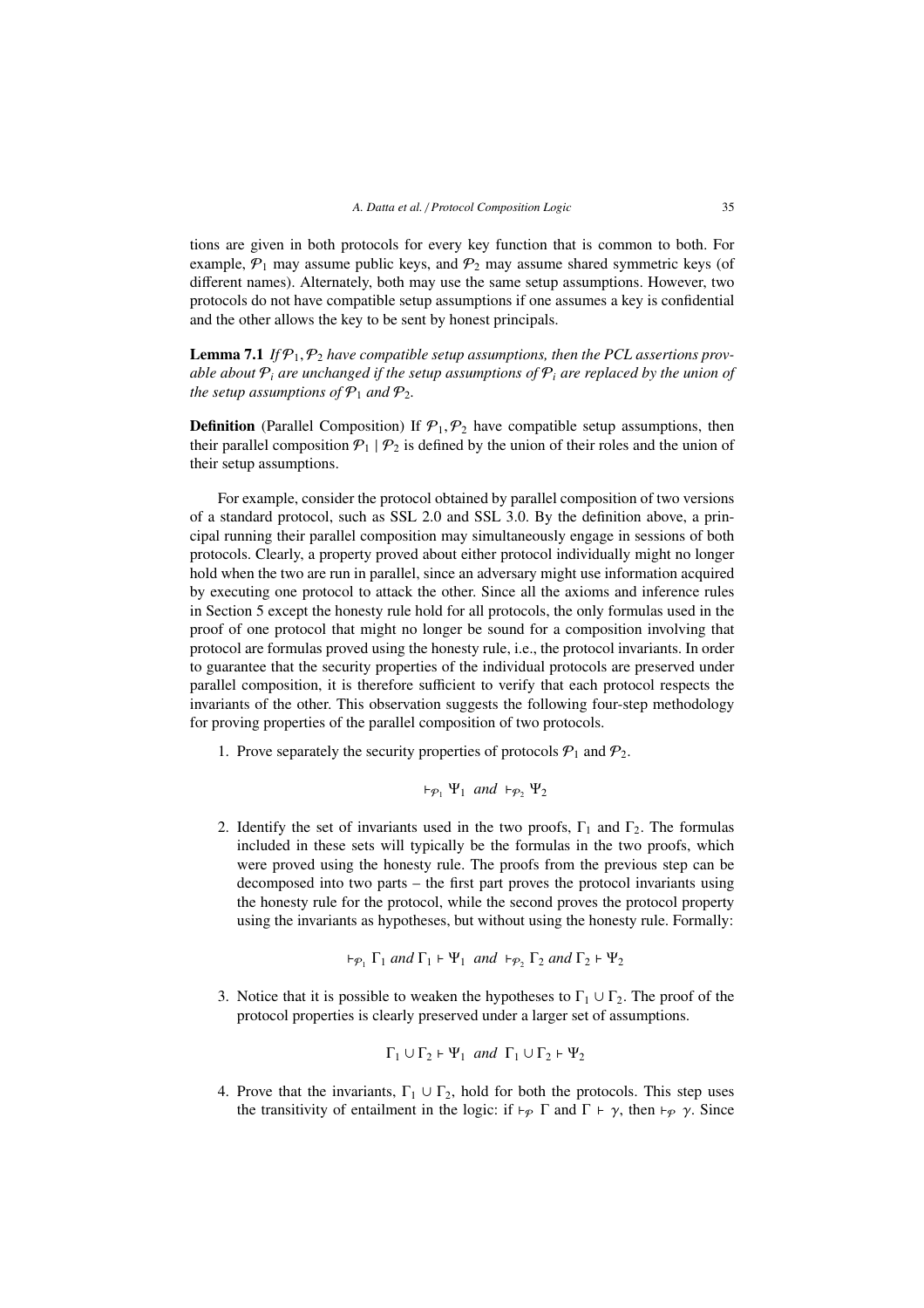tions are given in both protocols for every key function that is common to both. For example, $\mathcal{P}_1$ may assume public keys, and $\mathcal{P}_2$ may assume shared symmetric keys (of different names). Alternately, both may use the same setup assumptions. However, two protocols do not have compatible setup assumptions if one assumes a key is confidential and the other allows the key to be sent by honest principals.

**Lemma 7.1** *If $\mathcal{P}_1, \mathcal{P}_2$ have compatible setup assumptions, then the PCL assertions provable about $\mathcal{P}_i$ are unchanged if the setup assumptions of $\mathcal{P}_i$ are replaced by the union of the setup assumptions of $\mathcal{P}_1$ and $\mathcal{P}_2$.*

**Definition** (Parallel Composition) If $\mathcal{P}_1, \mathcal{P}_2$ have compatible setup assumptions, then their parallel composition $\mathcal{P}_1 \mid \mathcal{P}_2$ is defined by the union of their roles and the union of their setup assumptions.

For example, consider the protocol obtained by parallel composition of two versions of a standard protocol, such as SSL 2.0 and SSL 3.0. By the definition above, a principal running their parallel composition may simultaneously engage in sessions of both protocols. Clearly, a property proved about either protocol individually might no longer hold when the two are run in parallel, since an adversary might use information acquired by executing one protocol to attack the other. Since all the axioms and inference rules in Section 5 except the honesty rule hold for all protocols, the only formulas used in the proof of one protocol that might no longer be sound for a composition involving that protocol are formulas proved using the honesty rule, i.e., the protocol invariants. In order to guarantee that the security properties of the individual protocols are preserved under parallel composition, it is therefore sufficient to verify that each protocol respects the invariants of the other. This observation suggests the following four-step methodology for proving properties of the parallel composition of two protocols.

1. Prove separately the security properties of protocols $\mathcal{P}_1$ and $\mathcal{P}_2$.

$$\vdash_{\mathcal{P}_1} \Psi_1 \ \ \textit{and} \ \ \vdash_{\mathcal{P}_2} \Psi_2$$

2. Identify the set of invariants used in the two proofs, $\Gamma_1$ and $\Gamma_2$. The formulas included in these sets will typically be the formulas in the two proofs, which were proved using the honesty rule. The proofs from the previous step can be decomposed into two parts – the first part proves the protocol invariants using the honesty rule for the protocol, while the second proves the protocol property using the invariants as hypotheses, but without using the honesty rule. Formally:

$$\vdash_{\mathcal{P}_1} \Gamma_1 \ \textit{and} \ \Gamma_1 \vdash \Psi_1 \ \ \textit{and} \ \ \vdash_{\mathcal{P}_2} \Gamma_2 \ \textit{and} \ \Gamma_2 \vdash \Psi_2$$

3. Notice that it is possible to weaken the hypotheses to $\Gamma_1 \cup \Gamma_2$. The proof of the protocol properties is clearly preserved under a larger set of assumptions.

$$\Gamma_1 \cup \Gamma_2 \vdash \Psi_1 \ \ \textit{and} \ \ \Gamma_1 \cup \Gamma_2 \vdash \Psi_2$$

4. Prove that the invariants, $\Gamma_1 \cup \Gamma_2$, hold for both the protocols. This step uses the transitivity of entailment in the logic: if $\vdash_{\mathcal{P}} \Gamma$ and $\Gamma \vdash \gamma$, then $\vdash_{\mathcal{P}} \gamma$. Since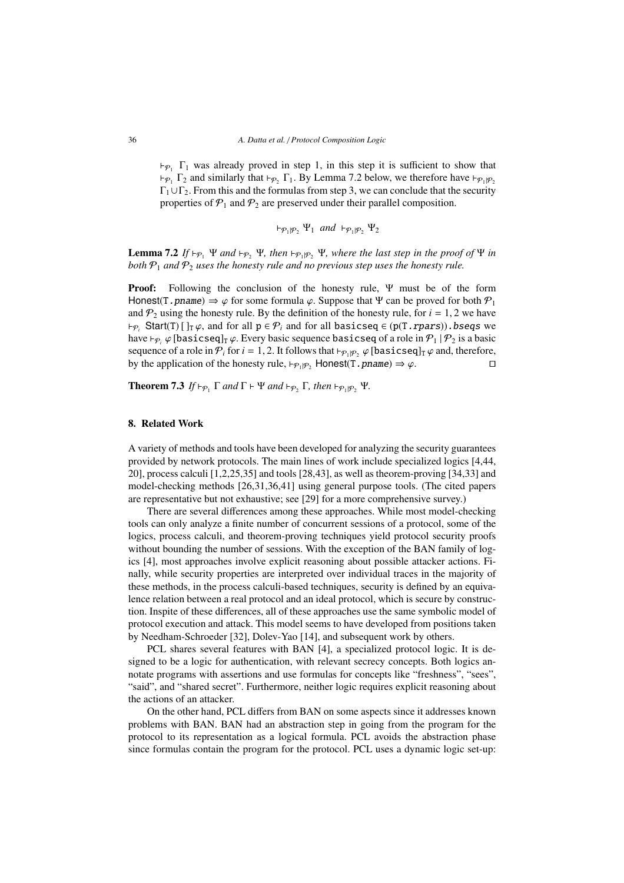$\vdash_{\mathcal{P}_1} \Gamma_1$ was already proved in step 1, in this step it is sufficient to show that $\vdash_{\mathcal{P}_1} \Gamma_2$ and similarly that $\vdash_{\mathcal{P}_2} \Gamma_1$. By Lemma 7.2 below, we therefore have $\vdash_{\mathcal{P}_1|\mathcal{P}_2} \Gamma_1 \cup \Gamma_2$. From this and the formulas from step 3, we can conclude that the security properties of $\mathcal{P}_1$ and $\mathcal{P}_2$ are preserved under their parallel composition.

$$\vdash_{\mathcal{P}_1|\mathcal{P}_2} \Psi_1 \ \ and \ \ \vdash_{\mathcal{P}_1|\mathcal{P}_2} \Psi_2$$

**Lemma 7.2** *If $\vdash_{\mathcal{P}_1} \Psi$ and $\vdash_{\mathcal{P}_2} \Psi$, then $\vdash_{\mathcal{P}_1|\mathcal{P}_2} \Psi$, where the last step in the proof of $\Psi$ in both $\mathcal{P}_1$ and $\mathcal{P}_2$ uses the honesty rule and no previous step uses the honesty rule.*

**Proof:** Following the conclusion of the honesty rule, $\Psi$ must be of the form $\mathsf{Honest}(\mathtt{T}.\mathit{pname}) \Rightarrow \varphi$ for some formula $\varphi$. Suppose that $\Psi$ can be proved for both $\mathcal{P}_1$ and $\mathcal{P}_2$ using the honesty rule. By the definition of the honesty rule, for $i = 1, 2$ we have $\vdash_{\mathcal{P}_i} \mathsf{Start}(\mathtt{T})\,[\,]_{\mathtt{T}}\, \varphi$, and for all $\mathtt{p} \in \mathcal{P}_i$ and for all $\mathtt{basicseq} \in (\mathtt{p}(\mathtt{T}.\mathit{rpars})).\mathit{bseqs}$ we have $\vdash_{\mathcal{P}_i} \varphi\,[\mathtt{basicseq}]_{\mathtt{T}}\, \varphi$. Every basic sequence $\mathtt{basicseq}$ of a role in $\mathcal{P}_1 \mid \mathcal{P}_2$ is a basic sequence of a role in $\mathcal{P}_i$ for $i = 1, 2$. It follows that $\vdash_{\mathcal{P}_1|\mathcal{P}_2} \varphi\,[\mathtt{basicseq}]_{\mathtt{T}}\, \varphi$ and, therefore, by the application of the honesty rule, $\vdash_{\mathcal{P}_1|\mathcal{P}_2} \mathsf{Honest}(\mathtt{T}.\mathit{pname}) \Rightarrow \varphi$. □

**Theorem 7.3** *If $\vdash_{\mathcal{P}_1} \Gamma$ and $\Gamma \vdash \Psi$ and $\vdash_{\mathcal{P}_2} \Gamma$, then $\vdash_{\mathcal{P}_1|\mathcal{P}_2} \Psi$.*

## 8. Related Work

A variety of methods and tools have been developed for analyzing the security guarantees provided by network protocols. The main lines of work include specialized logics [4,44, 20], process calculi [1,2,25,35] and tools [28,43], as well as theorem-proving [34,33] and model-checking methods [26,31,36,41] using general purpose tools. (The cited papers are representative but not exhaustive; see [29] for a more comprehensive survey.)

There are several differences among these approaches. While most model-checking tools can only analyze a finite number of concurrent sessions of a protocol, some of the logics, process calculi, and theorem-proving techniques yield protocol security proofs without bounding the number of sessions. With the exception of the BAN family of logics [4], most approaches involve explicit reasoning about possible attacker actions. Finally, while security properties are interpreted over individual traces in the majority of these methods, in the process calculi-based techniques, security is defined by an equivalence relation between a real protocol and an ideal protocol, which is secure by construction. Inspite of these differences, all of these approaches use the same symbolic model of protocol execution and attack. This model seems to have developed from positions taken by Needham-Schroeder [32], Dolev-Yao [14], and subsequent work by others.

PCL shares several features with BAN [4], a specialized protocol logic. It is designed to be a logic for authentication, with relevant secrecy concepts. Both logics annotate programs with assertions and use formulas for concepts like "freshness", "sees", "said", and "shared secret". Furthermore, neither logic requires explicit reasoning about the actions of an attacker.

On the other hand, PCL differs from BAN on some aspects since it addresses known problems with BAN. BAN had an abstraction step in going from the program for the protocol to its representation as a logical formula. PCL avoids the abstraction phase since formulas contain the program for the protocol. PCL uses a dynamic logic set-up: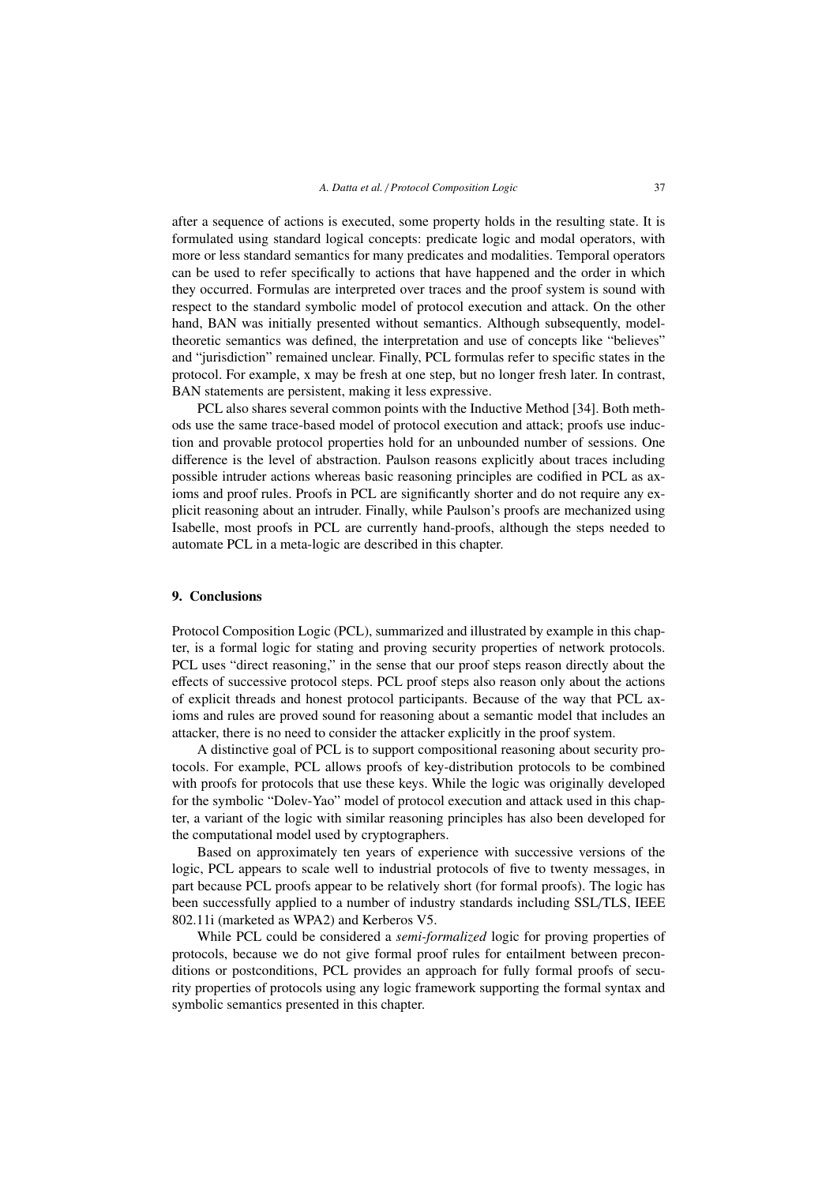after a sequence of actions is executed, some property holds in the resulting state. It is formulated using standard logical concepts: predicate logic and modal operators, with more or less standard semantics for many predicates and modalities. Temporal operators can be used to refer specifically to actions that have happened and the order in which they occurred. Formulas are interpreted over traces and the proof system is sound with respect to the standard symbolic model of protocol execution and attack. On the other hand, BAN was initially presented without semantics. Although subsequently, model-theoretic semantics was defined, the interpretation and use of concepts like "believes" and "jurisdiction" remained unclear. Finally, PCL formulas refer to specific states in the protocol. For example, x may be fresh at one step, but no longer fresh later. In contrast, BAN statements are persistent, making it less expressive.

PCL also shares several common points with the Inductive Method [34]. Both methods use the same trace-based model of protocol execution and attack; proofs use induction and provable protocol properties hold for an unbounded number of sessions. One difference is the level of abstraction. Paulson reasons explicitly about traces including possible intruder actions whereas basic reasoning principles are codified in PCL as axioms and proof rules. Proofs in PCL are significantly shorter and do not require any explicit reasoning about an intruder. Finally, while Paulson's proofs are mechanized using Isabelle, most proofs in PCL are currently hand-proofs, although the steps needed to automate PCL in a meta-logic are described in this chapter.

## 9. Conclusions

Protocol Composition Logic (PCL), summarized and illustrated by example in this chapter, is a formal logic for stating and proving security properties of network protocols. PCL uses "direct reasoning," in the sense that our proof steps reason directly about the effects of successive protocol steps. PCL proof steps also reason only about the actions of explicit threads and honest protocol participants. Because of the way that PCL axioms and rules are proved sound for reasoning about a semantic model that includes an attacker, there is no need to consider the attacker explicitly in the proof system.

A distinctive goal of PCL is to support compositional reasoning about security protocols. For example, PCL allows proofs of key-distribution protocols to be combined with proofs for protocols that use these keys. While the logic was originally developed for the symbolic "Dolev-Yao" model of protocol execution and attack used in this chapter, a variant of the logic with similar reasoning principles has also been developed for the computational model used by cryptographers.

Based on approximately ten years of experience with successive versions of the logic, PCL appears to scale well to industrial protocols of five to twenty messages, in part because PCL proofs appear to be relatively short (for formal proofs). The logic has been successfully applied to a number of industry standards including SSL/TLS, IEEE 802.11i (marketed as WPA2) and Kerberos V5.

While PCL could be considered a *semi-formalized* logic for proving properties of protocols, because we do not give formal proof rules for entailment between preconditions or postconditions, PCL provides an approach for fully formal proofs of security properties of protocols using any logic framework supporting the formal syntax and symbolic semantics presented in this chapter.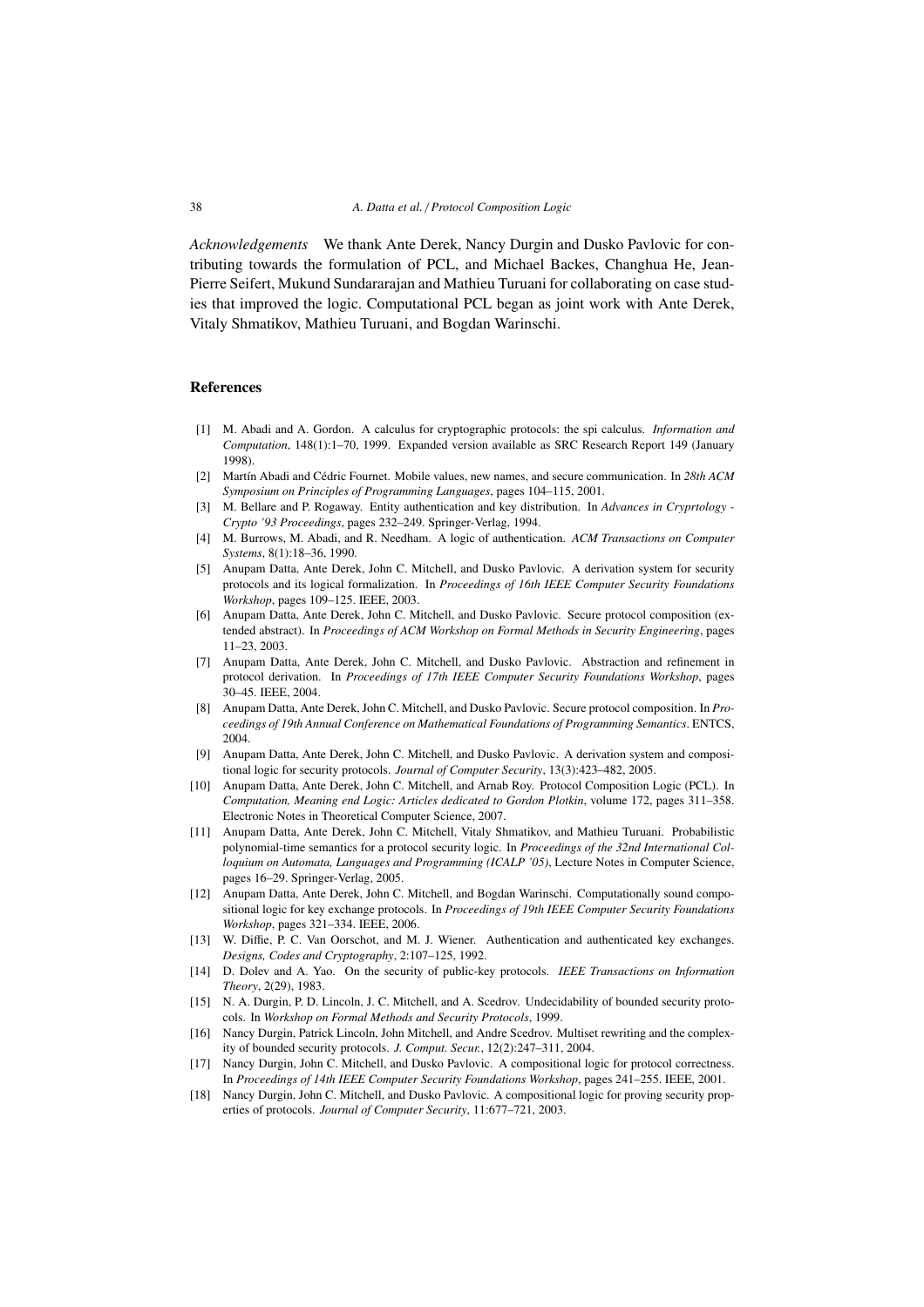*Acknowledgements* We thank Ante Derek, Nancy Durgin and Dusko Pavlovic for contributing towards the formulation of PCL, and Michael Backes, Changhua He, Jean-Pierre Seifert, Mukund Sundararajan and Mathieu Turuani for collaborating on case studies that improved the logic. Computational PCL began as joint work with Ante Derek, Vitaly Shmatikov, Mathieu Turuani, and Bogdan Warinschi.

## References

[1] M. Abadi and A. Gordon. A calculus for cryptographic protocols: the spi calculus. *Information and Computation*, 148(1):1–70, 1999. Expanded version available as SRC Research Report 149 (January 1998).

[2] Martín Abadi and Cédric Fournet. Mobile values, new names, and secure communication. In *28th ACM Symposium on Principles of Programming Languages*, pages 104–115, 2001.

[3] M. Bellare and P. Rogaway. Entity authentication and key distribution. In *Advances in Cryprtology - Crypto '93 Proceedings*, pages 232–249. Springer-Verlag, 1994.

[4] M. Burrows, M. Abadi, and R. Needham. A logic of authentication. *ACM Transactions on Computer Systems*, 8(1):18–36, 1990.

[5] Anupam Datta, Ante Derek, John C. Mitchell, and Dusko Pavlovic. A derivation system for security protocols and its logical formalization. In *Proceedings of 16th IEEE Computer Security Foundations Workshop*, pages 109–125. IEEE, 2003.

[6] Anupam Datta, Ante Derek, John C. Mitchell, and Dusko Pavlovic. Secure protocol composition (extended abstract). In *Proceedings of ACM Workshop on Formal Methods in Security Engineering*, pages 11–23, 2003.

[7] Anupam Datta, Ante Derek, John C. Mitchell, and Dusko Pavlovic. Abstraction and refinement in protocol derivation. In *Proceedings of 17th IEEE Computer Security Foundations Workshop*, pages 30–45. IEEE, 2004.

[8] Anupam Datta, Ante Derek, John C. Mitchell, and Dusko Pavlovic. Secure protocol composition. In *Proceedings of 19th Annual Conference on Mathematical Foundations of Programming Semantics*. ENTCS, 2004.

[9] Anupam Datta, Ante Derek, John C. Mitchell, and Dusko Pavlovic. A derivation system and compositional logic for security protocols. *Journal of Computer Security*, 13(3):423–482, 2005.

[10] Anupam Datta, Ante Derek, John C. Mitchell, and Arnab Roy. Protocol Composition Logic (PCL). In *Computation, Meaning end Logic: Articles dedicated to Gordon Plotkin*, volume 172, pages 311–358. Electronic Notes in Theoretical Computer Science, 2007.

[11] Anupam Datta, Ante Derek, John C. Mitchell, Vitaly Shmatikov, and Mathieu Turuani. Probabilistic polynomial-time semantics for a protocol security logic. In *Proceedings of the 32nd International Colloquium on Automata, Languages and Programming (ICALP '05)*, Lecture Notes in Computer Science, pages 16–29. Springer-Verlag, 2005.

[12] Anupam Datta, Ante Derek, John C. Mitchell, and Bogdan Warinschi. Computationally sound compositional logic for key exchange protocols. In *Proceedings of 19th IEEE Computer Security Foundations Workshop*, pages 321–334. IEEE, 2006.

[13] W. Diffie, P. C. Van Oorschot, and M. J. Wiener. Authentication and authenticated key exchanges. *Designs, Codes and Cryptography*, 2:107–125, 1992.

[14] D. Dolev and A. Yao. On the security of public-key protocols. *IEEE Transactions on Information Theory*, 2(29), 1983.

[15] N. A. Durgin, P. D. Lincoln, J. C. Mitchell, and A. Scedrov. Undecidability of bounded security protocols. In *Workshop on Formal Methods and Security Protocols*, 1999.

[16] Nancy Durgin, Patrick Lincoln, John Mitchell, and Andre Scedrov. Multiset rewriting and the complexity of bounded security protocols. *J. Comput. Secur.*, 12(2):247–311, 2004.

[17] Nancy Durgin, John C. Mitchell, and Dusko Pavlovic. A compositional logic for protocol correctness. In *Proceedings of 14th IEEE Computer Security Foundations Workshop*, pages 241–255. IEEE, 2001.

[18] Nancy Durgin, John C. Mitchell, and Dusko Pavlovic. A compositional logic for proving security properties of protocols. *Journal of Computer Security*, 11:677–721, 2003.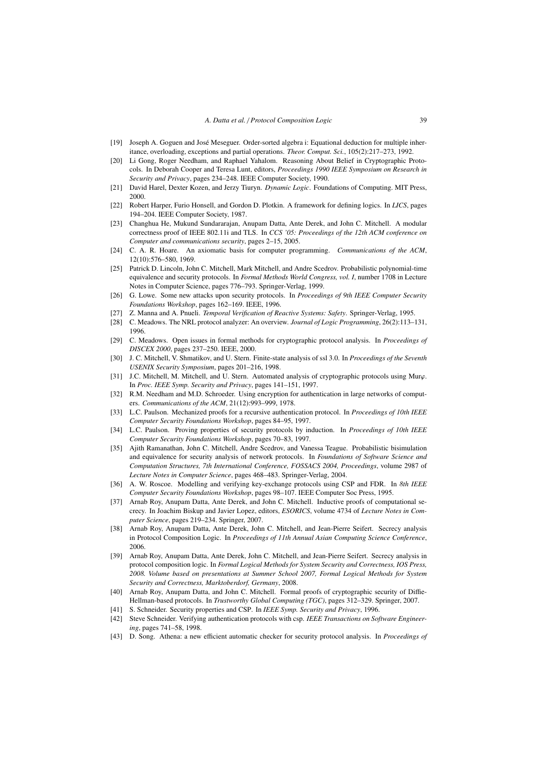[19] Joseph A. Goguen and José Meseguer. Order-sorted algebra i: Equational deduction for multiple inheritance, overloading, exceptions and partial operations. *Theor. Comput. Sci.*, 105(2):217–273, 1992.

[20] Li Gong, Roger Needham, and Raphael Yahalom. Reasoning About Belief in Cryptographic Protocols. In Deborah Cooper and Teresa Lunt, editors, *Proceedings 1990 IEEE Symposium on Research in Security and Privacy*, pages 234–248. IEEE Computer Society, 1990.

[21] David Harel, Dexter Kozen, and Jerzy Tiuryn. *Dynamic Logic*. Foundations of Computing. MIT Press, 2000.

[22] Robert Harper, Furio Honsell, and Gordon D. Plotkin. A framework for defining logics. In *LICS*, pages 194–204. IEEE Computer Society, 1987.

[23] Changhua He, Mukund Sundararajan, Anupam Datta, Ante Derek, and John C. Mitchell. A modular correctness proof of IEEE 802.11i and TLS. In *CCS '05: Proceedings of the 12th ACM conference on Computer and communications security*, pages 2–15, 2005.

[24] C. A. R. Hoare. An axiomatic basis for computer programming. *Communications of the ACM*, 12(10):576–580, 1969.

[25] Patrick D. Lincoln, John C. Mitchell, Mark Mitchell, and Andre Scedrov. Probabilistic polynomial-time equivalence and security protocols. In *Formal Methods World Congress, vol. I*, number 1708 in Lecture Notes in Computer Science, pages 776–793. Springer-Verlag, 1999.

[26] G. Lowe. Some new attacks upon security protocols. In *Proceedings of 9th IEEE Computer Security Foundations Workshop*, pages 162–169. IEEE, 1996.

[27] Z. Manna and A. Pnueli. *Temporal Verification of Reactive Systems: Safety*. Springer-Verlag, 1995.

[28] C. Meadows. The NRL protocol analyzer: An overview. *Journal of Logic Programming*, 26(2):113–131, 1996.

[29] C. Meadows. Open issues in formal methods for cryptographic protocol analysis. In *Proceedings of DISCEX 2000*, pages 237–250. IEEE, 2000.

[30] J. C. Mitchell, V. Shmatikov, and U. Stern. Finite-state analysis of ssl 3.0. In *Proceedings of the Seventh USENIX Security Symposium*, pages 201–216, 1998.

[31] J.C. Mitchell, M. Mitchell, and U. Stern. Automated analysis of cryptographic protocols using Mur$\varphi$. In *Proc. IEEE Symp. Security and Privacy*, pages 141–151, 1997.

[32] R.M. Needham and M.D. Schroeder. Using encryption for authentication in large networks of computers. *Communications of the ACM*, 21(12):993–999, 1978.

[33] L.C. Paulson. Mechanized proofs for a recursive authentication protocol. In *Proceedings of 10th IEEE Computer Security Foundations Workshop*, pages 84–95, 1997.

[34] L.C. Paulson. Proving properties of security protocols by induction. In *Proceedings of 10th IEEE Computer Security Foundations Workshop*, pages 70–83, 1997.

[35] Ajith Ramanathan, John C. Mitchell, Andre Scedrov, and Vanessa Teague. Probabilistic bisimulation and equivalence for security analysis of network protocols. In *Foundations of Software Science and Computation Structures, 7th International Conference, FOSSACS 2004, Proceedings*, volume 2987 of *Lecture Notes in Computer Science*, pages 468–483. Springer-Verlag, 2004.

[36] A. W. Roscoe. Modelling and verifying key-exchange protocols using CSP and FDR. In *8th IEEE Computer Security Foundations Workshop*, pages 98–107. IEEE Computer Soc Press, 1995.

[37] Arnab Roy, Anupam Datta, Ante Derek, and John C. Mitchell. Inductive proofs of computational secrecy. In Joachim Biskup and Javier Lopez, editors, *ESORICS*, volume 4734 of *Lecture Notes in Computer Science*, pages 219–234. Springer, 2007.

[38] Arnab Roy, Anupam Datta, Ante Derek, John C. Mitchell, and Jean-Pierre Seifert. Secrecy analysis in Protocol Composition Logic. In *Proceedings of 11th Annual Asian Computing Science Conference*, 2006.

[39] Arnab Roy, Anupam Datta, Ante Derek, John C. Mitchell, and Jean-Pierre Seifert. Secrecy analysis in protocol composition logic. In *Formal Logical Methods for System Security and Correctness, IOS Press, 2008. Volume based on presentations at Summer School 2007, Formal Logical Methods for System Security and Correctness, Marktoberdorf, Germany*, 2008.

[40] Arnab Roy, Anupam Datta, and John C. Mitchell. Formal proofs of cryptographic security of Diffie-Hellman-based protocols. In *Trustworthy Global Computing (TGC)*, pages 312–329. Springer, 2007.

[41] S. Schneider. Security properties and CSP. In *IEEE Symp. Security and Privacy*, 1996.

[42] Steve Schneider. Verifying authentication protocols with csp. *IEEE Transactions on Software Engineering*, pages 741–58, 1998.

[43] D. Song. Athena: a new efficient automatic checker for security protocol analysis. In *Proceedings of*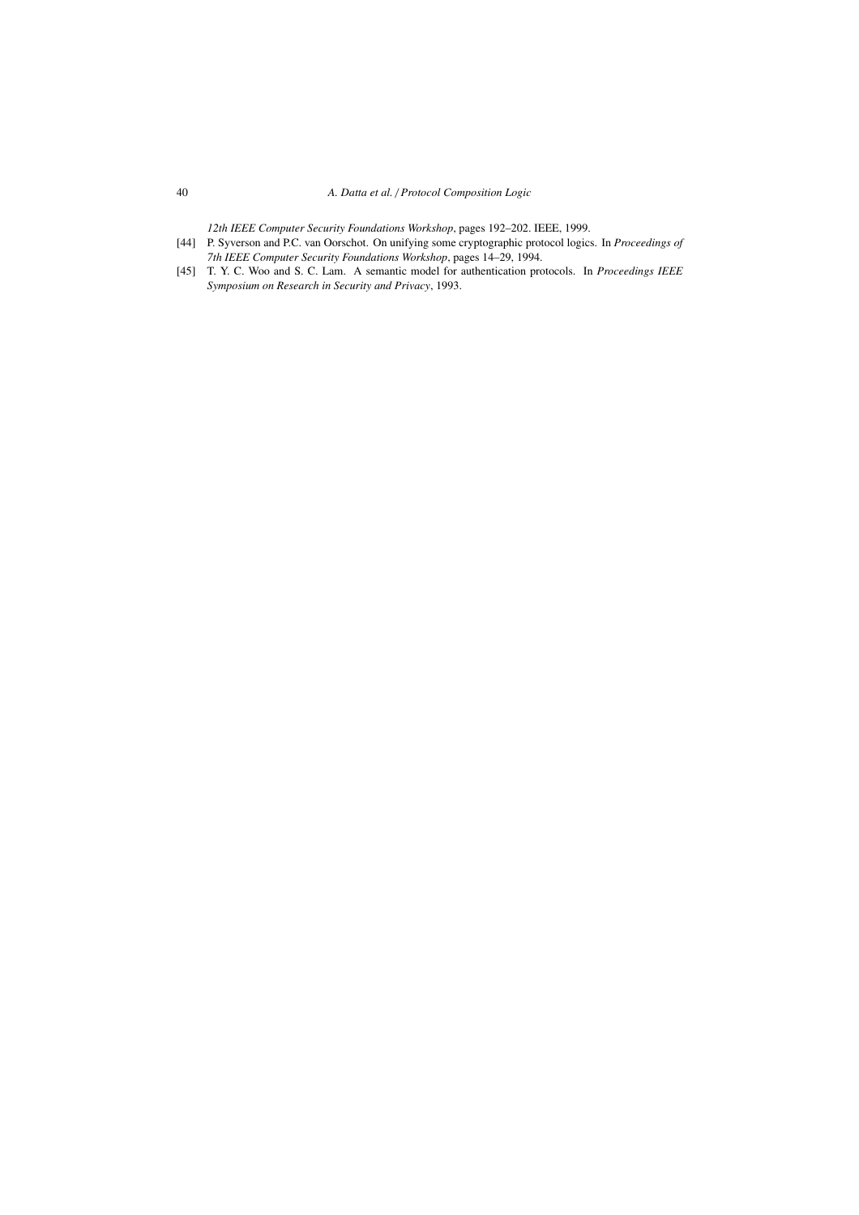*12th IEEE Computer Security Foundations Workshop*, pages 192–202. IEEE, 1999.

[44] P. Syverson and P.C. van Oorschot. On unifying some cryptographic protocol logics. In *Proceedings of 7th IEEE Computer Security Foundations Workshop*, pages 14–29, 1994.

[45] T. Y. C. Woo and S. C. Lam. A semantic model for authentication protocols. In *Proceedings IEEE Symposium on Research in Security and Privacy*, 1993.